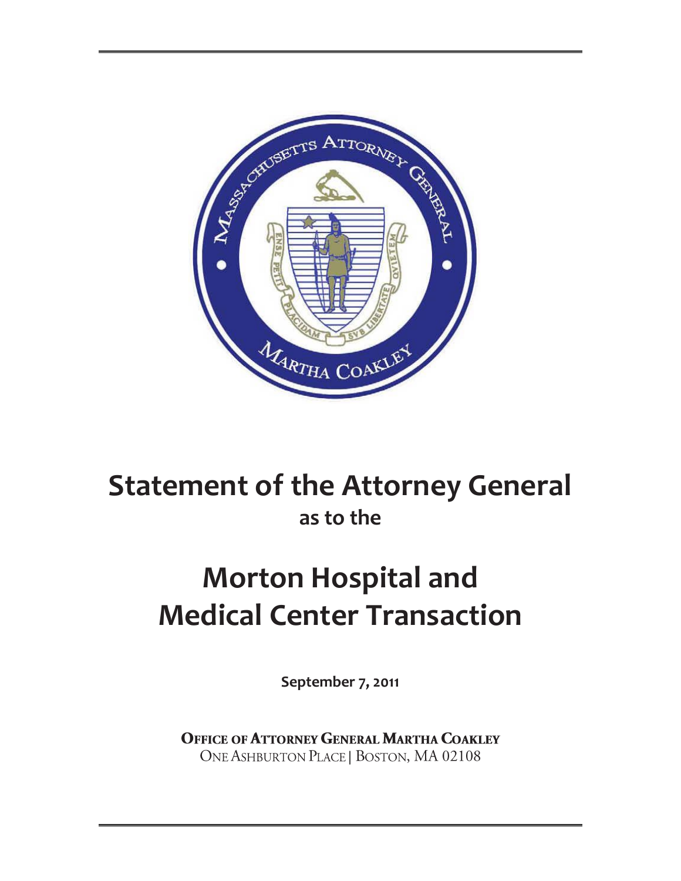# Statement of the Attorney General

## as to the

# Morton Hospital and Medical Center Transaction

**September 7, 2011**

**OFFICE OF ATTORNEY GENERAL MARTHA COAKLEY**

ONE ASHBURTON PLACE | BOSTON, MA 02108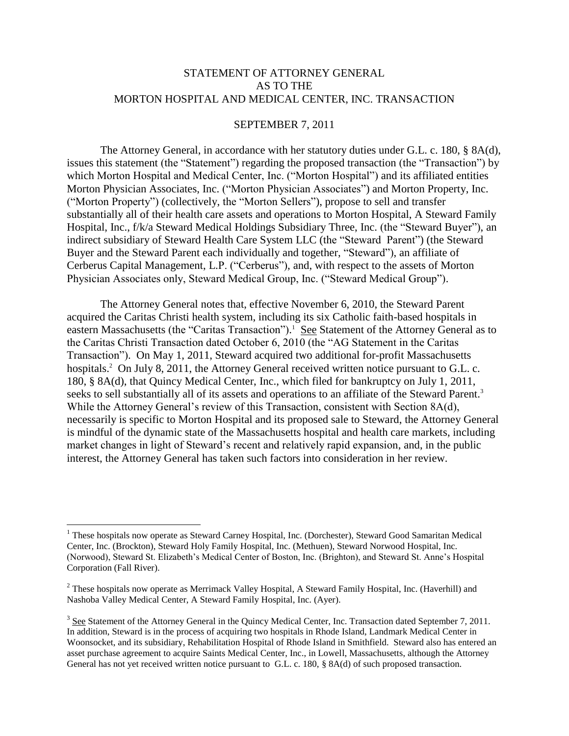# STATEMENT OF ATTORNEY GENERAL AS TO THE MORTON HOSPITAL AND MEDICAL CENTER, INC. TRANSACTION

SEPTEMBER 7, 2011

The Attorney General, in accordance with her statutory duties under G.L. c. 180, § 8A(d), issues this statement (the "Statement") regarding the proposed transaction (the "Transaction") by which Morton Hospital and Medical Center, Inc. ("Morton Hospital") and its affiliated entities Morton Physician Associates, Inc. ("Morton Physician Associates") and Morton Property, Inc. ("Morton Property") (collectively, the "Morton Sellers"), propose to sell and transfer substantially all of their health care assets and operations to Morton Hospital, A Steward Family Hospital, Inc., f/k/a Steward Medical Holdings Subsidiary Three, Inc. (the "Steward Buyer"), an indirect subsidiary of Steward Health Care System LLC (the "Steward Parent") (the Steward Buyer and the Steward Parent each individually and together, "Steward"), an affiliate of Cerberus Capital Management, L.P. ("Cerberus"), and, with respect to the assets of Morton Physician Associates only, Steward Medical Group, Inc. ("Steward Medical Group").

The Attorney General notes that, effective November 6, 2010, the Steward Parent acquired the Caritas Christi health system, including its six Catholic faith-based hospitals in eastern Massachusetts (the "Caritas Transaction").[1] See Statement of the Attorney General as to the Caritas Christi Transaction dated October 6, 2010 (the "AG Statement in the Caritas Transaction"). On May 1, 2011, Steward acquired two additional for-profit Massachusetts hospitals.[2] On July 8, 2011, the Attorney General received written notice pursuant to G.L. c. 180, § 8A(d), that Quincy Medical Center, Inc., which filed for bankruptcy on July 1, 2011, seeks to sell substantially all of its assets and operations to an affiliate of the Steward Parent.[3] While the Attorney General's review of this Transaction, consistent with Section 8A(d), necessarily is specific to Morton Hospital and its proposed sale to Steward, the Attorney General is mindful of the dynamic state of the Massachusetts hospital and health care markets, including market changes in light of Steward's recent and relatively rapid expansion, and, in the public interest, the Attorney General has taken such factors into consideration in her review.

---

[1] These hospitals now operate as Steward Carney Hospital, Inc. (Dorchester), Steward Good Samaritan Medical Center, Inc. (Brockton), Steward Holy Family Hospital, Inc. (Methuen), Steward Norwood Hospital, Inc. (Norwood), Steward St. Elizabeth's Medical Center of Boston, Inc. (Brighton), and Steward St. Anne's Hospital Corporation (Fall River).

[2] These hospitals now operate as Merrimack Valley Hospital, A Steward Family Hospital, Inc. (Haverhill) and Nashoba Valley Medical Center, A Steward Family Hospital, Inc. (Ayer).

[3] See Statement of the Attorney General in the Quincy Medical Center, Inc. Transaction dated September 7, 2011. In addition, Steward is in the process of acquiring two hospitals in Rhode Island, Landmark Medical Center in Woonsocket, and its subsidiary, Rehabilitation Hospital of Rhode Island in Smithfield. Steward also has entered an asset purchase agreement to acquire Saints Medical Center, Inc., in Lowell, Massachusetts, although the Attorney General has not yet received written notice pursuant to G.L. c. 180, § 8A(d) of such proposed transaction.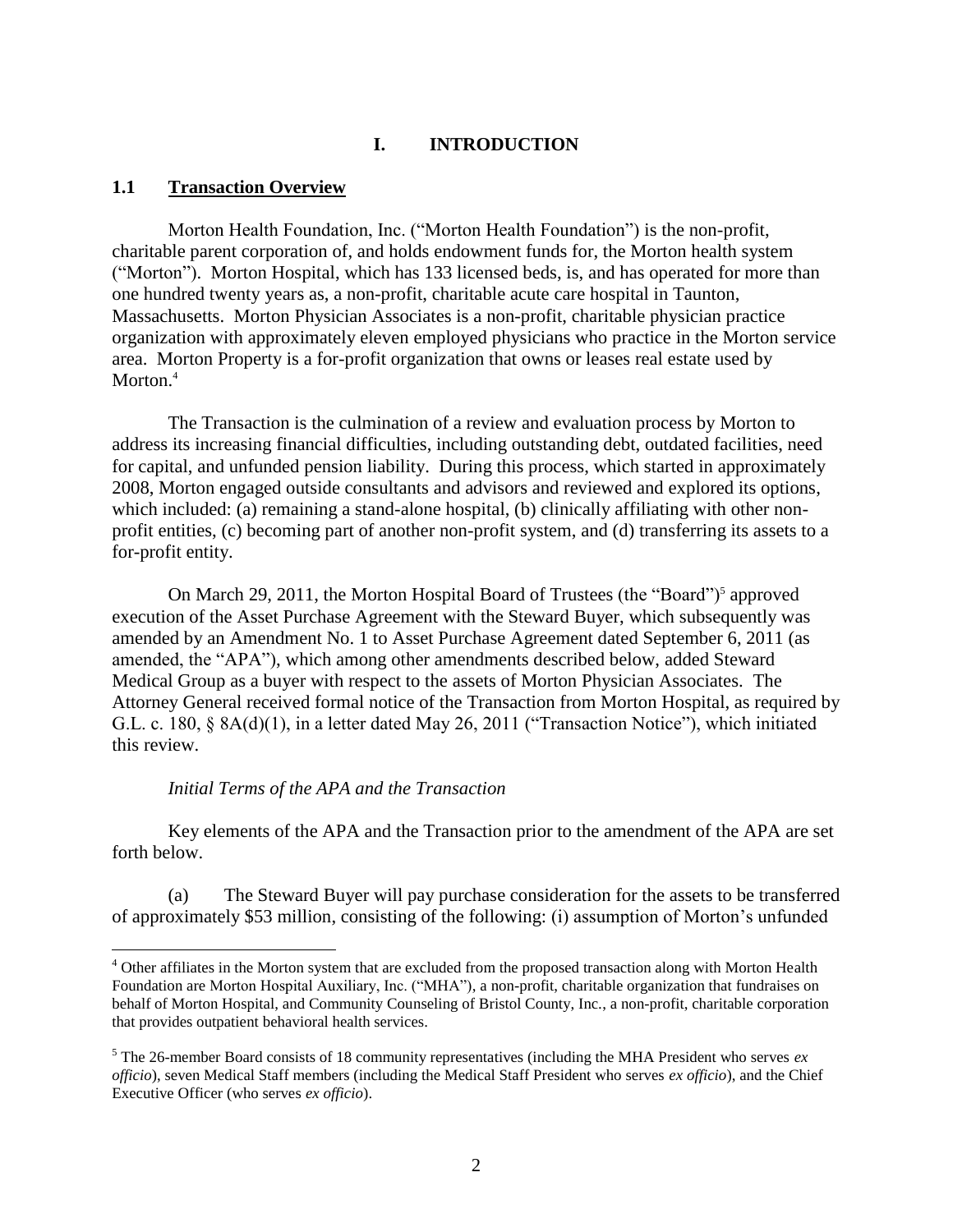# I. INTRODUCTION

## 1.1 Transaction Overview

Morton Health Foundation, Inc. ("Morton Health Foundation") is the non-profit, charitable parent corporation of, and holds endowment funds for, the Morton health system ("Morton"). Morton Hospital, which has 133 licensed beds, is, and has operated for more than one hundred twenty years as, a non-profit, charitable acute care hospital in Taunton, Massachusetts. Morton Physician Associates is a non-profit, charitable physician practice organization with approximately eleven employed physicians who practice in the Morton service area. Morton Property is a for-profit organization that owns or leases real estate used by Morton.[4]

The Transaction is the culmination of a review and evaluation process by Morton to address its increasing financial difficulties, including outstanding debt, outdated facilities, need for capital, and unfunded pension liability. During this process, which started in approximately 2008, Morton engaged outside consultants and advisors and reviewed and explored its options, which included: (a) remaining a stand-alone hospital, (b) clinically affiliating with other non-profit entities, (c) becoming part of another non-profit system, and (d) transferring its assets to a for-profit entity.

On March 29, 2011, the Morton Hospital Board of Trustees (the "Board")[5] approved execution of the Asset Purchase Agreement with the Steward Buyer, which subsequently was amended by an Amendment No. 1 to Asset Purchase Agreement dated September 6, 2011 (as amended, the "APA"), which among other amendments described below, added Steward Medical Group as a buyer with respect to the assets of Morton Physician Associates. The Attorney General received formal notice of the Transaction from Morton Hospital, as required by G.L. c. 180, § 8A(d)(1), in a letter dated May 26, 2011 ("Transaction Notice"), which initiated this review.

*Initial Terms of the APA and the Transaction*

Key elements of the APA and the Transaction prior to the amendment of the APA are set forth below.

(a) The Steward Buyer will pay purchase consideration for the assets to be transferred of approximately $53 million, consisting of the following: (i) assumption of Morton's unfunded

---

[4] Other affiliates in the Morton system that are excluded from the proposed transaction along with Morton Health Foundation are Morton Hospital Auxiliary, Inc. ("MHA"), a non-profit, charitable organization that fundraises on behalf of Morton Hospital, and Community Counseling of Bristol County, Inc., a non-profit, charitable corporation that provides outpatient behavioral health services.

[5] The 26-member Board consists of 18 community representatives (including the MHA President who serves *ex officio*), seven Medical Staff members (including the Medical Staff President who serves *ex officio*), and the Chief Executive Officer (who serves *ex officio*).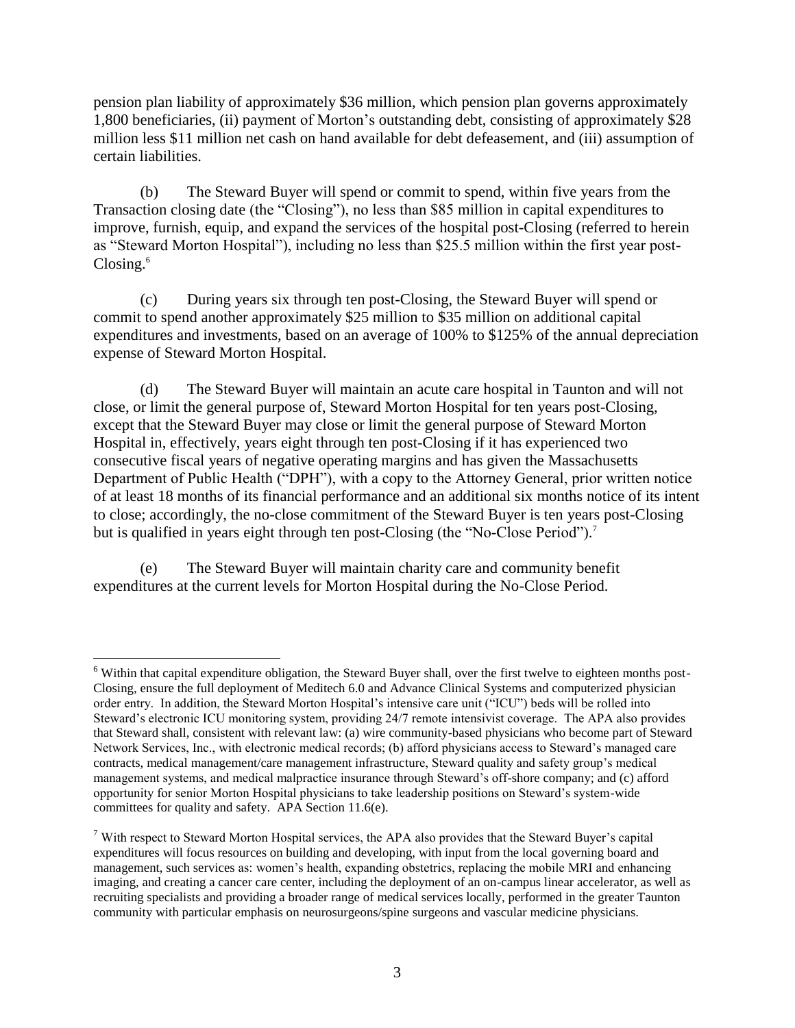pension plan liability of approximately $36 million, which pension plan governs approximately 1,800 beneficiaries, (ii) payment of Morton's outstanding debt, consisting of approximately $28 million less $11 million net cash on hand available for debt defeasement, and (iii) assumption of certain liabilities.

(b) The Steward Buyer will spend or commit to spend, within five years from the Transaction closing date (the "Closing"), no less than $85 million in capital expenditures to improve, furnish, equip, and expand the services of the hospital post-Closing (referred to herein as "Steward Morton Hospital"), including no less than $25.5 million within the first year post-Closing.[6]

(c) During years six through ten post-Closing, the Steward Buyer will spend or commit to spend another approximately $25 million to $35 million on additional capital expenditures and investments, based on an average of 100% to $125% of the annual depreciation expense of Steward Morton Hospital.

(d) The Steward Buyer will maintain an acute care hospital in Taunton and will not close, or limit the general purpose of, Steward Morton Hospital for ten years post-Closing, except that the Steward Buyer may close or limit the general purpose of Steward Morton Hospital in, effectively, years eight through ten post-Closing if it has experienced two consecutive fiscal years of negative operating margins and has given the Massachusetts Department of Public Health ("DPH"), with a copy to the Attorney General, prior written notice of at least 18 months of its financial performance and an additional six months notice of its intent to close; accordingly, the no-close commitment of the Steward Buyer is ten years post-Closing but is qualified in years eight through ten post-Closing (the "No-Close Period").[7]

(e) The Steward Buyer will maintain charity care and community benefit expenditures at the current levels for Morton Hospital during the No-Close Period.

---

[6] Within that capital expenditure obligation, the Steward Buyer shall, over the first twelve to eighteen months post-Closing, ensure the full deployment of Meditech 6.0 and Advance Clinical Systems and computerized physician order entry. In addition, the Steward Morton Hospital's intensive care unit ("ICU") beds will be rolled into Steward's electronic ICU monitoring system, providing 24/7 remote intensivist coverage. The APA also provides that Steward shall, consistent with relevant law: (a) wire community-based physicians who become part of Steward Network Services, Inc., with electronic medical records; (b) afford physicians access to Steward's managed care contracts, medical management/care management infrastructure, Steward quality and safety group's medical management systems, and medical malpractice insurance through Steward's off-shore company; and (c) afford opportunity for senior Morton Hospital physicians to take leadership positions on Steward's system-wide committees for quality and safety. APA Section 11.6(e).

[7] With respect to Steward Morton Hospital services, the APA also provides that the Steward Buyer's capital expenditures will focus resources on building and developing, with input from the local governing board and management, such services as: women's health, expanding obstetrics, replacing the mobile MRI and enhancing imaging, and creating a cancer care center, including the deployment of an on-campus linear accelerator, as well as recruiting specialists and providing a broader range of medical services locally, performed in the greater Taunton community with particular emphasis on neurosurgeons/spine surgeons and vascular medicine physicians.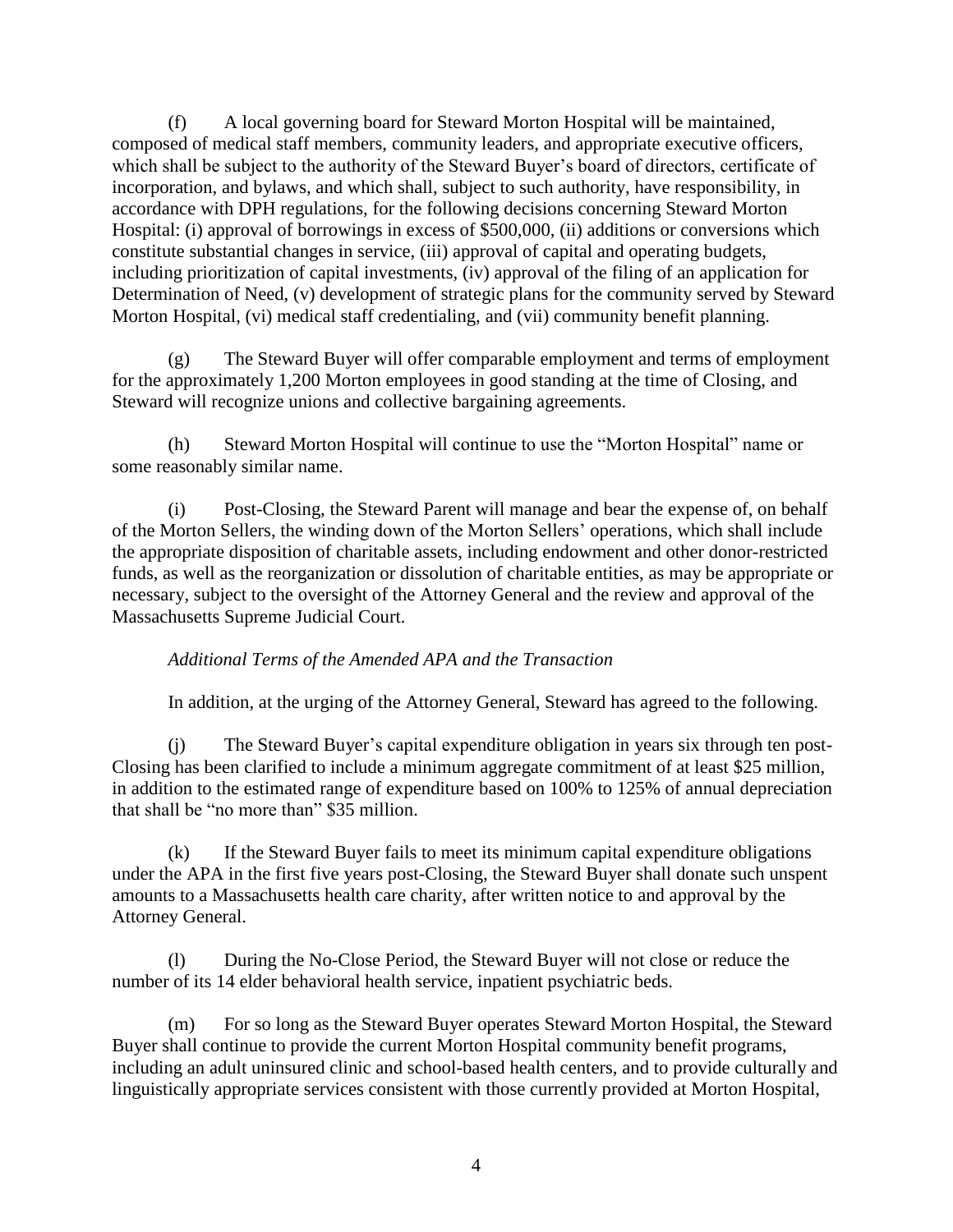(f) A local governing board for Steward Morton Hospital will be maintained, composed of medical staff members, community leaders, and appropriate executive officers, which shall be subject to the authority of the Steward Buyer's board of directors, certificate of incorporation, and bylaws, and which shall, subject to such authority, have responsibility, in accordance with DPH regulations, for the following decisions concerning Steward Morton Hospital: (i) approval of borrowings in excess of $500,000, (ii) additions or conversions which constitute substantial changes in service, (iii) approval of capital and operating budgets, including prioritization of capital investments, (iv) approval of the filing of an application for Determination of Need, (v) development of strategic plans for the community served by Steward Morton Hospital, (vi) medical staff credentialing, and (vii) community benefit planning.

(g) The Steward Buyer will offer comparable employment and terms of employment for the approximately 1,200 Morton employees in good standing at the time of Closing, and Steward will recognize unions and collective bargaining agreements.

(h) Steward Morton Hospital will continue to use the "Morton Hospital" name or some reasonably similar name.

(i) Post-Closing, the Steward Parent will manage and bear the expense of, on behalf of the Morton Sellers, the winding down of the Morton Sellers' operations, which shall include the appropriate disposition of charitable assets, including endowment and other donor-restricted funds, as well as the reorganization or dissolution of charitable entities, as may be appropriate or necessary, subject to the oversight of the Attorney General and the review and approval of the Massachusetts Supreme Judicial Court.

*Additional Terms of the Amended APA and the Transaction*

In addition, at the urging of the Attorney General, Steward has agreed to the following.

(j) The Steward Buyer's capital expenditure obligation in years six through ten post-Closing has been clarified to include a minimum aggregate commitment of at least $25 million, in addition to the estimated range of expenditure based on 100% to 125% of annual depreciation that shall be "no more than" $35 million.

(k) If the Steward Buyer fails to meet its minimum capital expenditure obligations under the APA in the first five years post-Closing, the Steward Buyer shall donate such unspent amounts to a Massachusetts health care charity, after written notice to and approval by the Attorney General.

(l) During the No-Close Period, the Steward Buyer will not close or reduce the number of its 14 elder behavioral health service, inpatient psychiatric beds.

(m) For so long as the Steward Buyer operates Steward Morton Hospital, the Steward Buyer shall continue to provide the current Morton Hospital community benefit programs, including an adult uninsured clinic and school-based health centers, and to provide culturally and linguistically appropriate services consistent with those currently provided at Morton Hospital,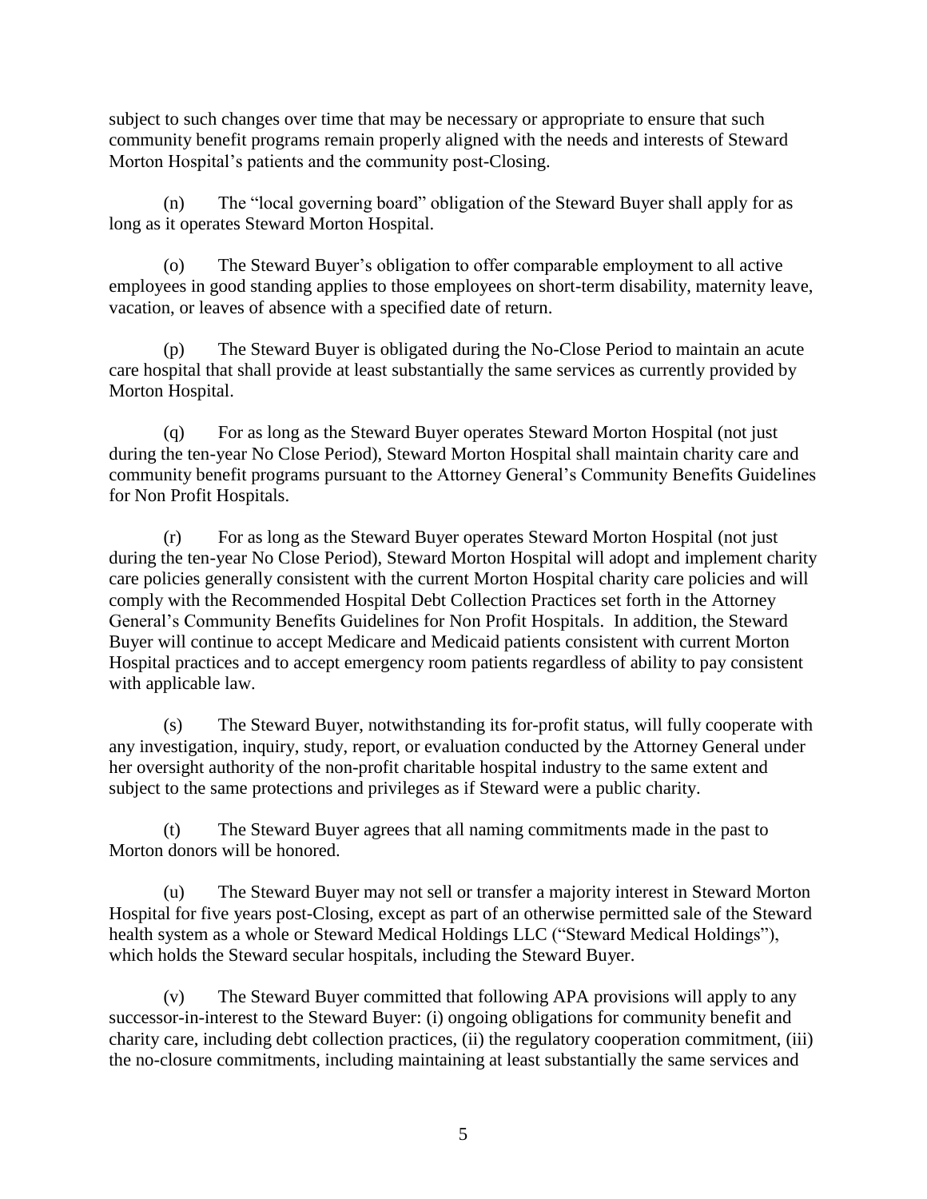subject to such changes over time that may be necessary or appropriate to ensure that such community benefit programs remain properly aligned with the needs and interests of Steward Morton Hospital's patients and the community post-Closing.

(n) The "local governing board" obligation of the Steward Buyer shall apply for as long as it operates Steward Morton Hospital.

(o) The Steward Buyer's obligation to offer comparable employment to all active employees in good standing applies to those employees on short-term disability, maternity leave, vacation, or leaves of absence with a specified date of return.

(p) The Steward Buyer is obligated during the No-Close Period to maintain an acute care hospital that shall provide at least substantially the same services as currently provided by Morton Hospital.

(q) For as long as the Steward Buyer operates Steward Morton Hospital (not just during the ten-year No Close Period), Steward Morton Hospital shall maintain charity care and community benefit programs pursuant to the Attorney General's Community Benefits Guidelines for Non Profit Hospitals.

(r) For as long as the Steward Buyer operates Steward Morton Hospital (not just during the ten-year No Close Period), Steward Morton Hospital will adopt and implement charity care policies generally consistent with the current Morton Hospital charity care policies and will comply with the Recommended Hospital Debt Collection Practices set forth in the Attorney General's Community Benefits Guidelines for Non Profit Hospitals. In addition, the Steward Buyer will continue to accept Medicare and Medicaid patients consistent with current Morton Hospital practices and to accept emergency room patients regardless of ability to pay consistent with applicable law.

(s) The Steward Buyer, notwithstanding its for-profit status, will fully cooperate with any investigation, inquiry, study, report, or evaluation conducted by the Attorney General under her oversight authority of the non-profit charitable hospital industry to the same extent and subject to the same protections and privileges as if Steward were a public charity.

(t) The Steward Buyer agrees that all naming commitments made in the past to Morton donors will be honored.

(u) The Steward Buyer may not sell or transfer a majority interest in Steward Morton Hospital for five years post-Closing, except as part of an otherwise permitted sale of the Steward health system as a whole or Steward Medical Holdings LLC ("Steward Medical Holdings"), which holds the Steward secular hospitals, including the Steward Buyer.

(v) The Steward Buyer committed that following APA provisions will apply to any successor-in-interest to the Steward Buyer: (i) ongoing obligations for community benefit and charity care, including debt collection practices, (ii) the regulatory cooperation commitment, (iii) the no-closure commitments, including maintaining at least substantially the same services and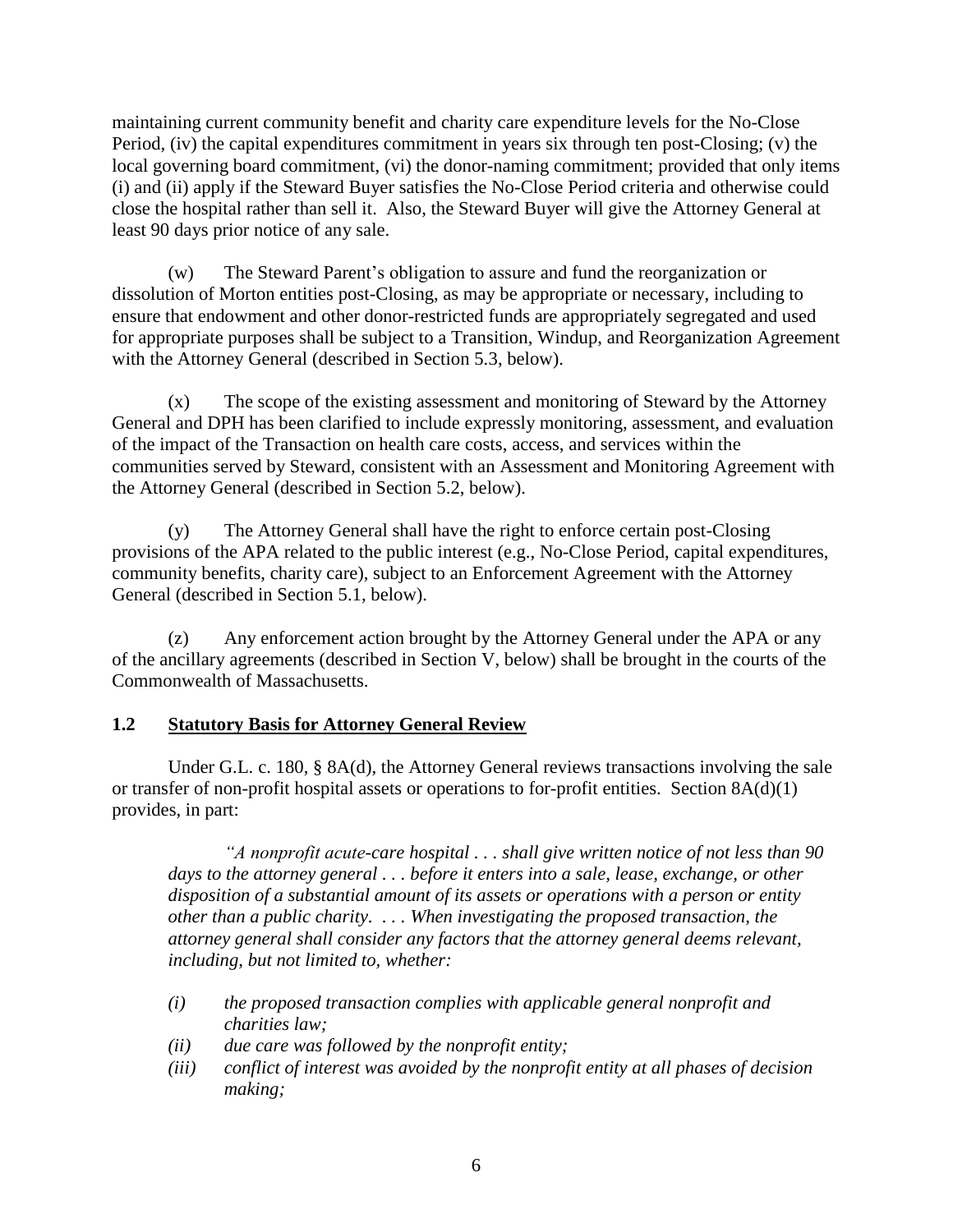maintaining current community benefit and charity care expenditure levels for the No-Close Period, (iv) the capital expenditures commitment in years six through ten post-Closing; (v) the local governing board commitment, (vi) the donor-naming commitment; provided that only items (i) and (ii) apply if the Steward Buyer satisfies the No-Close Period criteria and otherwise could close the hospital rather than sell it. Also, the Steward Buyer will give the Attorney General at least 90 days prior notice of any sale.

(w) The Steward Parent's obligation to assure and fund the reorganization or dissolution of Morton entities post-Closing, as may be appropriate or necessary, including to ensure that endowment and other donor-restricted funds are appropriately segregated and used for appropriate purposes shall be subject to a Transition, Windup, and Reorganization Agreement with the Attorney General (described in Section 5.3, below).

(x) The scope of the existing assessment and monitoring of Steward by the Attorney General and DPH has been clarified to include expressly monitoring, assessment, and evaluation of the impact of the Transaction on health care costs, access, and services within the communities served by Steward, consistent with an Assessment and Monitoring Agreement with the Attorney General (described in Section 5.2, below).

(y) The Attorney General shall have the right to enforce certain post-Closing provisions of the APA related to the public interest (e.g., No-Close Period, capital expenditures, community benefits, charity care), subject to an Enforcement Agreement with the Attorney General (described in Section 5.1, below).

(z) Any enforcement action brought by the Attorney General under the APA or any of the ancillary agreements (described in Section V, below) shall be brought in the courts of the Commonwealth of Massachusetts.

## 1.2 Statutory Basis for Attorney General Review

Under G.L. c. 180, § 8A(d), the Attorney General reviews transactions involving the sale or transfer of non-profit hospital assets or operations to for-profit entities. Section 8A(d)(1) provides, in part:

> *"A nonprofit acute-care hospital . . . shall give written notice of not less than 90 days to the attorney general . . . before it enters into a sale, lease, exchange, or other disposition of a substantial amount of its assets or operations with a person or entity other than a public charity. . . . When investigating the proposed transaction, the attorney general shall consider any factors that the attorney general deems relevant, including, but not limited to, whether:*
>
> - *(i) the proposed transaction complies with applicable general nonprofit and charities law;*
> - *(ii) due care was followed by the nonprofit entity;*
> - *(iii) conflict of interest was avoided by the nonprofit entity at all phases of decision making;*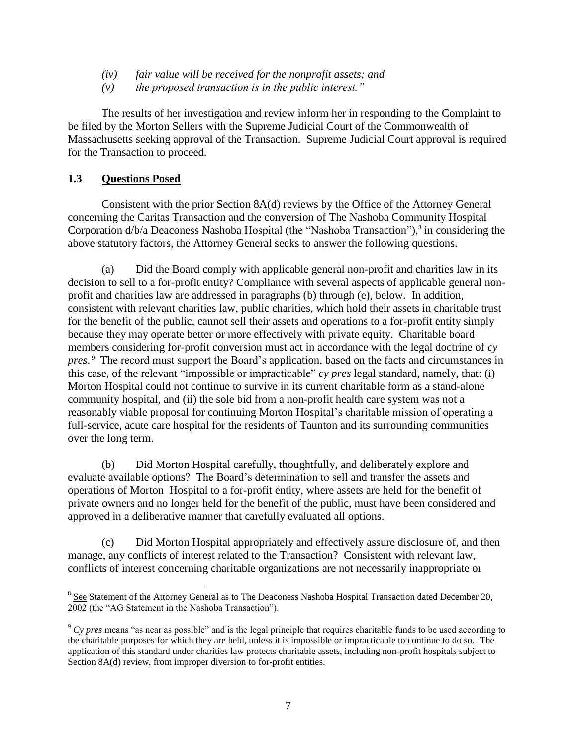*(iv) fair value will be received for the nonprofit assets; and*

*(v) the proposed transaction is in the public interest."*

The results of her investigation and review inform her in responding to the Complaint to be filed by the Morton Sellers with the Supreme Judicial Court of the Commonwealth of Massachusetts seeking approval of the Transaction. Supreme Judicial Court approval is required for the Transaction to proceed.

### **1.3 <u>Questions Posed</u>**

Consistent with the prior Section 8A(d) reviews by the Office of the Attorney General concerning the Caritas Transaction and the conversion of The Nashoba Community Hospital Corporation d/b/a Deaconess Nashoba Hospital (the "Nashoba Transaction"),[8] in considering the above statutory factors, the Attorney General seeks to answer the following questions.

(a) Did the Board comply with applicable general non-profit and charities law in its decision to sell to a for-profit entity? Compliance with several aspects of applicable general non-profit and charities law are addressed in paragraphs (b) through (e), below. In addition, consistent with relevant charities law, public charities, which hold their assets in charitable trust for the benefit of the public, cannot sell their assets and operations to a for-profit entity simply because they may operate better or more effectively with private equity. Charitable board members considering for-profit conversion must act in accordance with the legal doctrine of *cy pres*.[9] The record must support the Board's application, based on the facts and circumstances in this case, of the relevant "impossible or impracticable" *cy pres* legal standard, namely, that: (i) Morton Hospital could not continue to survive in its current charitable form as a stand-alone community hospital, and (ii) the sole bid from a non-profit health care system was not a reasonably viable proposal for continuing Morton Hospital's charitable mission of operating a full-service, acute care hospital for the residents of Taunton and its surrounding communities over the long term.

(b) Did Morton Hospital carefully, thoughtfully, and deliberately explore and evaluate available options? The Board's determination to sell and transfer the assets and operations of Morton Hospital to a for-profit entity, where assets are held for the benefit of private owners and no longer held for the benefit of the public, must have been considered and approved in a deliberative manner that carefully evaluated all options.

(c) Did Morton Hospital appropriately and effectively assure disclosure of, and then manage, any conflicts of interest related to the Transaction? Consistent with relevant law, conflicts of interest concerning charitable organizations are not necessarily inappropriate or

---

[8] <u>See</u> Statement of the Attorney General as to The Deaconess Nashoba Hospital Transaction dated December 20, 2002 (the "AG Statement in the Nashoba Transaction").

[9] *Cy pres* means "as near as possible" and is the legal principle that requires charitable funds to be used according to the charitable purposes for which they are held, unless it is impossible or impracticable to continue to do so. The application of this standard under charities law protects charitable assets, including non-profit hospitals subject to Section 8A(d) review, from improper diversion to for-profit entities.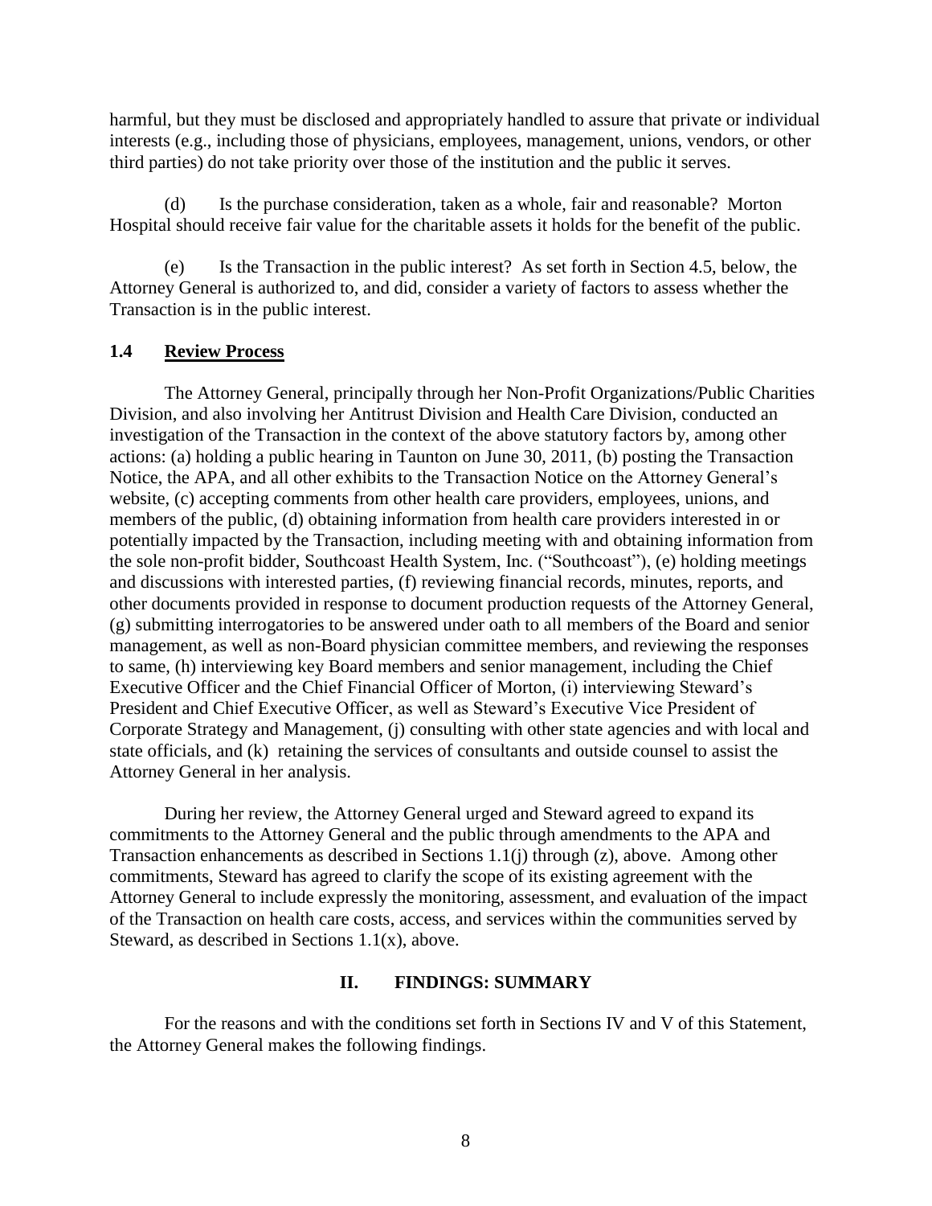harmful, but they must be disclosed and appropriately handled to assure that private or individual interests (e.g., including those of physicians, employees, management, unions, vendors, or other third parties) do not take priority over those of the institution and the public it serves.

(d) Is the purchase consideration, taken as a whole, fair and reasonable? Morton Hospital should receive fair value for the charitable assets it holds for the benefit of the public.

(e) Is the Transaction in the public interest? As set forth in Section 4.5, below, the Attorney General is authorized to, and did, consider a variety of factors to assess whether the Transaction is in the public interest.

### 1.4 Review Process

The Attorney General, principally through her Non-Profit Organizations/Public Charities Division, and also involving her Antitrust Division and Health Care Division, conducted an investigation of the Transaction in the context of the above statutory factors by, among other actions: (a) holding a public hearing in Taunton on June 30, 2011, (b) posting the Transaction Notice, the APA, and all other exhibits to the Transaction Notice on the Attorney General's website, (c) accepting comments from other health care providers, employees, unions, and members of the public, (d) obtaining information from health care providers interested in or potentially impacted by the Transaction, including meeting with and obtaining information from the sole non-profit bidder, Southcoast Health System, Inc. ("Southcoast"), (e) holding meetings and discussions with interested parties, (f) reviewing financial records, minutes, reports, and other documents provided in response to document production requests of the Attorney General, (g) submitting interrogatories to be answered under oath to all members of the Board and senior management, as well as non-Board physician committee members, and reviewing the responses to same, (h) interviewing key Board members and senior management, including the Chief Executive Officer and the Chief Financial Officer of Morton, (i) interviewing Steward's President and Chief Executive Officer, as well as Steward's Executive Vice President of Corporate Strategy and Management, (j) consulting with other state agencies and with local and state officials, and (k) retaining the services of consultants and outside counsel to assist the Attorney General in her analysis.

During her review, the Attorney General urged and Steward agreed to expand its commitments to the Attorney General and the public through amendments to the APA and Transaction enhancements as described in Sections 1.1(j) through (z), above. Among other commitments, Steward has agreed to clarify the scope of its existing agreement with the Attorney General to include expressly the monitoring, assessment, and evaluation of the impact of the Transaction on health care costs, access, and services within the communities served by Steward, as described in Sections 1.1(x), above.

## II. FINDINGS: SUMMARY

For the reasons and with the conditions set forth in Sections IV and V of this Statement, the Attorney General makes the following findings.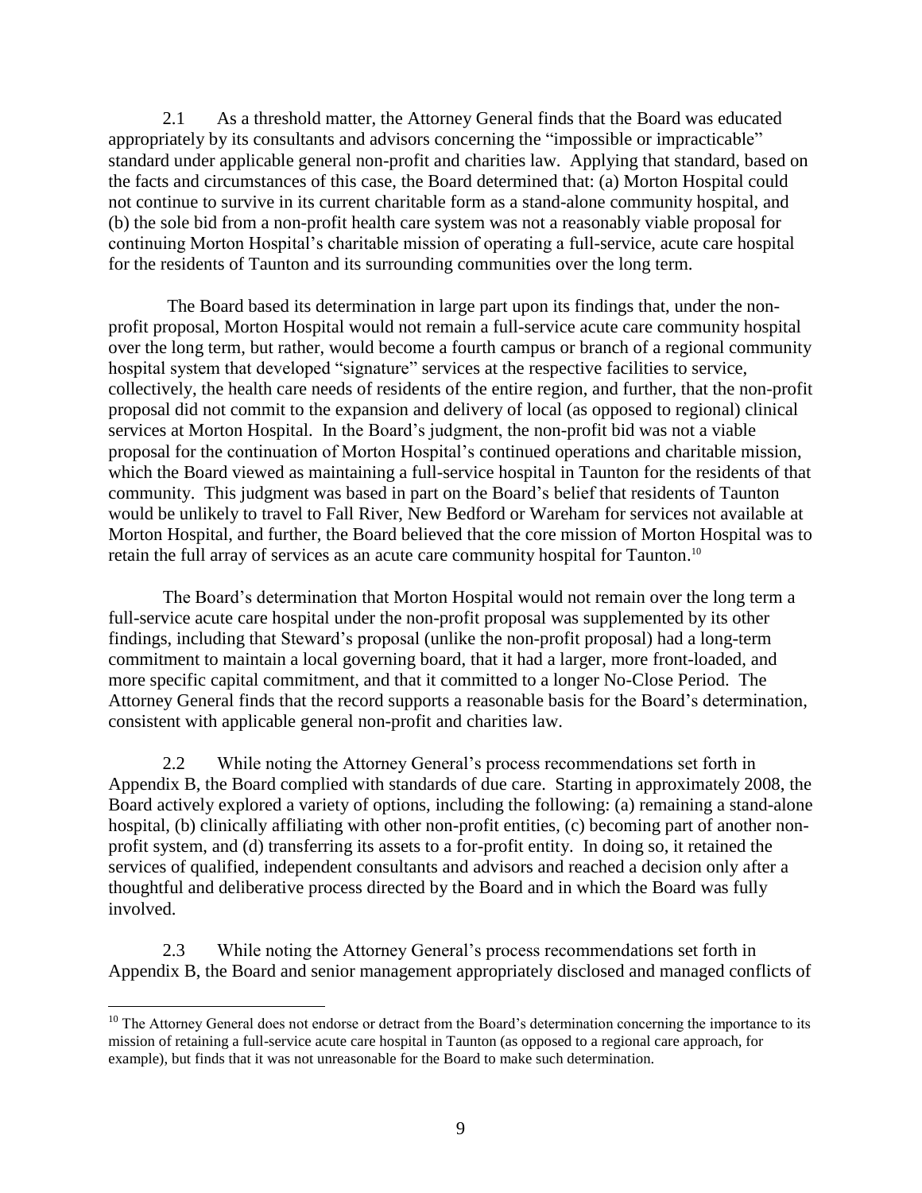2.1 As a threshold matter, the Attorney General finds that the Board was educated appropriately by its consultants and advisors concerning the "impossible or impracticable" standard under applicable general non-profit and charities law. Applying that standard, based on the facts and circumstances of this case, the Board determined that: (a) Morton Hospital could not continue to survive in its current charitable form as a stand-alone community hospital, and (b) the sole bid from a non-profit health care system was not a reasonably viable proposal for continuing Morton Hospital's charitable mission of operating a full-service, acute care hospital for the residents of Taunton and its surrounding communities over the long term.

The Board based its determination in large part upon its findings that, under the non-profit proposal, Morton Hospital would not remain a full-service acute care community hospital over the long term, but rather, would become a fourth campus or branch of a regional community hospital system that developed "signature" services at the respective facilities to service, collectively, the health care needs of residents of the entire region, and further, that the non-profit proposal did not commit to the expansion and delivery of local (as opposed to regional) clinical services at Morton Hospital. In the Board's judgment, the non-profit bid was not a viable proposal for the continuation of Morton Hospital's continued operations and charitable mission, which the Board viewed as maintaining a full-service hospital in Taunton for the residents of that community. This judgment was based in part on the Board's belief that residents of Taunton would be unlikely to travel to Fall River, New Bedford or Wareham for services not available at Morton Hospital, and further, the Board believed that the core mission of Morton Hospital was to retain the full array of services as an acute care community hospital for Taunton.[10]

The Board's determination that Morton Hospital would not remain over the long term a full-service acute care hospital under the non-profit proposal was supplemented by its other findings, including that Steward's proposal (unlike the non-profit proposal) had a long-term commitment to maintain a local governing board, that it had a larger, more front-loaded, and more specific capital commitment, and that it committed to a longer No-Close Period. The Attorney General finds that the record supports a reasonable basis for the Board's determination, consistent with applicable general non-profit and charities law.

2.2 While noting the Attorney General's process recommendations set forth in Appendix B, the Board complied with standards of due care. Starting in approximately 2008, the Board actively explored a variety of options, including the following: (a) remaining a stand-alone hospital, (b) clinically affiliating with other non-profit entities, (c) becoming part of another non-profit system, and (d) transferring its assets to a for-profit entity. In doing so, it retained the services of qualified, independent consultants and advisors and reached a decision only after a thoughtful and deliberative process directed by the Board and in which the Board was fully involved.

2.3 While noting the Attorney General's process recommendations set forth in Appendix B, the Board and senior management appropriately disclosed and managed conflicts of

[10] The Attorney General does not endorse or detract from the Board's determination concerning the importance to its mission of retaining a full-service acute care hospital in Taunton (as opposed to a regional care approach, for example), but finds that it was not unreasonable for the Board to make such determination.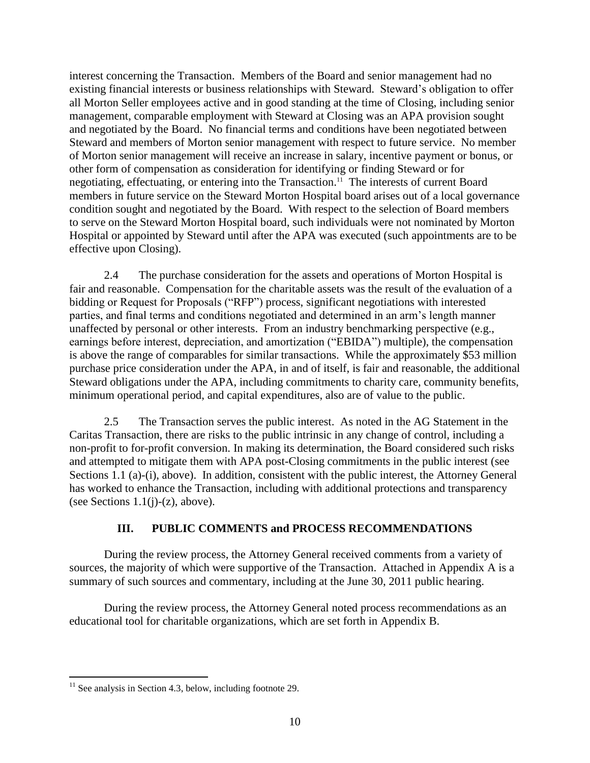interest concerning the Transaction. Members of the Board and senior management had no existing financial interests or business relationships with Steward. Steward's obligation to offer all Morton Seller employees active and in good standing at the time of Closing, including senior management, comparable employment with Steward at Closing was an APA provision sought and negotiated by the Board. No financial terms and conditions have been negotiated between Steward and members of Morton senior management with respect to future service. No member of Morton senior management will receive an increase in salary, incentive payment or bonus, or other form of compensation as consideration for identifying or finding Steward or for negotiating, effectuating, or entering into the Transaction.[11] The interests of current Board members in future service on the Steward Morton Hospital board arises out of a local governance condition sought and negotiated by the Board. With respect to the selection of Board members to serve on the Steward Morton Hospital board, such individuals were not nominated by Morton Hospital or appointed by Steward until after the APA was executed (such appointments are to be effective upon Closing).

2.4 The purchase consideration for the assets and operations of Morton Hospital is fair and reasonable. Compensation for the charitable assets was the result of the evaluation of a bidding or Request for Proposals ("RFP") process, significant negotiations with interested parties, and final terms and conditions negotiated and determined in an arm's length manner unaffected by personal or other interests. From an industry benchmarking perspective (e.g., earnings before interest, depreciation, and amortization ("EBIDA") multiple), the compensation is above the range of comparables for similar transactions. While the approximately $53 million purchase price consideration under the APA, in and of itself, is fair and reasonable, the additional Steward obligations under the APA, including commitments to charity care, community benefits, minimum operational period, and capital expenditures, also are of value to the public.

2.5 The Transaction serves the public interest. As noted in the AG Statement in the Caritas Transaction, there are risks to the public intrinsic in any change of control, including a non-profit to for-profit conversion. In making its determination, the Board considered such risks and attempted to mitigate them with APA post-Closing commitments in the public interest (see Sections 1.1 (a)-(i), above). In addition, consistent with the public interest, the Attorney General has worked to enhance the Transaction, including with additional protections and transparency (see Sections 1.1(j)-(z), above).

## III. PUBLIC COMMENTS and PROCESS RECOMMENDATIONS

During the review process, the Attorney General received comments from a variety of sources, the majority of which were supportive of the Transaction. Attached in Appendix A is a summary of such sources and commentary, including at the June 30, 2011 public hearing.

During the review process, the Attorney General noted process recommendations as an educational tool for charitable organizations, which are set forth in Appendix B.

---

[11] See analysis in Section 4.3, below, including footnote 29.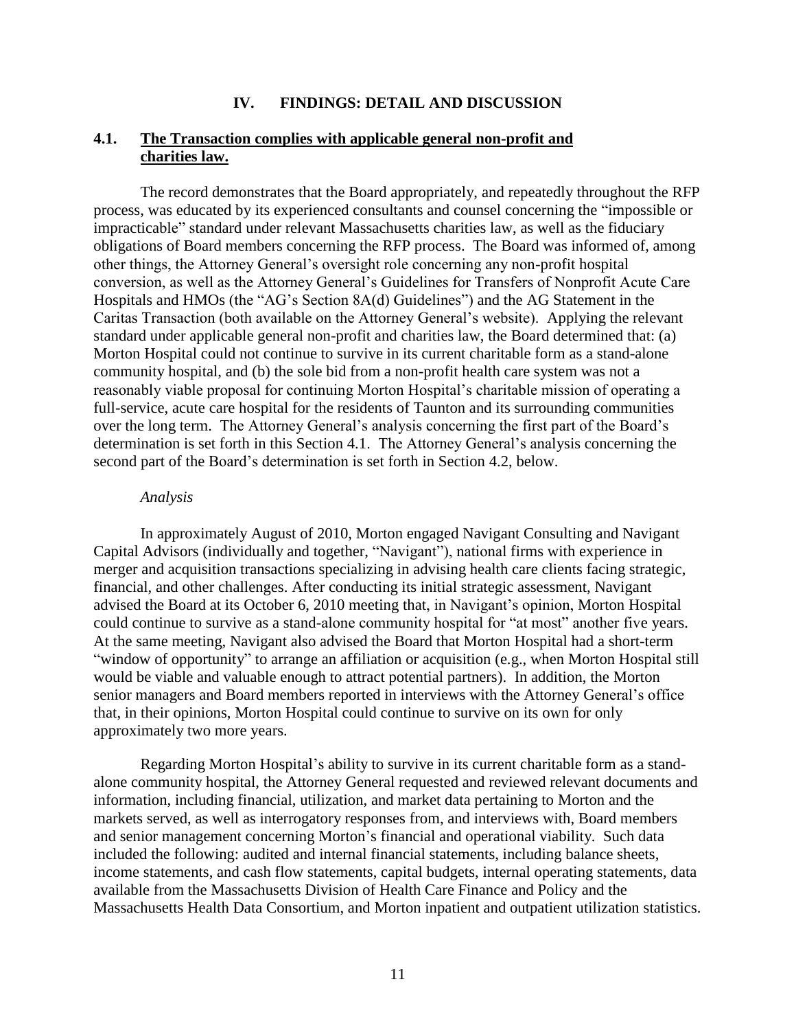## IV. FINDINGS: DETAIL AND DISCUSSION

### 4.1. <u>The Transaction complies with applicable general non-profit and charities law.</u>

The record demonstrates that the Board appropriately, and repeatedly throughout the RFP process, was educated by its experienced consultants and counsel concerning the "impossible or impracticable" standard under relevant Massachusetts charities law, as well as the fiduciary obligations of Board members concerning the RFP process. The Board was informed of, among other things, the Attorney General's oversight role concerning any non-profit hospital conversion, as well as the Attorney General's Guidelines for Transfers of Nonprofit Acute Care Hospitals and HMOs (the "AG's Section 8A(d) Guidelines") and the AG Statement in the Caritas Transaction (both available on the Attorney General's website). Applying the relevant standard under applicable general non-profit and charities law, the Board determined that: (a) Morton Hospital could not continue to survive in its current charitable form as a stand-alone community hospital, and (b) the sole bid from a non-profit health care system was not a reasonably viable proposal for continuing Morton Hospital's charitable mission of operating a full-service, acute care hospital for the residents of Taunton and its surrounding communities over the long term. The Attorney General's analysis concerning the first part of the Board's determination is set forth in this Section 4.1. The Attorney General's analysis concerning the second part of the Board's determination is set forth in Section 4.2, below.

*Analysis*

In approximately August of 2010, Morton engaged Navigant Consulting and Navigant Capital Advisors (individually and together, "Navigant"), national firms with experience in merger and acquisition transactions specializing in advising health care clients facing strategic, financial, and other challenges. After conducting its initial strategic assessment, Navigant advised the Board at its October 6, 2010 meeting that, in Navigant's opinion, Morton Hospital could continue to survive as a stand-alone community hospital for "at most" another five years. At the same meeting, Navigant also advised the Board that Morton Hospital had a short-term "window of opportunity" to arrange an affiliation or acquisition (e.g., when Morton Hospital still would be viable and valuable enough to attract potential partners). In addition, the Morton senior managers and Board members reported in interviews with the Attorney General's office that, in their opinions, Morton Hospital could continue to survive on its own for only approximately two more years.

Regarding Morton Hospital's ability to survive in its current charitable form as a stand-alone community hospital, the Attorney General requested and reviewed relevant documents and information, including financial, utilization, and market data pertaining to Morton and the markets served, as well as interrogatory responses from, and interviews with, Board members and senior management concerning Morton's financial and operational viability. Such data included the following: audited and internal financial statements, including balance sheets, income statements, and cash flow statements, capital budgets, internal operating statements, data available from the Massachusetts Division of Health Care Finance and Policy and the Massachusetts Health Data Consortium, and Morton inpatient and outpatient utilization statistics.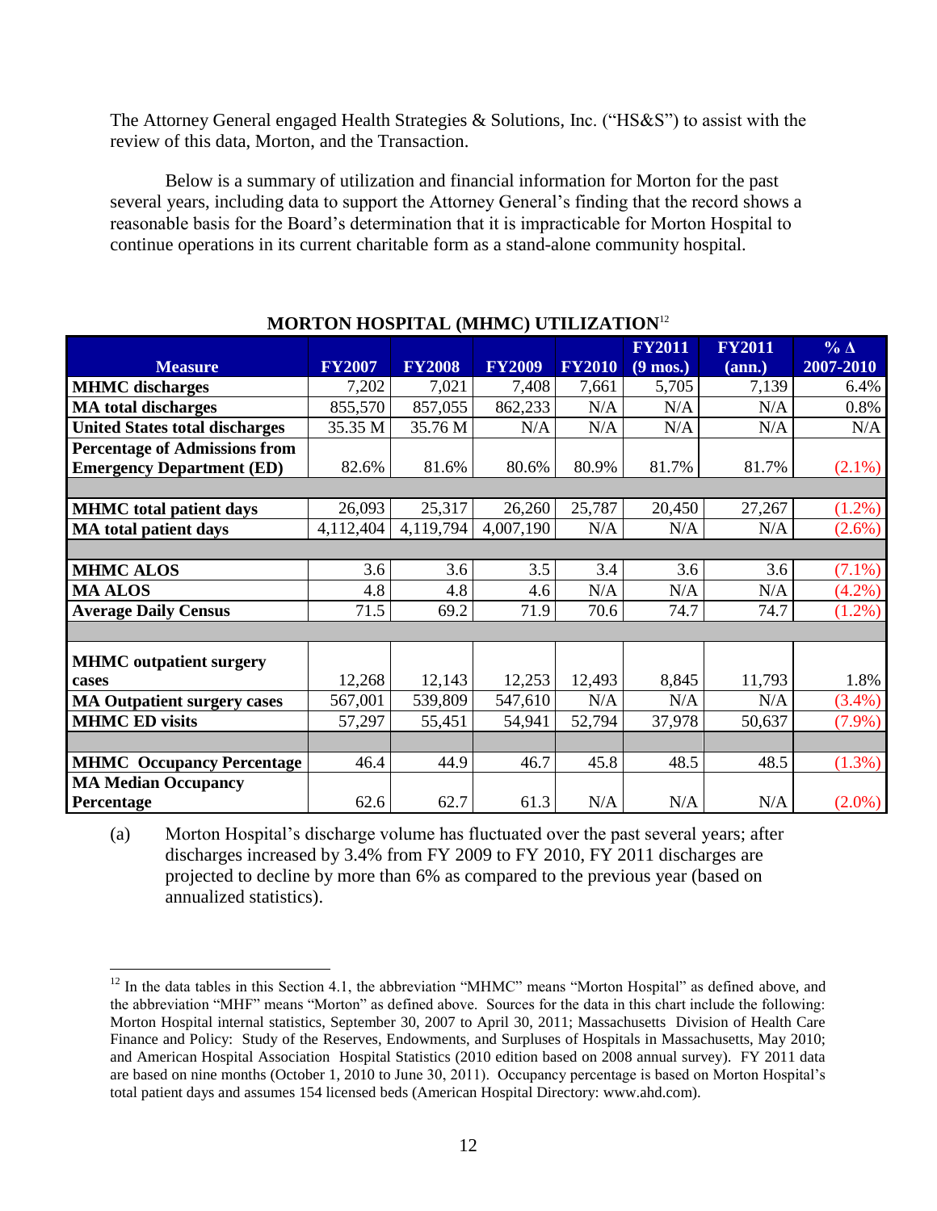The Attorney General engaged Health Strategies & Solutions, Inc. ("HS&S") to assist with the review of this data, Morton, and the Transaction.

Below is a summary of utilization and financial information for Morton for the past several years, including data to support the Attorney General's finding that the record shows a reasonable basis for the Board's determination that it is impracticable for Morton Hospital to continue operations in its current charitable form as a stand-alone community hospital.

**MORTON HOSPITAL (MHMC) UTILIZATION**[12]

| Measure | FY2007 | FY2008 | FY2009 | FY2010 | FY2011 (9 mos.) | FY2011 (ann.) | % Δ 2007-2010 |
|---|---|---|---|---|---|---|---|
| **MHMC discharges** | 7,202 | 7,021 | 7,408 | 7,661 | 5,705 | 7,139 | 6.4% |
| **MA total discharges** | 855,570 | 857,055 | 862,233 | N/A | N/A | N/A | 0.8% |
| **United States total discharges** | 35.35 M | 35.76 M | N/A | N/A | N/A | N/A | N/A |
| **Percentage of Admissions from Emergency Department (ED)** | 82.6% | 81.6% | 80.6% | 80.9% | 81.7% | 81.7% | (2.1%) |
| | | | | | | | |
| **MHMC total patient days** | 26,093 | 25,317 | 26,260 | 25,787 | 20,450 | 27,267 | (1.2%) |
| **MA total patient days** | 4,112,404 | 4,119,794 | 4,007,190 | N/A | N/A | N/A | (2.6%) |
| | | | | | | | |
| **MHMC ALOS** | 3.6 | 3.6 | 3.5 | 3.4 | 3.6 | 3.6 | (7.1%) |
| **MA ALOS** | 4.8 | 4.8 | 4.6 | N/A | N/A | N/A | (4.2%) |
| **Average Daily Census** | 71.5 | 69.2 | 71.9 | 70.6 | 74.7 | 74.7 | (1.2%) |
| | | | | | | | |
| **MHMC outpatient surgery cases** | 12,268 | 12,143 | 12,253 | 12,493 | 8,845 | 11,793 | 1.8% |
| **MA Outpatient surgery cases** | 567,001 | 539,809 | 547,610 | N/A | N/A | N/A | (3.4%) |
| **MHMC ED visits** | 57,297 | 55,451 | 54,941 | 52,794 | 37,978 | 50,637 | (7.9%) |
| | | | | | | | |
| **MHMC Occupancy Percentage** | 46.4 | 44.9 | 46.7 | 45.8 | 48.5 | 48.5 | (1.3%) |
| **MA Median Occupancy Percentage** | 62.6 | 62.7 | 61.3 | N/A | N/A | N/A | (2.0%) |

(a) Morton Hospital's discharge volume has fluctuated over the past several years; after discharges increased by 3.4% from FY 2009 to FY 2010, FY 2011 discharges are projected to decline by more than 6% as compared to the previous year (based on annualized statistics).

[12] In the data tables in this Section 4.1, the abbreviation "MHMC" means "Morton Hospital" as defined above, and the abbreviation "MHF" means "Morton" as defined above. Sources for the data in this chart include the following: Morton Hospital internal statistics, September 30, 2007 to April 30, 2011; Massachusetts Division of Health Care Finance and Policy: Study of the Reserves, Endowments, and Surpluses of Hospitals in Massachusetts, May 2010; and American Hospital Association Hospital Statistics (2010 edition based on 2008 annual survey). FY 2011 data are based on nine months (October 1, 2010 to June 30, 2011). Occupancy percentage is based on Morton Hospital's total patient days and assumes 154 licensed beds (American Hospital Directory: www.ahd.com).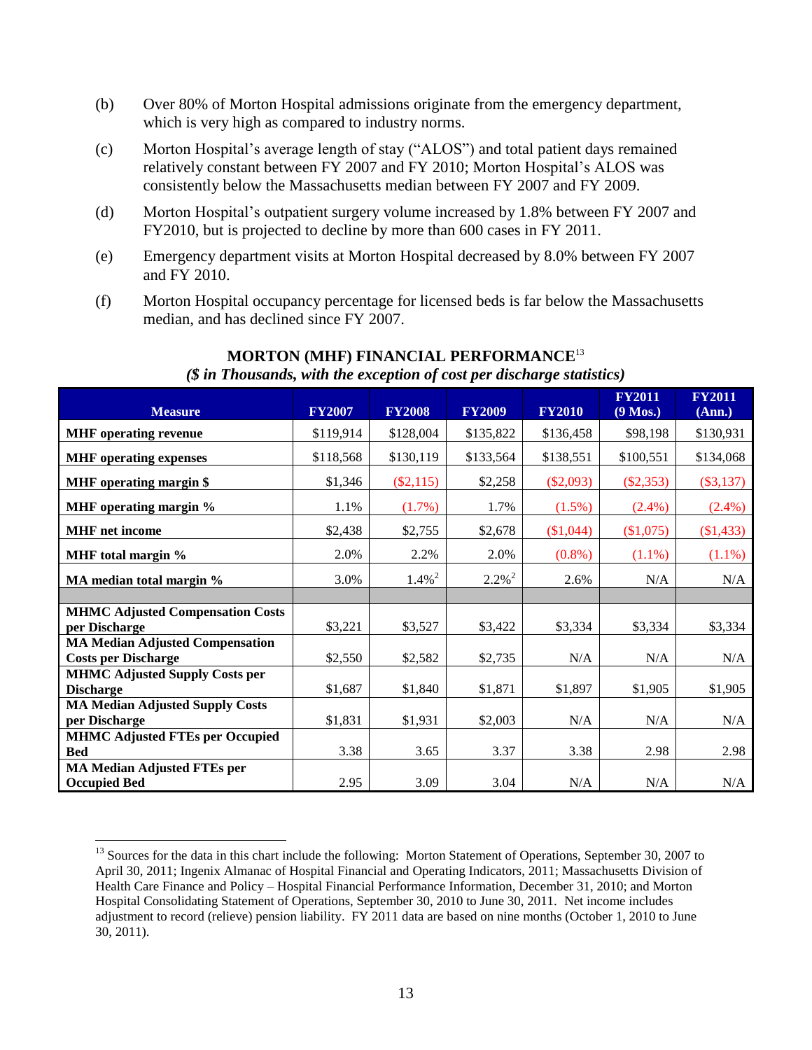(b) Over 80% of Morton Hospital admissions originate from the emergency department, which is very high as compared to industry norms.

(c) Morton Hospital's average length of stay ("ALOS") and total patient days remained relatively constant between FY 2007 and FY 2010; Morton Hospital's ALOS was consistently below the Massachusetts median between FY 2007 and FY 2009.

(d) Morton Hospital's outpatient surgery volume increased by 1.8% between FY 2007 and FY2010, but is projected to decline by more than 600 cases in FY 2011.

(e) Emergency department visits at Morton Hospital decreased by 8.0% between FY 2007 and FY 2010.

(f) Morton Hospital occupancy percentage for licensed beds is far below the Massachusetts median, and has declined since FY 2007.

**MORTON (MHF) FINANCIAL PERFORMANCE**[13]

***($ in Thousands, with the exception of cost per discharge statistics)***

| Measure | FY2007 | FY2008 | FY2009 | FY2010 | FY2011 (9 Mos.) | FY2011 (Ann.) |
|---|---|---|---|---|---|---|
| **MHF operating revenue** | $119,914 | $128,004 | $135,822 | $136,458 | $98,198 | $130,931 |
| **MHF operating expenses** | $118,568 | $130,119 | $133,564 | $138,551 | $100,551 | $134,068 |
| **MHF operating margin $** | $1,346 | ($2,115) | $2,258 | ($2,093) | ($2,353) | ($3,137) |
| **MHF operating margin %** | 1.1% | (1.7%) | 1.7% | (1.5%) | (2.4%) | (2.4%) |
| **MHF net income** | $2,438 | $2,755 | $2,678 | ($1,044) | ($1,075) | ($1,433) |
| **MHF total margin %** | 2.0% | 2.2% | 2.0% | (0.8%) | (1.1%) | (1.1%) |
| **MA median total margin %** | 3.0% | 1.4%[2] | 2.2%[2] | 2.6% | N/A | N/A |
| | | | | | | |
| **MHMC Adjusted Compensation Costs per Discharge** | $3,221 | $3,527 | $3,422 | $3,334 | $3,334 | $3,334 |
| **MA Median Adjusted Compensation Costs per Discharge** | $2,550 | $2,582 | $2,735 | N/A | N/A | N/A |
| **MHMC Adjusted Supply Costs per Discharge** | $1,687 | $1,840 | $1,871 | $1,897 | $1,905 | $1,905 |
| **MA Median Adjusted Supply Costs per Discharge** | $1,831 | $1,931 | $2,003 | N/A | N/A | N/A |
| **MHMC Adjusted FTEs per Occupied Bed** | 3.38 | 3.65 | 3.37 | 3.38 | 2.98 | 2.98 |
| **MA Median Adjusted FTEs per Occupied Bed** | 2.95 | 3.09 | 3.04 | N/A | N/A | N/A |

[13] Sources for the data in this chart include the following: Morton Statement of Operations, September 30, 2007 to April 30, 2011; Ingenix Almanac of Hospital Financial and Operating Indicators, 2011; Massachusetts Division of Health Care Finance and Policy – Hospital Financial Performance Information, December 31, 2010; and Morton Hospital Consolidating Statement of Operations, September 30, 2010 to June 30, 2011. Net income includes adjustment to record (relieve) pension liability. FY 2011 data are based on nine months (October 1, 2010 to June 30, 2011).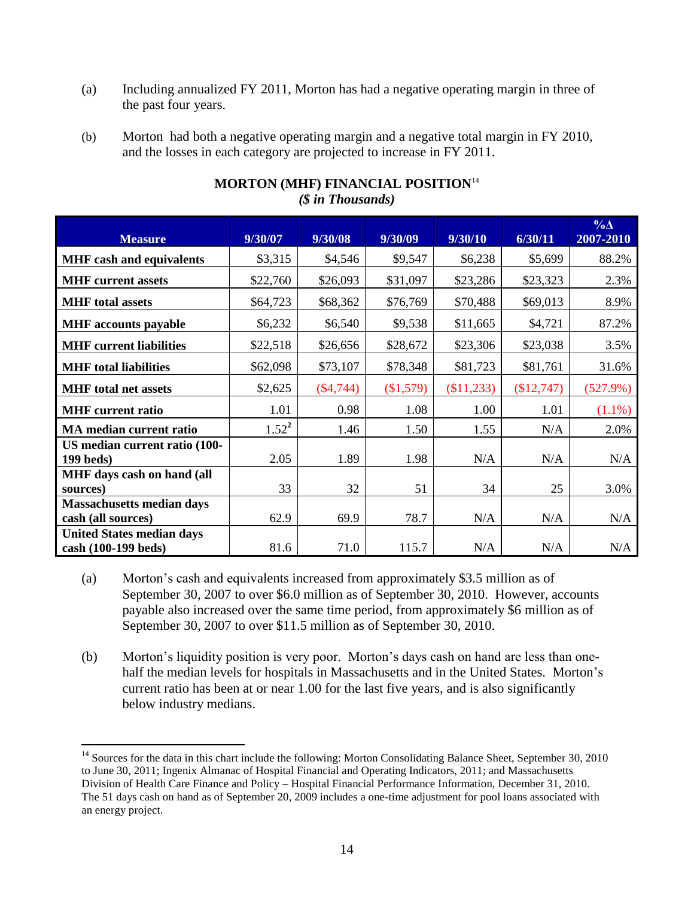(a) Including annualized FY 2011, Morton has had a negative operating margin in three of the past four years.

(b) Morton had both a negative operating margin and a negative total margin in FY 2010, and the losses in each category are projected to increase in FY 2011.

**MORTON (MHF) FINANCIAL POSITION**[14]
***($ in Thousands)***

| Measure | 9/30/07 | 9/30/08 | 9/30/09 | 9/30/10 | 6/30/11 | %Δ 2007-2010 |
|---|---|---|---|---|---|---|
| **MHF cash and equivalents** | $3,315 | $4,546 | $9,547 | $6,238 | $5,699 | 88.2% |
| **MHF current assets** | $22,760 | $26,093 | $31,097 | $23,286 | $23,323 | 2.3% |
| **MHF total assets** | $64,723 | $68,362 | $76,769 | $70,488 | $69,013 | 8.9% |
| **MHF accounts payable** | $6,232 | $6,540 | $9,538 | $11,665 | $4,721 | 87.2% |
| **MHF current liabilities** | $22,518 | $26,656 | $28,672 | $23,306 | $23,038 | 3.5% |
| **MHF total liabilities** | $62,098 | $73,107 | $78,348 | $81,723 | $81,761 | 31.6% |
| **MHF total net assets** | $2,625 | ($4,744) | ($1,579) | ($11,233) | ($12,747) | (527.9%) |
| **MHF current ratio** | 1.01 | 0.98 | 1.08 | 1.00 | 1.01 | (1.1%) |
| **MA median current ratio** | 1.52[2] | 1.46 | 1.50 | 1.55 | N/A | 2.0% |
| **US median current ratio (100-199 beds)** | 2.05 | 1.89 | 1.98 | N/A | N/A | N/A |
| **MHF days cash on hand (all sources)** | 33 | 32 | 51 | 34 | 25 | 3.0% |
| **Massachusetts median days cash (all sources)** | 62.9 | 69.9 | 78.7 | N/A | N/A | N/A |
| **United States median days cash (100-199 beds)** | 81.6 | 71.0 | 115.7 | N/A | N/A | N/A |

(a) Morton's cash and equivalents increased from approximately $3.5 million as of September 30, 2007 to over $6.0 million as of September 30, 2010. However, accounts payable also increased over the same time period, from approximately $6 million as of September 30, 2007 to over $11.5 million as of September 30, 2010.

(b) Morton's liquidity position is very poor. Morton's days cash on hand are less than one-half the median levels for hospitals in Massachusetts and in the United States. Morton's current ratio has been at or near 1.00 for the last five years, and is also significantly below industry medians.

[14] Sources for the data in this chart include the following: Morton Consolidating Balance Sheet, September 30, 2010 to June 30, 2011; Ingenix Almanac of Hospital Financial and Operating Indicators, 2011; and Massachusetts Division of Health Care Finance and Policy – Hospital Financial Performance Information, December 31, 2010. The 51 days cash on hand as of September 20, 2009 includes a one-time adjustment for pool loans associated with an energy project.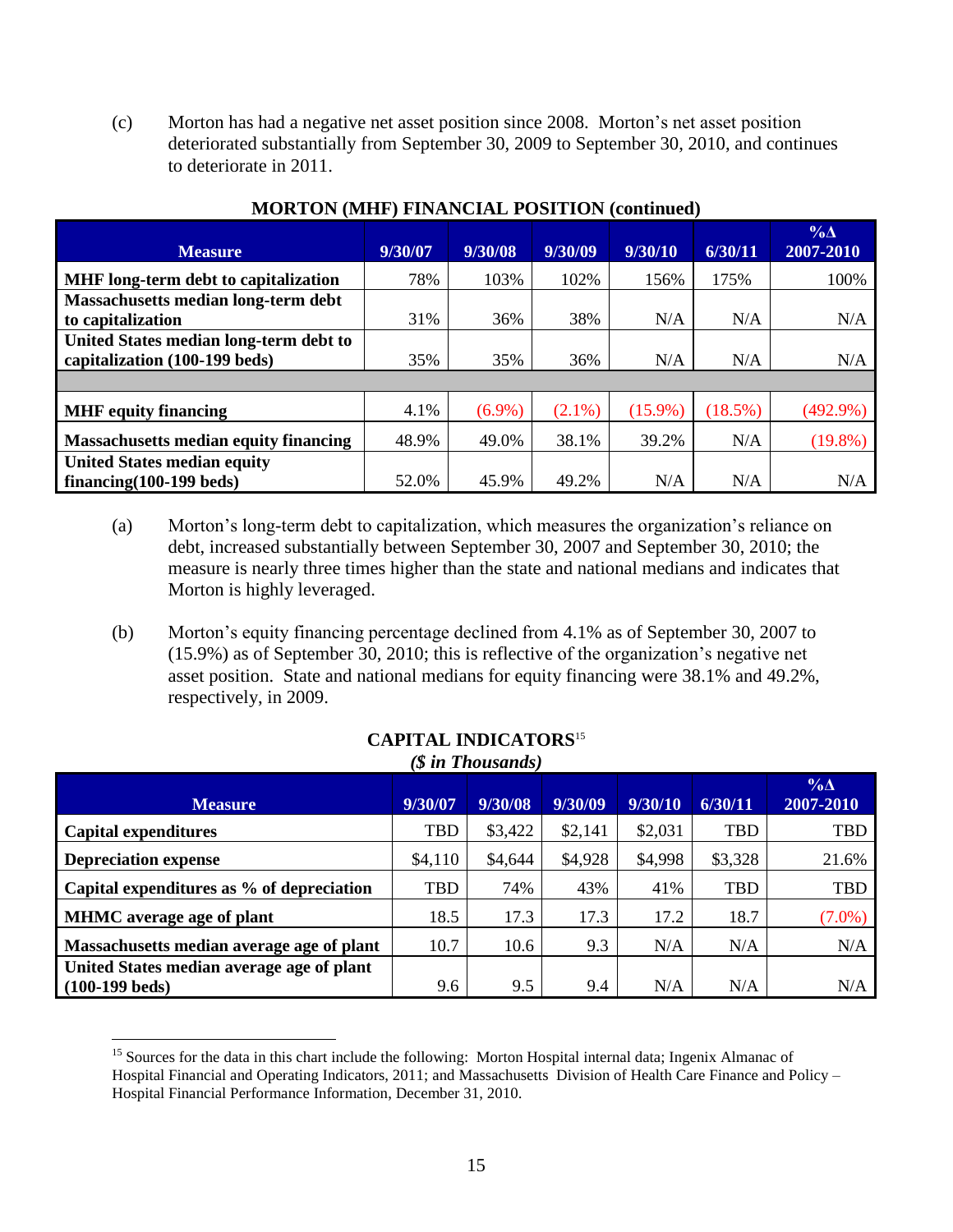(c) Morton has had a negative net asset position since 2008. Morton's net asset position deteriorated substantially from September 30, 2009 to September 30, 2010, and continues to deteriorate in 2011.

**MORTON (MHF) FINANCIAL POSITION (continued)**

| Measure | 9/30/07 | 9/30/08 | 9/30/09 | 9/30/10 | 6/30/11 | %Δ 2007-2010 |
|---|---|---|---|---|---|---|
| **MHF long-term debt to capitalization** | 78% | 103% | 102% | 156% | 175% | 100% |
| **Massachusetts median long-term debt to capitalization** | 31% | 36% | 38% | N/A | N/A | N/A |
| **United States median long-term debt to capitalization (100-199 beds)** | 35% | 35% | 36% | N/A | N/A | N/A |
| | | | | | | |
| **MHF equity financing** | 4.1% | (6.9%) | (2.1%) | (15.9%) | (18.5%) | (492.9%) |
| **Massachusetts median equity financing** | 48.9% | 49.0% | 38.1% | 39.2% | N/A | (19.8%) |
| **United States median equity financing(100-199 beds)** | 52.0% | 45.9% | 49.2% | N/A | N/A | N/A |

(a) Morton's long-term debt to capitalization, which measures the organization's reliance on debt, increased substantially between September 30, 2007 and September 30, 2010; the measure is nearly three times higher than the state and national medians and indicates that Morton is highly leveraged.

(b) Morton's equity financing percentage declined from 4.1% as of September 30, 2007 to (15.9%) as of September 30, 2010; this is reflective of the organization's negative net asset position. State and national medians for equity financing were 38.1% and 49.2%, respectively, in 2009.

**CAPITAL INDICATORS**[15]

***($ in Thousands)***

| Measure | 9/30/07 | 9/30/08 | 9/30/09 | 9/30/10 | 6/30/11 | %Δ 2007-2010 |
|---|---|---|---|---|---|---|
| **Capital expenditures** | TBD | $3,422 | $2,141 | $2,031 | TBD | TBD |
| **Depreciation expense** | $4,110 | $4,644 | $4,928 | $4,998 | $3,328 | 21.6% |
| **Capital expenditures as % of depreciation** | TBD | 74% | 43% | 41% | TBD | TBD |
| **MHMC average age of plant** | 18.5 | 17.3 | 17.3 | 17.2 | 18.7 | (7.0%) |
| **Massachusetts median average age of plant** | 10.7 | 10.6 | 9.3 | N/A | N/A | N/A |
| **United States median average age of plant (100-199 beds)** | 9.6 | 9.5 | 9.4 | N/A | N/A | N/A |

[15] Sources for the data in this chart include the following: Morton Hospital internal data; Ingenix Almanac of Hospital Financial and Operating Indicators, 2011; and Massachusetts Division of Health Care Finance and Policy – Hospital Financial Performance Information, December 31, 2010.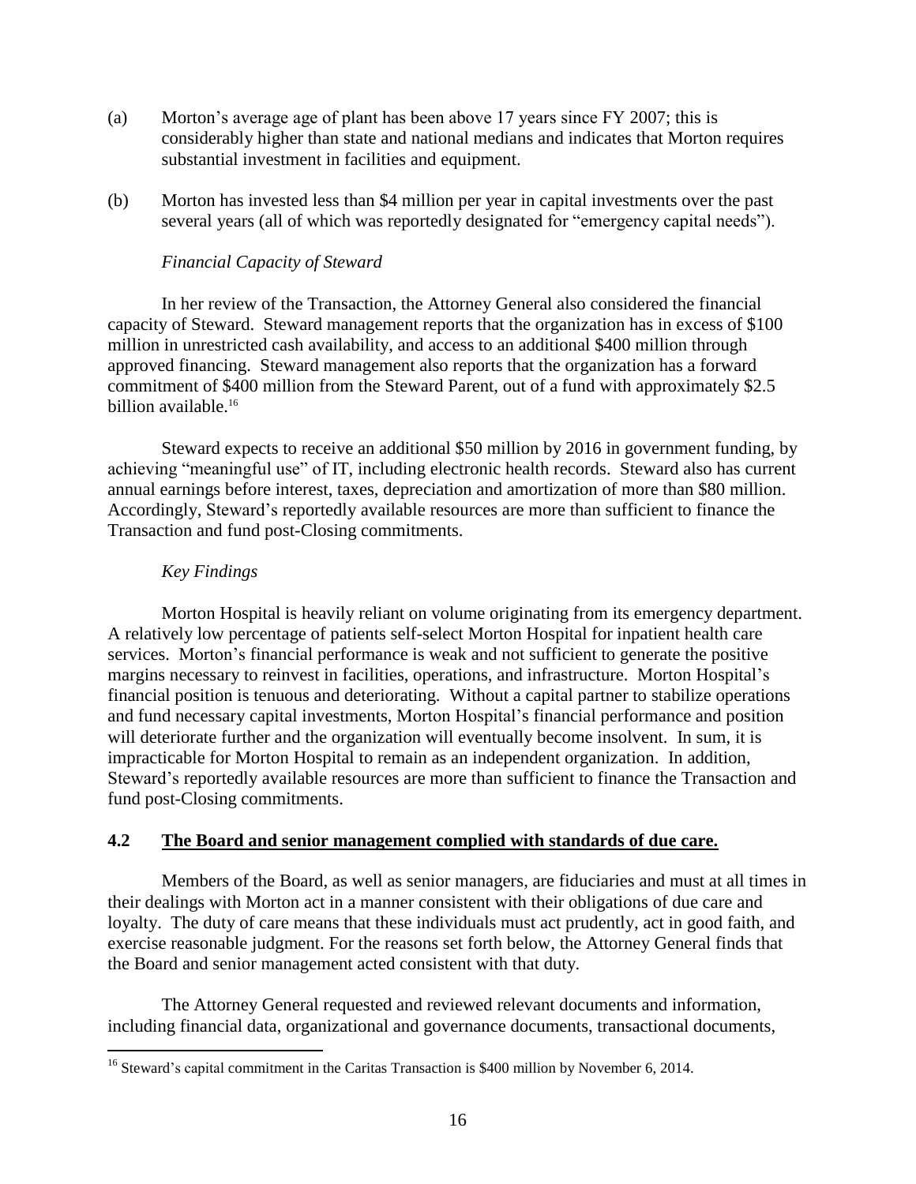(a) Morton's average age of plant has been above 17 years since FY 2007; this is considerably higher than state and national medians and indicates that Morton requires substantial investment in facilities and equipment.

(b) Morton has invested less than $4 million per year in capital investments over the past several years (all of which was reportedly designated for "emergency capital needs").

*Financial Capacity of Steward*

In her review of the Transaction, the Attorney General also considered the financial capacity of Steward. Steward management reports that the organization has in excess of $100 million in unrestricted cash availability, and access to an additional $400 million through approved financing. Steward management also reports that the organization has a forward commitment of $400 million from the Steward Parent, out of a fund with approximately $2.5 billion available.[16]

Steward expects to receive an additional $50 million by 2016 in government funding, by achieving "meaningful use" of IT, including electronic health records. Steward also has current annual earnings before interest, taxes, depreciation and amortization of more than $80 million. Accordingly, Steward's reportedly available resources are more than sufficient to finance the Transaction and fund post-Closing commitments.

*Key Findings*

Morton Hospital is heavily reliant on volume originating from its emergency department. A relatively low percentage of patients self-select Morton Hospital for inpatient health care services. Morton's financial performance is weak and not sufficient to generate the positive margins necessary to reinvest in facilities, operations, and infrastructure. Morton Hospital's financial position is tenuous and deteriorating. Without a capital partner to stabilize operations and fund necessary capital investments, Morton Hospital's financial performance and position will deteriorate further and the organization will eventually become insolvent. In sum, it is impracticable for Morton Hospital to remain as an independent organization. In addition, Steward's reportedly available resources are more than sufficient to finance the Transaction and fund post-Closing commitments.

### 4.2 <u>The Board and senior management complied with standards of due care.</u>

Members of the Board, as well as senior managers, are fiduciaries and must at all times in their dealings with Morton act in a manner consistent with their obligations of due care and loyalty. The duty of care means that these individuals must act prudently, act in good faith, and exercise reasonable judgment. For the reasons set forth below, the Attorney General finds that the Board and senior management acted consistent with that duty.

The Attorney General requested and reviewed relevant documents and information, including financial data, organizational and governance documents, transactional documents,

---

[16] Steward's capital commitment in the Caritas Transaction is $400 million by November 6, 2014.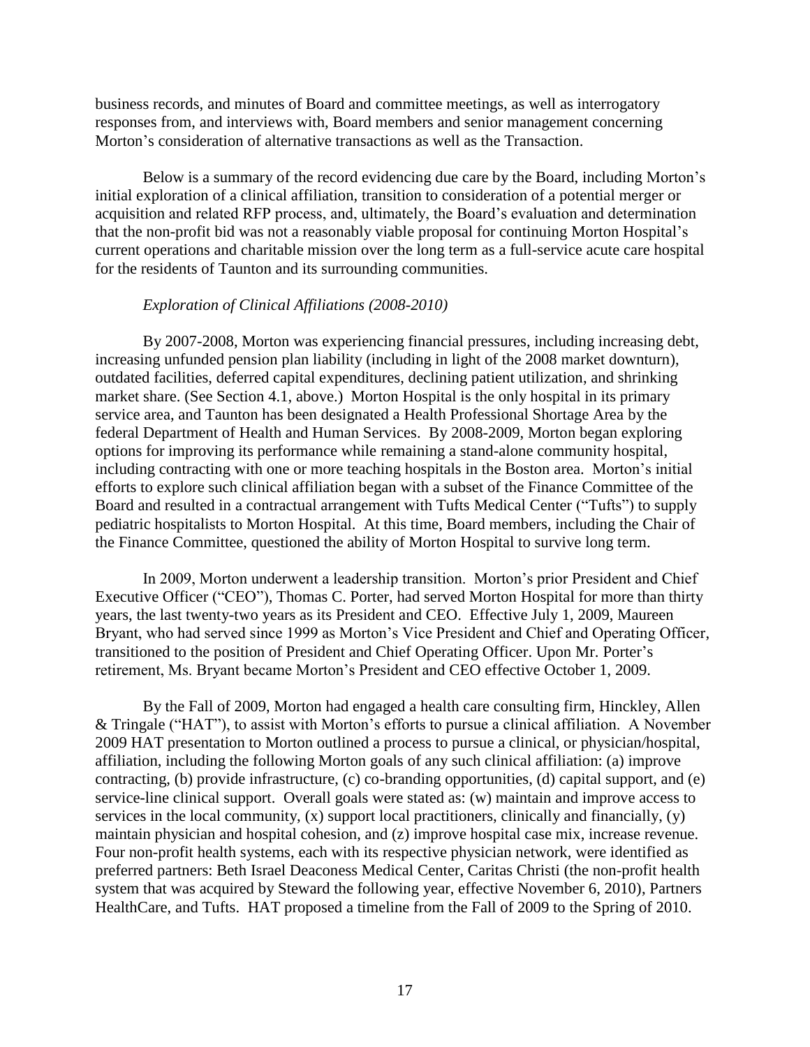business records, and minutes of Board and committee meetings, as well as interrogatory responses from, and interviews with, Board members and senior management concerning Morton's consideration of alternative transactions as well as the Transaction.

Below is a summary of the record evidencing due care by the Board, including Morton's initial exploration of a clinical affiliation, transition to consideration of a potential merger or acquisition and related RFP process, and, ultimately, the Board's evaluation and determination that the non-profit bid was not a reasonably viable proposal for continuing Morton Hospital's current operations and charitable mission over the long term as a full-service acute care hospital for the residents of Taunton and its surrounding communities.

*Exploration of Clinical Affiliations (2008-2010)*

By 2007-2008, Morton was experiencing financial pressures, including increasing debt, increasing unfunded pension plan liability (including in light of the 2008 market downturn), outdated facilities, deferred capital expenditures, declining patient utilization, and shrinking market share. (See Section 4.1, above.) Morton Hospital is the only hospital in its primary service area, and Taunton has been designated a Health Professional Shortage Area by the federal Department of Health and Human Services. By 2008-2009, Morton began exploring options for improving its performance while remaining a stand-alone community hospital, including contracting with one or more teaching hospitals in the Boston area. Morton's initial efforts to explore such clinical affiliation began with a subset of the Finance Committee of the Board and resulted in a contractual arrangement with Tufts Medical Center ("Tufts") to supply pediatric hospitalists to Morton Hospital. At this time, Board members, including the Chair of the Finance Committee, questioned the ability of Morton Hospital to survive long term.

In 2009, Morton underwent a leadership transition. Morton's prior President and Chief Executive Officer ("CEO"), Thomas C. Porter, had served Morton Hospital for more than thirty years, the last twenty-two years as its President and CEO. Effective July 1, 2009, Maureen Bryant, who had served since 1999 as Morton's Vice President and Chief and Operating Officer, transitioned to the position of President and Chief Operating Officer. Upon Mr. Porter's retirement, Ms. Bryant became Morton's President and CEO effective October 1, 2009.

By the Fall of 2009, Morton had engaged a health care consulting firm, Hinckley, Allen & Tringale ("HAT"), to assist with Morton's efforts to pursue a clinical affiliation. A November 2009 HAT presentation to Morton outlined a process to pursue a clinical, or physician/hospital, affiliation, including the following Morton goals of any such clinical affiliation: (a) improve contracting, (b) provide infrastructure, (c) co-branding opportunities, (d) capital support, and (e) service-line clinical support. Overall goals were stated as: (w) maintain and improve access to services in the local community, (x) support local practitioners, clinically and financially, (y) maintain physician and hospital cohesion, and (z) improve hospital case mix, increase revenue. Four non-profit health systems, each with its respective physician network, were identified as preferred partners: Beth Israel Deaconess Medical Center, Caritas Christi (the non-profit health system that was acquired by Steward the following year, effective November 6, 2010), Partners HealthCare, and Tufts. HAT proposed a timeline from the Fall of 2009 to the Spring of 2010.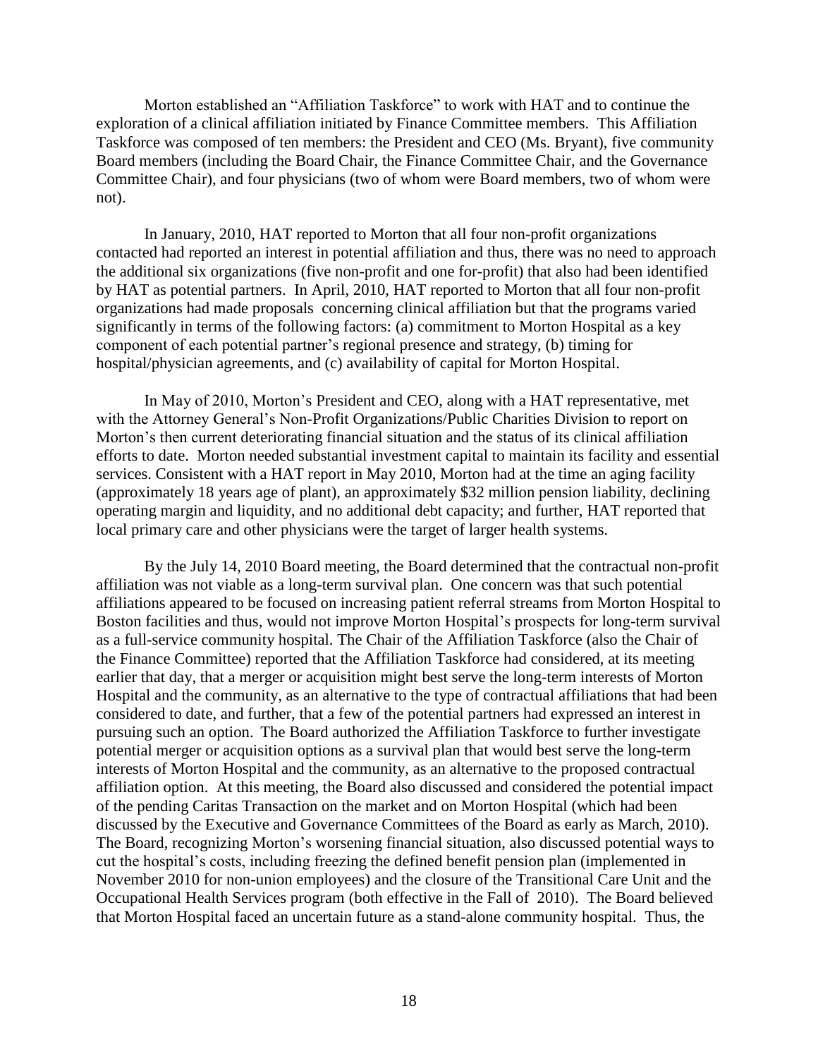Morton established an "Affiliation Taskforce" to work with HAT and to continue the exploration of a clinical affiliation initiated by Finance Committee members. This Affiliation Taskforce was composed of ten members: the President and CEO (Ms. Bryant), five community Board members (including the Board Chair, the Finance Committee Chair, and the Governance Committee Chair), and four physicians (two of whom were Board members, two of whom were not).

In January, 2010, HAT reported to Morton that all four non-profit organizations contacted had reported an interest in potential affiliation and thus, there was no need to approach the additional six organizations (five non-profit and one for-profit) that also had been identified by HAT as potential partners. In April, 2010, HAT reported to Morton that all four non-profit organizations had made proposals concerning clinical affiliation but that the programs varied significantly in terms of the following factors: (a) commitment to Morton Hospital as a key component of each potential partner's regional presence and strategy, (b) timing for hospital/physician agreements, and (c) availability of capital for Morton Hospital.

In May of 2010, Morton's President and CEO, along with a HAT representative, met with the Attorney General's Non-Profit Organizations/Public Charities Division to report on Morton's then current deteriorating financial situation and the status of its clinical affiliation efforts to date. Morton needed substantial investment capital to maintain its facility and essential services. Consistent with a HAT report in May 2010, Morton had at the time an aging facility (approximately 18 years age of plant), an approximately $32 million pension liability, declining operating margin and liquidity, and no additional debt capacity; and further, HAT reported that local primary care and other physicians were the target of larger health systems.

By the July 14, 2010 Board meeting, the Board determined that the contractual non-profit affiliation was not viable as a long-term survival plan. One concern was that such potential affiliations appeared to be focused on increasing patient referral streams from Morton Hospital to Boston facilities and thus, would not improve Morton Hospital's prospects for long-term survival as a full-service community hospital. The Chair of the Affiliation Taskforce (also the Chair of the Finance Committee) reported that the Affiliation Taskforce had considered, at its meeting earlier that day, that a merger or acquisition might best serve the long-term interests of Morton Hospital and the community, as an alternative to the type of contractual affiliations that had been considered to date, and further, that a few of the potential partners had expressed an interest in pursuing such an option. The Board authorized the Affiliation Taskforce to further investigate potential merger or acquisition options as a survival plan that would best serve the long-term interests of Morton Hospital and the community, as an alternative to the proposed contractual affiliation option. At this meeting, the Board also discussed and considered the potential impact of the pending Caritas Transaction on the market and on Morton Hospital (which had been discussed by the Executive and Governance Committees of the Board as early as March, 2010). The Board, recognizing Morton's worsening financial situation, also discussed potential ways to cut the hospital's costs, including freezing the defined benefit pension plan (implemented in November 2010 for non-union employees) and the closure of the Transitional Care Unit and the Occupational Health Services program (both effective in the Fall of 2010). The Board believed that Morton Hospital faced an uncertain future as a stand-alone community hospital. Thus, the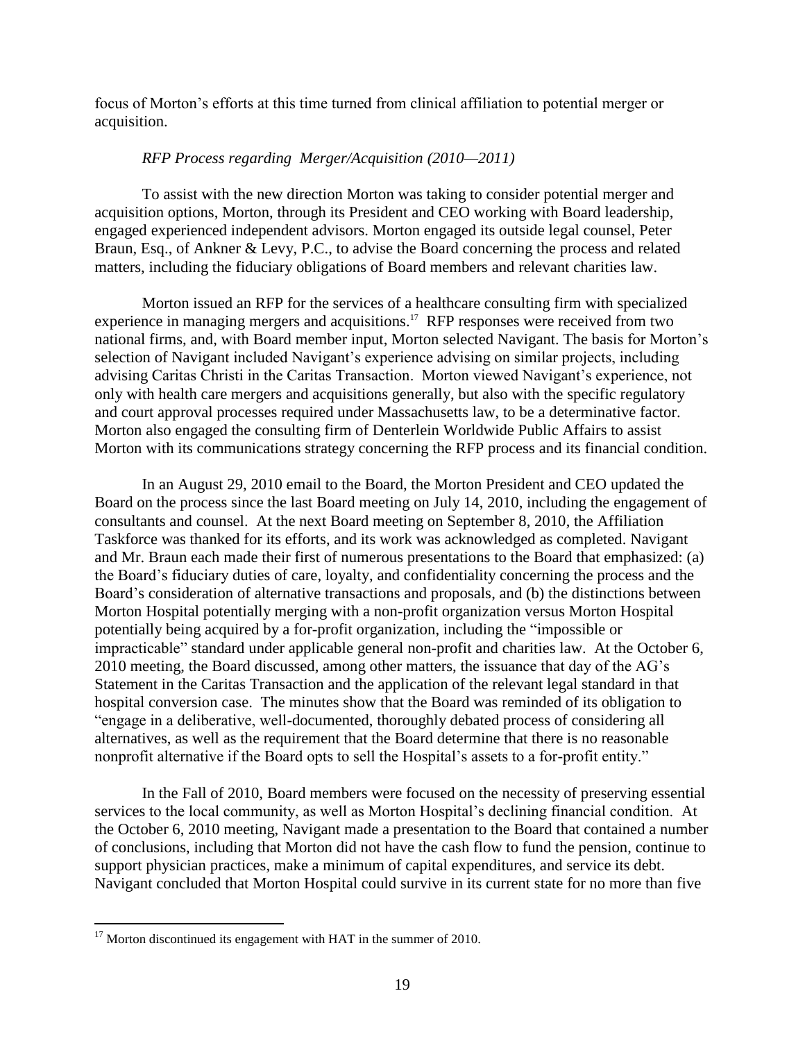focus of Morton's efforts at this time turned from clinical affiliation to potential merger or acquisition.

*RFP Process regarding Merger/Acquisition (2010—2011)*

To assist with the new direction Morton was taking to consider potential merger and acquisition options, Morton, through its President and CEO working with Board leadership, engaged experienced independent advisors. Morton engaged its outside legal counsel, Peter Braun, Esq., of Ankner & Levy, P.C., to advise the Board concerning the process and related matters, including the fiduciary obligations of Board members and relevant charities law.

Morton issued an RFP for the services of a healthcare consulting firm with specialized experience in managing mergers and acquisitions.[17] RFP responses were received from two national firms, and, with Board member input, Morton selected Navigant. The basis for Morton's selection of Navigant included Navigant's experience advising on similar projects, including advising Caritas Christi in the Caritas Transaction. Morton viewed Navigant's experience, not only with health care mergers and acquisitions generally, but also with the specific regulatory and court approval processes required under Massachusetts law, to be a determinative factor. Morton also engaged the consulting firm of Denterlein Worldwide Public Affairs to assist Morton with its communications strategy concerning the RFP process and its financial condition.

In an August 29, 2010 email to the Board, the Morton President and CEO updated the Board on the process since the last Board meeting on July 14, 2010, including the engagement of consultants and counsel. At the next Board meeting on September 8, 2010, the Affiliation Taskforce was thanked for its efforts, and its work was acknowledged as completed. Navigant and Mr. Braun each made their first of numerous presentations to the Board that emphasized: (a) the Board's fiduciary duties of care, loyalty, and confidentiality concerning the process and the Board's consideration of alternative transactions and proposals, and (b) the distinctions between Morton Hospital potentially merging with a non-profit organization versus Morton Hospital potentially being acquired by a for-profit organization, including the "impossible or impracticable" standard under applicable general non-profit and charities law. At the October 6, 2010 meeting, the Board discussed, among other matters, the issuance that day of the AG's Statement in the Caritas Transaction and the application of the relevant legal standard in that hospital conversion case. The minutes show that the Board was reminded of its obligation to "engage in a deliberative, well-documented, thoroughly debated process of considering all alternatives, as well as the requirement that the Board determine that there is no reasonable nonprofit alternative if the Board opts to sell the Hospital's assets to a for-profit entity."

In the Fall of 2010, Board members were focused on the necessity of preserving essential services to the local community, as well as Morton Hospital's declining financial condition. At the October 6, 2010 meeting, Navigant made a presentation to the Board that contained a number of conclusions, including that Morton did not have the cash flow to fund the pension, continue to support physician practices, make a minimum of capital expenditures, and service its debt. Navigant concluded that Morton Hospital could survive in its current state for no more than five

[17] Morton discontinued its engagement with HAT in the summer of 2010.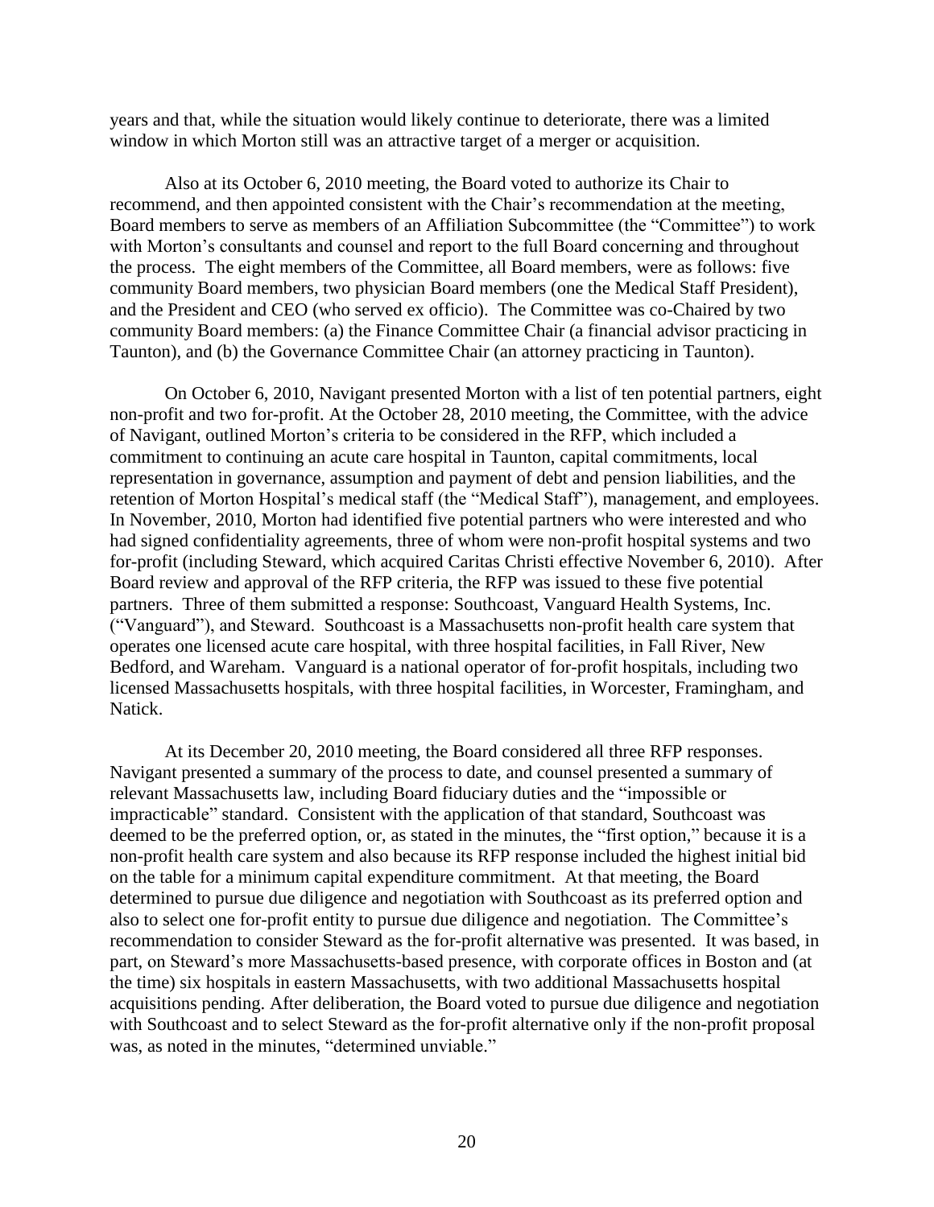years and that, while the situation would likely continue to deteriorate, there was a limited window in which Morton still was an attractive target of a merger or acquisition.

Also at its October 6, 2010 meeting, the Board voted to authorize its Chair to recommend, and then appointed consistent with the Chair's recommendation at the meeting, Board members to serve as members of an Affiliation Subcommittee (the "Committee") to work with Morton's consultants and counsel and report to the full Board concerning and throughout the process. The eight members of the Committee, all Board members, were as follows: five community Board members, two physician Board members (one the Medical Staff President), and the President and CEO (who served ex officio). The Committee was co-Chaired by two community Board members: (a) the Finance Committee Chair (a financial advisor practicing in Taunton), and (b) the Governance Committee Chair (an attorney practicing in Taunton).

On October 6, 2010, Navigant presented Morton with a list of ten potential partners, eight non-profit and two for-profit. At the October 28, 2010 meeting, the Committee, with the advice of Navigant, outlined Morton's criteria to be considered in the RFP, which included a commitment to continuing an acute care hospital in Taunton, capital commitments, local representation in governance, assumption and payment of debt and pension liabilities, and the retention of Morton Hospital's medical staff (the "Medical Staff"), management, and employees. In November, 2010, Morton had identified five potential partners who were interested and who had signed confidentiality agreements, three of whom were non-profit hospital systems and two for-profit (including Steward, which acquired Caritas Christi effective November 6, 2010). After Board review and approval of the RFP criteria, the RFP was issued to these five potential partners. Three of them submitted a response: Southcoast, Vanguard Health Systems, Inc. ("Vanguard"), and Steward. Southcoast is a Massachusetts non-profit health care system that operates one licensed acute care hospital, with three hospital facilities, in Fall River, New Bedford, and Wareham. Vanguard is a national operator of for-profit hospitals, including two licensed Massachusetts hospitals, with three hospital facilities, in Worcester, Framingham, and Natick.

At its December 20, 2010 meeting, the Board considered all three RFP responses. Navigant presented a summary of the process to date, and counsel presented a summary of relevant Massachusetts law, including Board fiduciary duties and the "impossible or impracticable" standard. Consistent with the application of that standard, Southcoast was deemed to be the preferred option, or, as stated in the minutes, the "first option," because it is a non-profit health care system and also because its RFP response included the highest initial bid on the table for a minimum capital expenditure commitment. At that meeting, the Board determined to pursue due diligence and negotiation with Southcoast as its preferred option and also to select one for-profit entity to pursue due diligence and negotiation. The Committee's recommendation to consider Steward as the for-profit alternative was presented. It was based, in part, on Steward's more Massachusetts-based presence, with corporate offices in Boston and (at the time) six hospitals in eastern Massachusetts, with two additional Massachusetts hospital acquisitions pending. After deliberation, the Board voted to pursue due diligence and negotiation with Southcoast and to select Steward as the for-profit alternative only if the non-profit proposal was, as noted in the minutes, "determined unviable."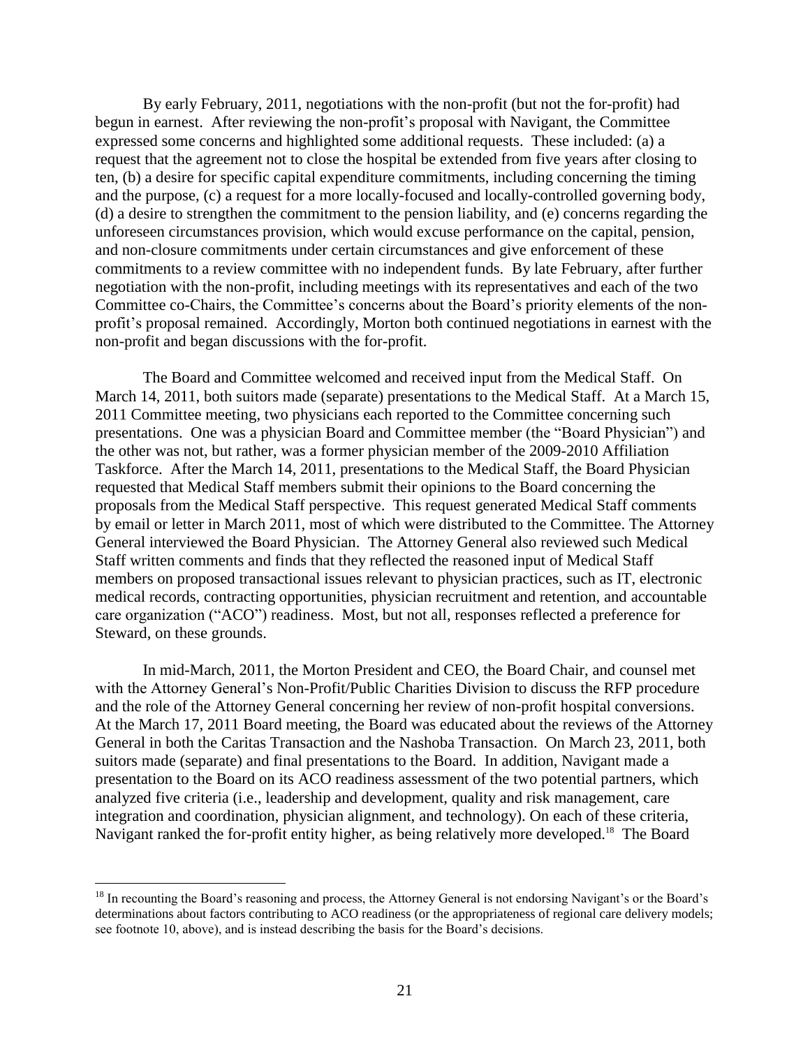By early February, 2011, negotiations with the non-profit (but not the for-profit) had begun in earnest. After reviewing the non-profit's proposal with Navigant, the Committee expressed some concerns and highlighted some additional requests. These included: (a) a request that the agreement not to close the hospital be extended from five years after closing to ten, (b) a desire for specific capital expenditure commitments, including concerning the timing and the purpose, (c) a request for a more locally-focused and locally-controlled governing body, (d) a desire to strengthen the commitment to the pension liability, and (e) concerns regarding the unforeseen circumstances provision, which would excuse performance on the capital, pension, and non-closure commitments under certain circumstances and give enforcement of these commitments to a review committee with no independent funds. By late February, after further negotiation with the non-profit, including meetings with its representatives and each of the two Committee co-Chairs, the Committee's concerns about the Board's priority elements of the non-profit's proposal remained. Accordingly, Morton both continued negotiations in earnest with the non-profit and began discussions with the for-profit.

The Board and Committee welcomed and received input from the Medical Staff. On March 14, 2011, both suitors made (separate) presentations to the Medical Staff. At a March 15, 2011 Committee meeting, two physicians each reported to the Committee concerning such presentations. One was a physician Board and Committee member (the "Board Physician") and the other was not, but rather, was a former physician member of the 2009-2010 Affiliation Taskforce. After the March 14, 2011, presentations to the Medical Staff, the Board Physician requested that Medical Staff members submit their opinions to the Board concerning the proposals from the Medical Staff perspective. This request generated Medical Staff comments by email or letter in March 2011, most of which were distributed to the Committee. The Attorney General interviewed the Board Physician. The Attorney General also reviewed such Medical Staff written comments and finds that they reflected the reasoned input of Medical Staff members on proposed transactional issues relevant to physician practices, such as IT, electronic medical records, contracting opportunities, physician recruitment and retention, and accountable care organization ("ACO") readiness. Most, but not all, responses reflected a preference for Steward, on these grounds.

In mid-March, 2011, the Morton President and CEO, the Board Chair, and counsel met with the Attorney General's Non-Profit/Public Charities Division to discuss the RFP procedure and the role of the Attorney General concerning her review of non-profit hospital conversions. At the March 17, 2011 Board meeting, the Board was educated about the reviews of the Attorney General in both the Caritas Transaction and the Nashoba Transaction. On March 23, 2011, both suitors made (separate) and final presentations to the Board. In addition, Navigant made a presentation to the Board on its ACO readiness assessment of the two potential partners, which analyzed five criteria (i.e., leadership and development, quality and risk management, care integration and coordination, physician alignment, and technology). On each of these criteria, Navigant ranked the for-profit entity higher, as being relatively more developed.[18] The Board

---

[18] In recounting the Board's reasoning and process, the Attorney General is not endorsing Navigant's or the Board's determinations about factors contributing to ACO readiness (or the appropriateness of regional care delivery models; see footnote 10, above), and is instead describing the basis for the Board's decisions.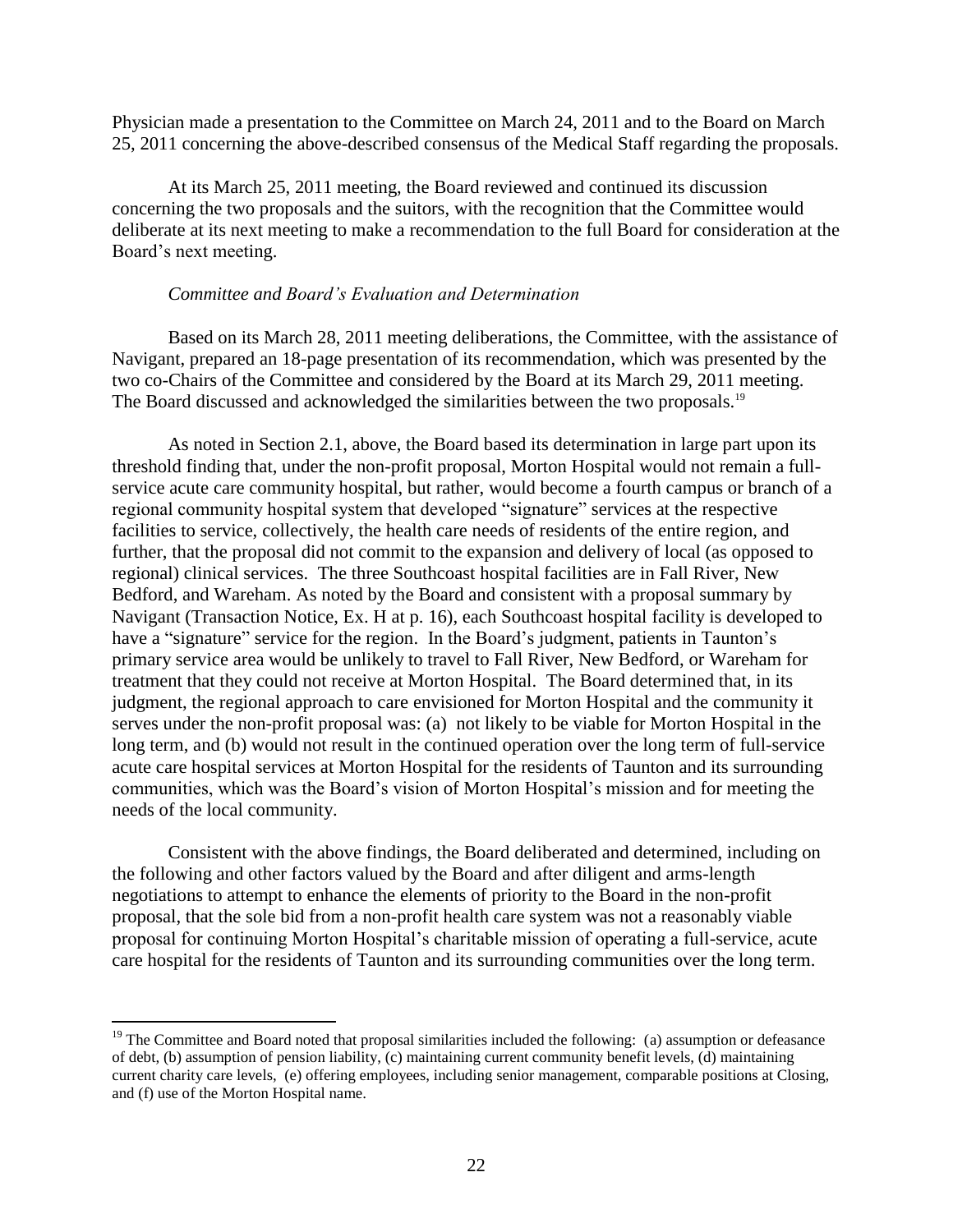Physician made a presentation to the Committee on March 24, 2011 and to the Board on March 25, 2011 concerning the above-described consensus of the Medical Staff regarding the proposals.

At its March 25, 2011 meeting, the Board reviewed and continued its discussion concerning the two proposals and the suitors, with the recognition that the Committee would deliberate at its next meeting to make a recommendation to the full Board for consideration at the Board's next meeting.

*Committee and Board's Evaluation and Determination*

Based on its March 28, 2011 meeting deliberations, the Committee, with the assistance of Navigant, prepared an 18-page presentation of its recommendation, which was presented by the two co-Chairs of the Committee and considered by the Board at its March 29, 2011 meeting. The Board discussed and acknowledged the similarities between the two proposals.[19]

As noted in Section 2.1, above, the Board based its determination in large part upon its threshold finding that, under the non-profit proposal, Morton Hospital would not remain a full-service acute care community hospital, but rather, would become a fourth campus or branch of a regional community hospital system that developed "signature" services at the respective facilities to service, collectively, the health care needs of residents of the entire region, and further, that the proposal did not commit to the expansion and delivery of local (as opposed to regional) clinical services. The three Southcoast hospital facilities are in Fall River, New Bedford, and Wareham. As noted by the Board and consistent with a proposal summary by Navigant (Transaction Notice, Ex. H at p. 16), each Southcoast hospital facility is developed to have a "signature" service for the region. In the Board's judgment, patients in Taunton's primary service area would be unlikely to travel to Fall River, New Bedford, or Wareham for treatment that they could not receive at Morton Hospital. The Board determined that, in its judgment, the regional approach to care envisioned for Morton Hospital and the community it serves under the non-profit proposal was: (a) not likely to be viable for Morton Hospital in the long term, and (b) would not result in the continued operation over the long term of full-service acute care hospital services at Morton Hospital for the residents of Taunton and its surrounding communities, which was the Board's vision of Morton Hospital's mission and for meeting the needs of the local community.

Consistent with the above findings, the Board deliberated and determined, including on the following and other factors valued by the Board and after diligent and arms-length negotiations to attempt to enhance the elements of priority to the Board in the non-profit proposal, that the sole bid from a non-profit health care system was not a reasonably viable proposal for continuing Morton Hospital's charitable mission of operating a full-service, acute care hospital for the residents of Taunton and its surrounding communities over the long term.

---

[19] The Committee and Board noted that proposal similarities included the following: (a) assumption or defeasance of debt, (b) assumption of pension liability, (c) maintaining current community benefit levels, (d) maintaining current charity care levels, (e) offering employees, including senior management, comparable positions at Closing, and (f) use of the Morton Hospital name.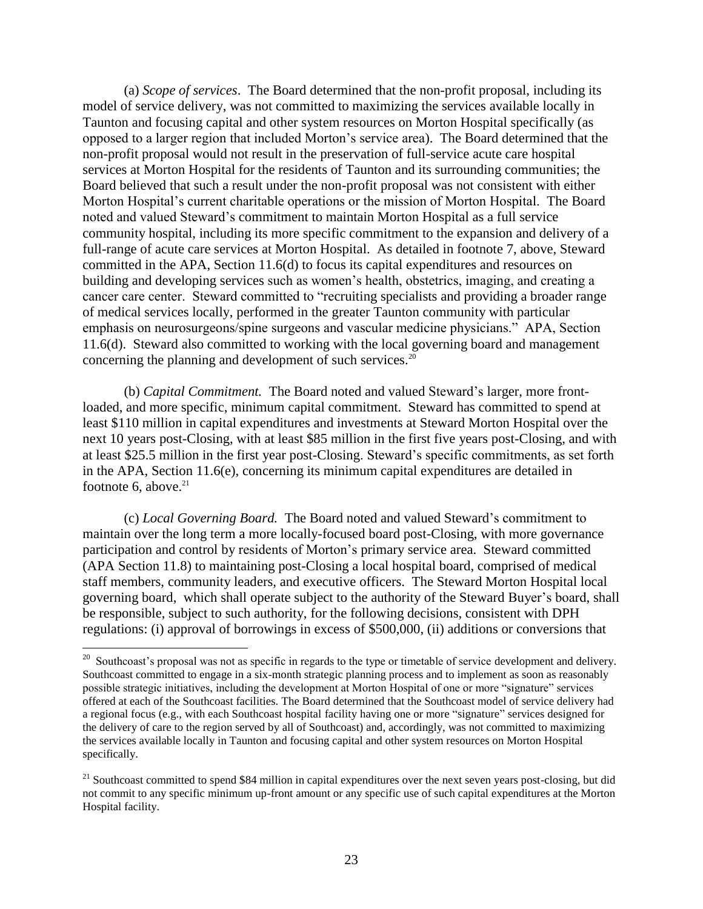(a) *Scope of services*. The Board determined that the non-profit proposal, including its model of service delivery, was not committed to maximizing the services available locally in Taunton and focusing capital and other system resources on Morton Hospital specifically (as opposed to a larger region that included Morton's service area). The Board determined that the non-profit proposal would not result in the preservation of full-service acute care hospital services at Morton Hospital for the residents of Taunton and its surrounding communities; the Board believed that such a result under the non-profit proposal was not consistent with either Morton Hospital's current charitable operations or the mission of Morton Hospital. The Board noted and valued Steward's commitment to maintain Morton Hospital as a full service community hospital, including its more specific commitment to the expansion and delivery of a full-range of acute care services at Morton Hospital. As detailed in footnote 7, above, Steward committed in the APA, Section 11.6(d) to focus its capital expenditures and resources on building and developing services such as women's health, obstetrics, imaging, and creating a cancer care center. Steward committed to "recruiting specialists and providing a broader range of medical services locally, performed in the greater Taunton community with particular emphasis on neurosurgeons/spine surgeons and vascular medicine physicians." APA, Section 11.6(d). Steward also committed to working with the local governing board and management concerning the planning and development of such services.[20]

(b) *Capital Commitment.* The Board noted and valued Steward's larger, more front-loaded, and more specific, minimum capital commitment. Steward has committed to spend at least $110 million in capital expenditures and investments at Steward Morton Hospital over the next 10 years post-Closing, with at least $85 million in the first five years post-Closing, and with at least $25.5 million in the first year post-Closing. Steward's specific commitments, as set forth in the APA, Section 11.6(e), concerning its minimum capital expenditures are detailed in footnote 6, above.[21]

(c) *Local Governing Board.* The Board noted and valued Steward's commitment to maintain over the long term a more locally-focused board post-Closing, with more governance participation and control by residents of Morton's primary service area. Steward committed (APA Section 11.8) to maintaining post-Closing a local hospital board, comprised of medical staff members, community leaders, and executive officers. The Steward Morton Hospital local governing board, which shall operate subject to the authority of the Steward Buyer's board, shall be responsible, subject to such authority, for the following decisions, consistent with DPH regulations: (i) approval of borrowings in excess of $500,000, (ii) additions or conversions that

---

[20] Southcoast's proposal was not as specific in regards to the type or timetable of service development and delivery. Southcoast committed to engage in a six-month strategic planning process and to implement as soon as reasonably possible strategic initiatives, including the development at Morton Hospital of one or more "signature" services offered at each of the Southcoast facilities. The Board determined that the Southcoast model of service delivery had a regional focus (e.g., with each Southcoast hospital facility having one or more "signature" services designed for the delivery of care to the region served by all of Southcoast) and, accordingly, was not committed to maximizing the services available locally in Taunton and focusing capital and other system resources on Morton Hospital specifically.

[21] Southcoast committed to spend $84 million in capital expenditures over the next seven years post-closing, but did not commit to any specific minimum up-front amount or any specific use of such capital expenditures at the Morton Hospital facility.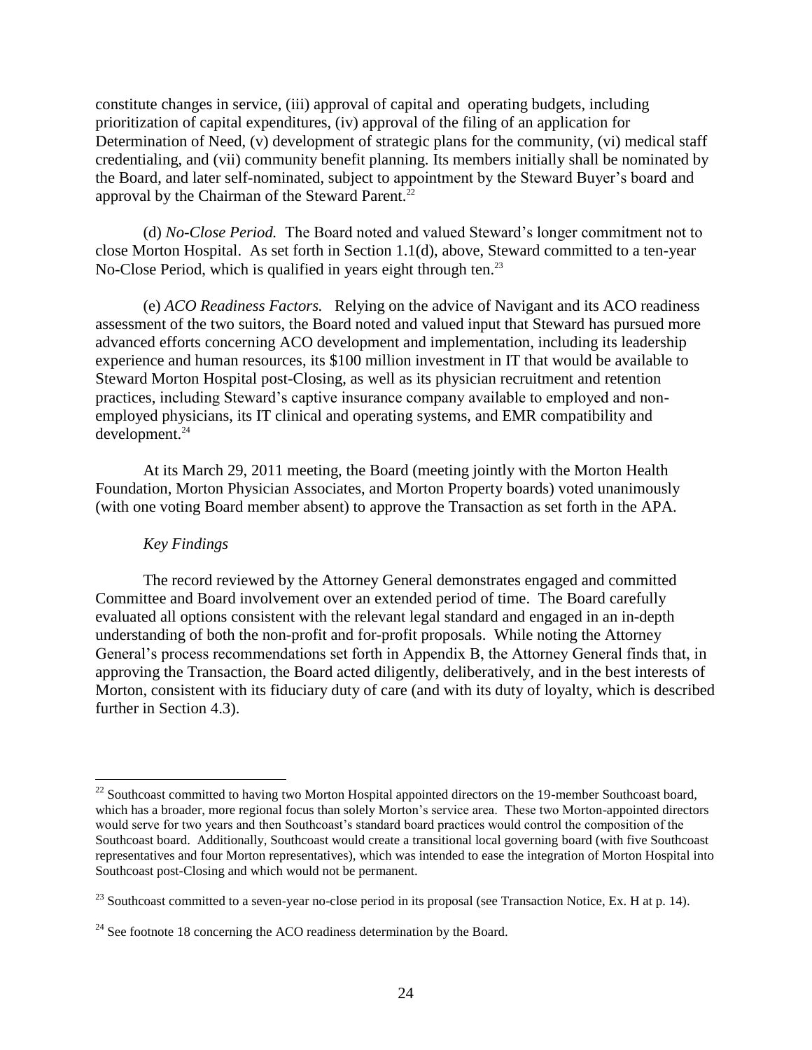constitute changes in service, (iii) approval of capital and operating budgets, including prioritization of capital expenditures, (iv) approval of the filing of an application for Determination of Need, (v) development of strategic plans for the community, (vi) medical staff credentialing, and (vii) community benefit planning. Its members initially shall be nominated by the Board, and later self-nominated, subject to appointment by the Steward Buyer's board and approval by the Chairman of the Steward Parent.[22]

(d) *No-Close Period.* The Board noted and valued Steward's longer commitment not to close Morton Hospital. As set forth in Section 1.1(d), above, Steward committed to a ten-year No-Close Period, which is qualified in years eight through ten.[23]

(e) *ACO Readiness Factors.* Relying on the advice of Navigant and its ACO readiness assessment of the two suitors, the Board noted and valued input that Steward has pursued more advanced efforts concerning ACO development and implementation, including its leadership experience and human resources, its $100 million investment in IT that would be available to Steward Morton Hospital post-Closing, as well as its physician recruitment and retention practices, including Steward's captive insurance company available to employed and non-employed physicians, its IT clinical and operating systems, and EMR compatibility and development.[24]

At its March 29, 2011 meeting, the Board (meeting jointly with the Morton Health Foundation, Morton Physician Associates, and Morton Property boards) voted unanimously (with one voting Board member absent) to approve the Transaction as set forth in the APA.

*Key Findings*

The record reviewed by the Attorney General demonstrates engaged and committed Committee and Board involvement over an extended period of time. The Board carefully evaluated all options consistent with the relevant legal standard and engaged in an in-depth understanding of both the non-profit and for-profit proposals. While noting the Attorney General's process recommendations set forth in Appendix B, the Attorney General finds that, in approving the Transaction, the Board acted diligently, deliberatively, and in the best interests of Morton, consistent with its fiduciary duty of care (and with its duty of loyalty, which is described further in Section 4.3).

---

[22] Southcoast committed to having two Morton Hospital appointed directors on the 19-member Southcoast board, which has a broader, more regional focus than solely Morton's service area. These two Morton-appointed directors would serve for two years and then Southcoast's standard board practices would control the composition of the Southcoast board. Additionally, Southcoast would create a transitional local governing board (with five Southcoast representatives and four Morton representatives), which was intended to ease the integration of Morton Hospital into Southcoast post-Closing and which would not be permanent.

[23] Southcoast committed to a seven-year no-close period in its proposal (see Transaction Notice, Ex. H at p. 14).

[24] See footnote 18 concerning the ACO readiness determination by the Board.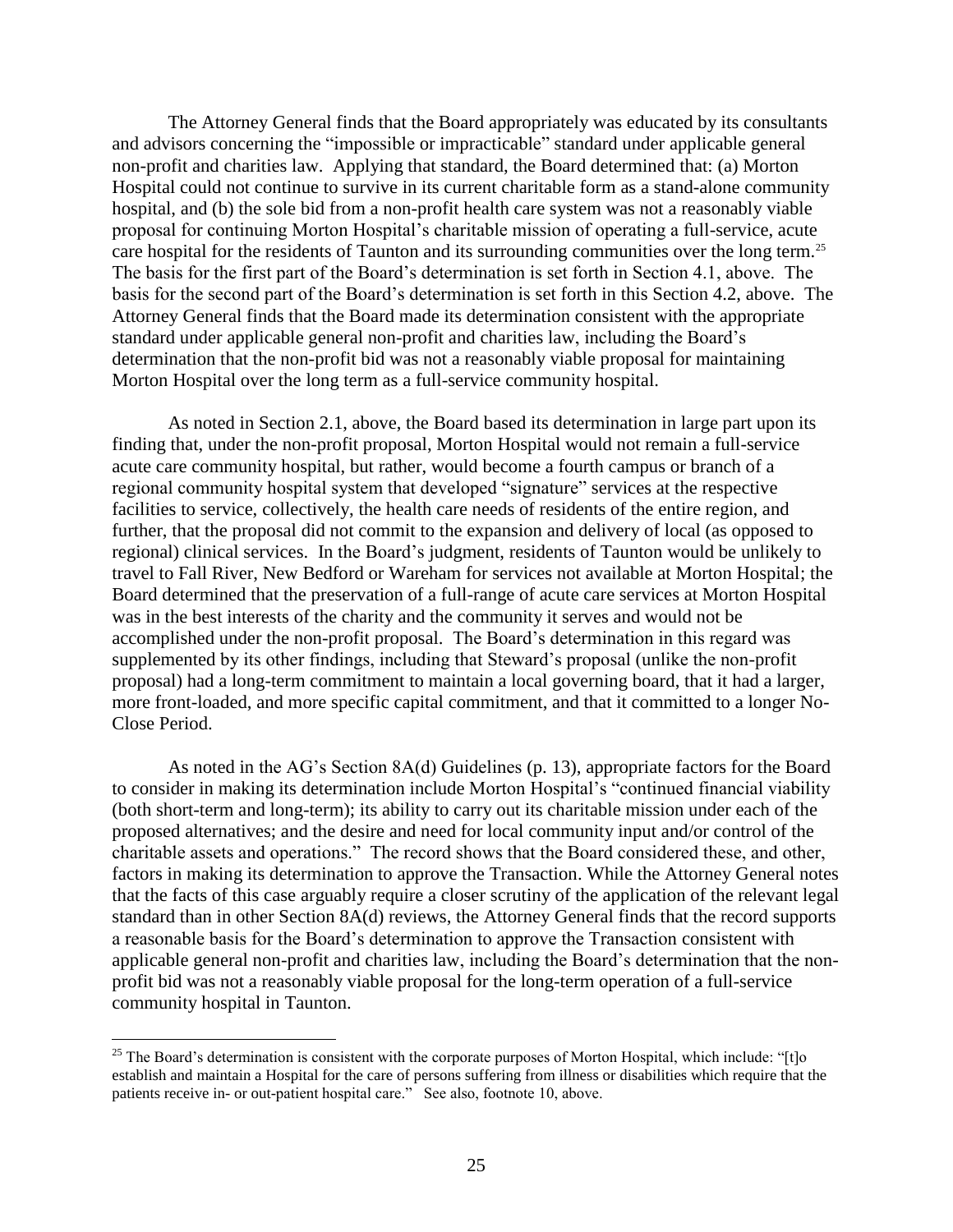The Attorney General finds that the Board appropriately was educated by its consultants and advisors concerning the "impossible or impracticable" standard under applicable general non-profit and charities law. Applying that standard, the Board determined that: (a) Morton Hospital could not continue to survive in its current charitable form as a stand-alone community hospital, and (b) the sole bid from a non-profit health care system was not a reasonably viable proposal for continuing Morton Hospital's charitable mission of operating a full-service, acute care hospital for the residents of Taunton and its surrounding communities over the long term.[25] The basis for the first part of the Board's determination is set forth in Section 4.1, above. The basis for the second part of the Board's determination is set forth in this Section 4.2, above. The Attorney General finds that the Board made its determination consistent with the appropriate standard under applicable general non-profit and charities law, including the Board's determination that the non-profit bid was not a reasonably viable proposal for maintaining Morton Hospital over the long term as a full-service community hospital.

As noted in Section 2.1, above, the Board based its determination in large part upon its finding that, under the non-profit proposal, Morton Hospital would not remain a full-service acute care community hospital, but rather, would become a fourth campus or branch of a regional community hospital system that developed "signature" services at the respective facilities to service, collectively, the health care needs of residents of the entire region, and further, that the proposal did not commit to the expansion and delivery of local (as opposed to regional) clinical services. In the Board's judgment, residents of Taunton would be unlikely to travel to Fall River, New Bedford or Wareham for services not available at Morton Hospital; the Board determined that the preservation of a full-range of acute care services at Morton Hospital was in the best interests of the charity and the community it serves and would not be accomplished under the non-profit proposal. The Board's determination in this regard was supplemented by its other findings, including that Steward's proposal (unlike the non-profit proposal) had a long-term commitment to maintain a local governing board, that it had a larger, more front-loaded, and more specific capital commitment, and that it committed to a longer No-Close Period.

As noted in the AG's Section 8A(d) Guidelines (p. 13), appropriate factors for the Board to consider in making its determination include Morton Hospital's "continued financial viability (both short-term and long-term); its ability to carry out its charitable mission under each of the proposed alternatives; and the desire and need for local community input and/or control of the charitable assets and operations." The record shows that the Board considered these, and other, factors in making its determination to approve the Transaction. While the Attorney General notes that the facts of this case arguably require a closer scrutiny of the application of the relevant legal standard than in other Section 8A(d) reviews, the Attorney General finds that the record supports a reasonable basis for the Board's determination to approve the Transaction consistent with applicable general non-profit and charities law, including the Board's determination that the non-profit bid was not a reasonably viable proposal for the long-term operation of a full-service community hospital in Taunton.

---

[25] The Board's determination is consistent with the corporate purposes of Morton Hospital, which include: "[t]o establish and maintain a Hospital for the care of persons suffering from illness or disabilities which require that the patients receive in- or out-patient hospital care." See also, footnote 10, above.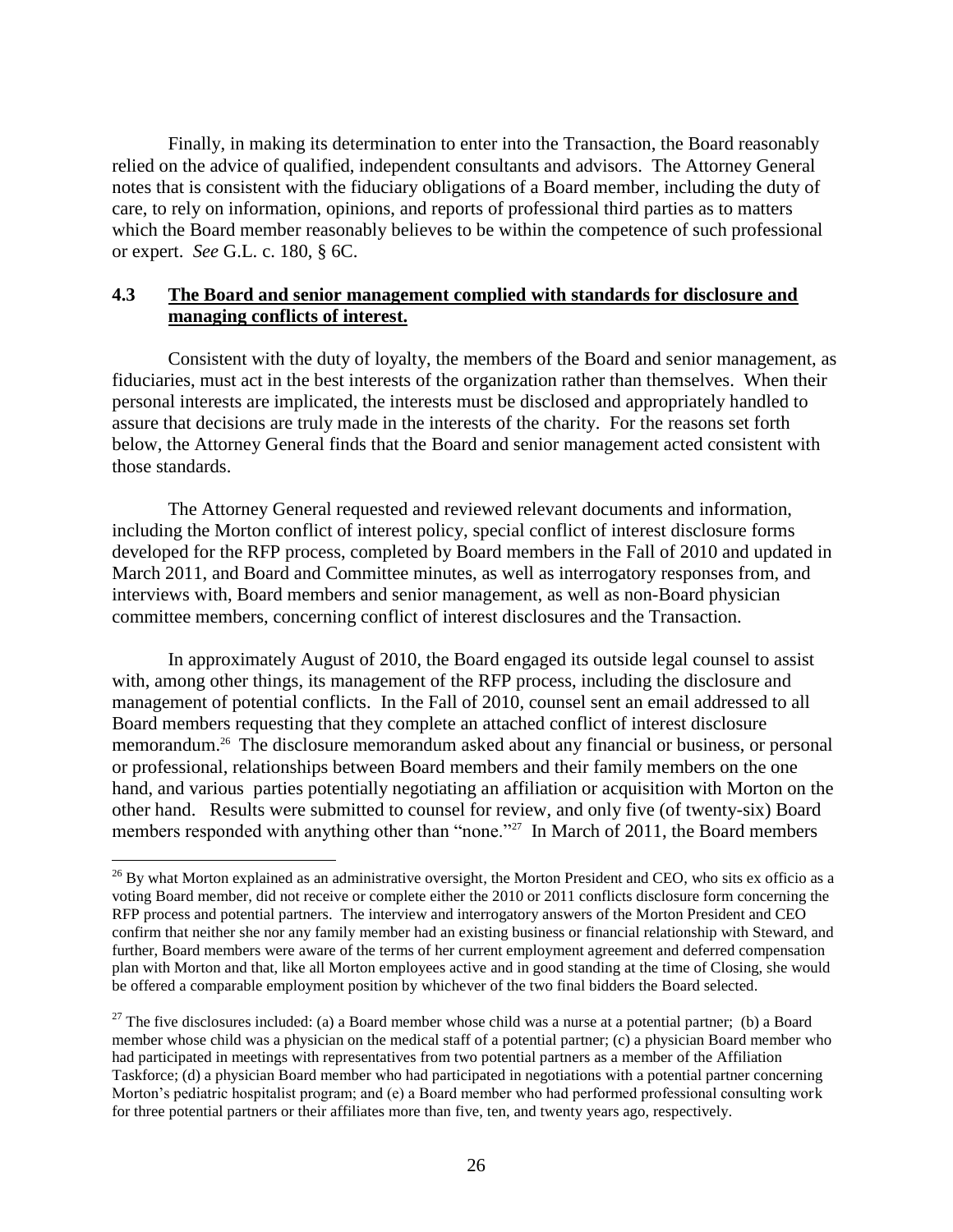Finally, in making its determination to enter into the Transaction, the Board reasonably relied on the advice of qualified, independent consultants and advisors. The Attorney General notes that is consistent with the fiduciary obligations of a Board member, including the duty of care, to rely on information, opinions, and reports of professional third parties as to matters which the Board member reasonably believes to be within the competence of such professional or expert. *See* G.L. c. 180, § 6C.

### 4.3 <u>The Board and senior management complied with standards for disclosure and managing conflicts of interest.</u>

Consistent with the duty of loyalty, the members of the Board and senior management, as fiduciaries, must act in the best interests of the organization rather than themselves. When their personal interests are implicated, the interests must be disclosed and appropriately handled to assure that decisions are truly made in the interests of the charity. For the reasons set forth below, the Attorney General finds that the Board and senior management acted consistent with those standards.

The Attorney General requested and reviewed relevant documents and information, including the Morton conflict of interest policy, special conflict of interest disclosure forms developed for the RFP process, completed by Board members in the Fall of 2010 and updated in March 2011, and Board and Committee minutes, as well as interrogatory responses from, and interviews with, Board members and senior management, as well as non-Board physician committee members, concerning conflict of interest disclosures and the Transaction.

In approximately August of 2010, the Board engaged its outside legal counsel to assist with, among other things, its management of the RFP process, including the disclosure and management of potential conflicts. In the Fall of 2010, counsel sent an email addressed to all Board members requesting that they complete an attached conflict of interest disclosure memorandum.[26] The disclosure memorandum asked about any financial or business, or personal or professional, relationships between Board members and their family members on the one hand, and various parties potentially negotiating an affiliation or acquisition with Morton on the other hand. Results were submitted to counsel for review, and only five (of twenty-six) Board members responded with anything other than "none."[27] In March of 2011, the Board members

---

[26] By what Morton explained as an administrative oversight, the Morton President and CEO, who sits ex officio as a voting Board member, did not receive or complete either the 2010 or 2011 conflicts disclosure form concerning the RFP process and potential partners. The interview and interrogatory answers of the Morton President and CEO confirm that neither she nor any family member had an existing business or financial relationship with Steward, and further, Board members were aware of the terms of her current employment agreement and deferred compensation plan with Morton and that, like all Morton employees active and in good standing at the time of Closing, she would be offered a comparable employment position by whichever of the two final bidders the Board selected.

[27] The five disclosures included: (a) a Board member whose child was a nurse at a potential partner; (b) a Board member whose child was a physician on the medical staff of a potential partner; (c) a physician Board member who had participated in meetings with representatives from two potential partners as a member of the Affiliation Taskforce; (d) a physician Board member who had participated in negotiations with a potential partner concerning Morton's pediatric hospitalist program; and (e) a Board member who had performed professional consulting work for three potential partners or their affiliates more than five, ten, and twenty years ago, respectively.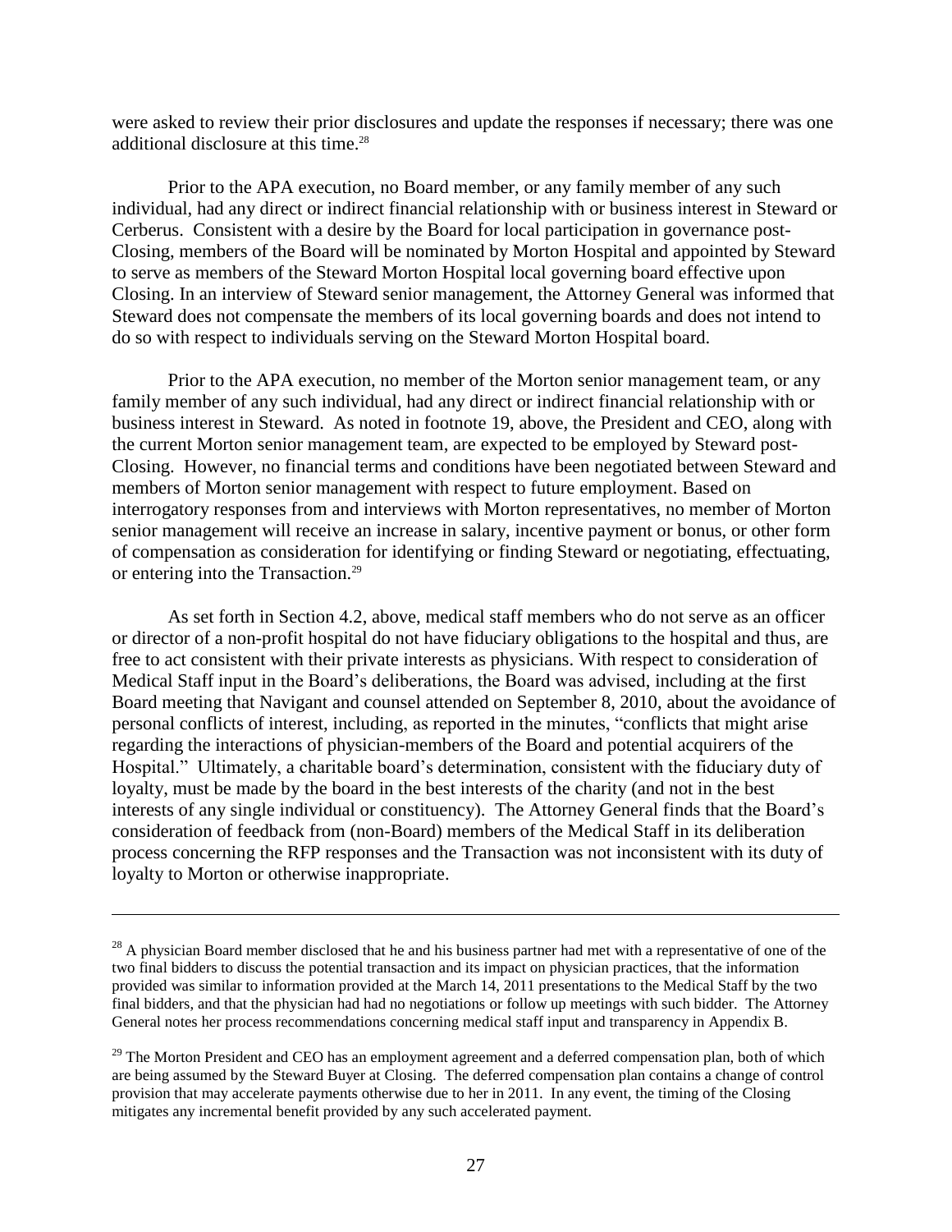were asked to review their prior disclosures and update the responses if necessary; there was one additional disclosure at this time.[28]

Prior to the APA execution, no Board member, or any family member of any such individual, had any direct or indirect financial relationship with or business interest in Steward or Cerberus. Consistent with a desire by the Board for local participation in governance post-Closing, members of the Board will be nominated by Morton Hospital and appointed by Steward to serve as members of the Steward Morton Hospital local governing board effective upon Closing. In an interview of Steward senior management, the Attorney General was informed that Steward does not compensate the members of its local governing boards and does not intend to do so with respect to individuals serving on the Steward Morton Hospital board.

Prior to the APA execution, no member of the Morton senior management team, or any family member of any such individual, had any direct or indirect financial relationship with or business interest in Steward. As noted in footnote 19, above, the President and CEO, along with the current Morton senior management team, are expected to be employed by Steward post-Closing. However, no financial terms and conditions have been negotiated between Steward and members of Morton senior management with respect to future employment. Based on interrogatory responses from and interviews with Morton representatives, no member of Morton senior management will receive an increase in salary, incentive payment or bonus, or other form of compensation as consideration for identifying or finding Steward or negotiating, effectuating, or entering into the Transaction.[29]

As set forth in Section 4.2, above, medical staff members who do not serve as an officer or director of a non-profit hospital do not have fiduciary obligations to the hospital and thus, are free to act consistent with their private interests as physicians. With respect to consideration of Medical Staff input in the Board's deliberations, the Board was advised, including at the first Board meeting that Navigant and counsel attended on September 8, 2010, about the avoidance of personal conflicts of interest, including, as reported in the minutes, "conflicts that might arise regarding the interactions of physician-members of the Board and potential acquirers of the Hospital." Ultimately, a charitable board's determination, consistent with the fiduciary duty of loyalty, must be made by the board in the best interests of the charity (and not in the best interests of any single individual or constituency). The Attorney General finds that the Board's consideration of feedback from (non-Board) members of the Medical Staff in its deliberation process concerning the RFP responses and the Transaction was not inconsistent with its duty of loyalty to Morton or otherwise inappropriate.

---

[28] A physician Board member disclosed that he and his business partner had met with a representative of one of the two final bidders to discuss the potential transaction and its impact on physician practices, that the information provided was similar to information provided at the March 14, 2011 presentations to the Medical Staff by the two final bidders, and that the physician had had no negotiations or follow up meetings with such bidder. The Attorney General notes her process recommendations concerning medical staff input and transparency in Appendix B.

[29] The Morton President and CEO has an employment agreement and a deferred compensation plan, both of which are being assumed by the Steward Buyer at Closing. The deferred compensation plan contains a change of control provision that may accelerate payments otherwise due to her in 2011. In any event, the timing of the Closing mitigates any incremental benefit provided by any such accelerated payment.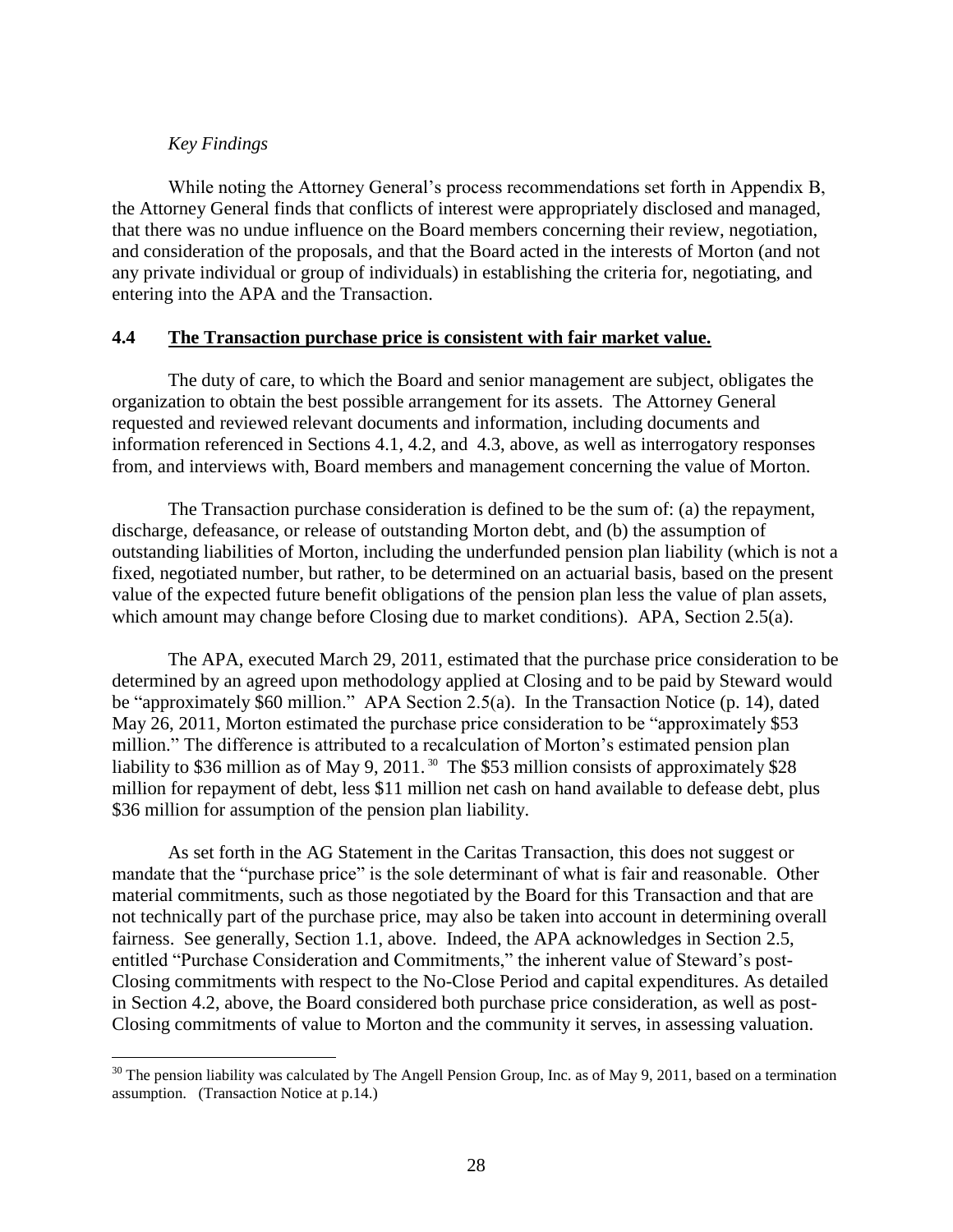*Key Findings*

While noting the Attorney General's process recommendations set forth in Appendix B, the Attorney General finds that conflicts of interest were appropriately disclosed and managed, that there was no undue influence on the Board members concerning their review, negotiation, and consideration of the proposals, and that the Board acted in the interests of Morton (and not any private individual or group of individuals) in establishing the criteria for, negotiating, and entering into the APA and the Transaction.

### 4.4 <u>The Transaction purchase price is consistent with fair market value.</u>

The duty of care, to which the Board and senior management are subject, obligates the organization to obtain the best possible arrangement for its assets. The Attorney General requested and reviewed relevant documents and information, including documents and information referenced in Sections 4.1, 4.2, and 4.3, above, as well as interrogatory responses from, and interviews with, Board members and management concerning the value of Morton.

The Transaction purchase consideration is defined to be the sum of: (a) the repayment, discharge, defeasance, or release of outstanding Morton debt, and (b) the assumption of outstanding liabilities of Morton, including the underfunded pension plan liability (which is not a fixed, negotiated number, but rather, to be determined on an actuarial basis, based on the present value of the expected future benefit obligations of the pension plan less the value of plan assets, which amount may change before Closing due to market conditions). APA, Section 2.5(a).

The APA, executed March 29, 2011, estimated that the purchase price consideration to be determined by an agreed upon methodology applied at Closing and to be paid by Steward would be "approximately $60 million." APA Section 2.5(a). In the Transaction Notice (p. 14), dated May 26, 2011, Morton estimated the purchase price consideration to be "approximately $53 million." The difference is attributed to a recalculation of Morton's estimated pension plan liability to $36 million as of May 9, 2011.[30] The $53 million consists of approximately $28 million for repayment of debt, less $11 million net cash on hand available to defease debt, plus $36 million for assumption of the pension plan liability.

As set forth in the AG Statement in the Caritas Transaction, this does not suggest or mandate that the "purchase price" is the sole determinant of what is fair and reasonable. Other material commitments, such as those negotiated by the Board for this Transaction and that are not technically part of the purchase price, may also be taken into account in determining overall fairness. See generally, Section 1.1, above. Indeed, the APA acknowledges in Section 2.5, entitled "Purchase Consideration and Commitments," the inherent value of Steward's post-Closing commitments with respect to the No-Close Period and capital expenditures. As detailed in Section 4.2, above, the Board considered both purchase price consideration, as well as post-Closing commitments of value to Morton and the community it serves, in assessing valuation.

---

[30] The pension liability was calculated by The Angell Pension Group, Inc. as of May 9, 2011, based on a termination assumption. (Transaction Notice at p.14.)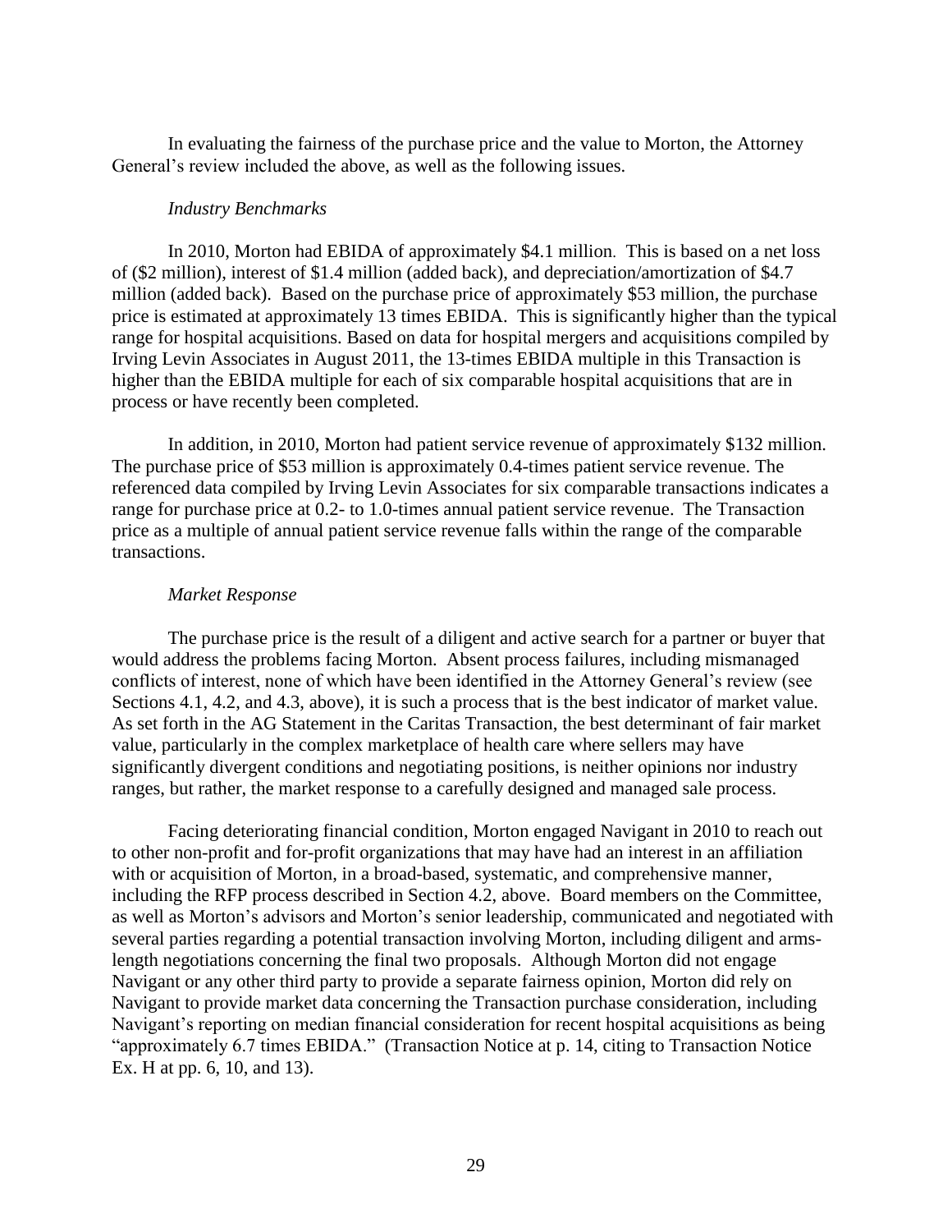In evaluating the fairness of the purchase price and the value to Morton, the Attorney General's review included the above, as well as the following issues.

*Industry Benchmarks*

In 2010, Morton had EBIDA of approximately $4.1 million. This is based on a net loss of ($2 million), interest of $1.4 million (added back), and depreciation/amortization of $4.7 million (added back). Based on the purchase price of approximately $53 million, the purchase price is estimated at approximately 13 times EBIDA. This is significantly higher than the typical range for hospital acquisitions. Based on data for hospital mergers and acquisitions compiled by Irving Levin Associates in August 2011, the 13-times EBIDA multiple in this Transaction is higher than the EBIDA multiple for each of six comparable hospital acquisitions that are in process or have recently been completed.

In addition, in 2010, Morton had patient service revenue of approximately $132 million. The purchase price of $53 million is approximately 0.4-times patient service revenue. The referenced data compiled by Irving Levin Associates for six comparable transactions indicates a range for purchase price at 0.2- to 1.0-times annual patient service revenue. The Transaction price as a multiple of annual patient service revenue falls within the range of the comparable transactions.

*Market Response*

The purchase price is the result of a diligent and active search for a partner or buyer that would address the problems facing Morton. Absent process failures, including mismanaged conflicts of interest, none of which have been identified in the Attorney General's review (see Sections 4.1, 4.2, and 4.3, above), it is such a process that is the best indicator of market value. As set forth in the AG Statement in the Caritas Transaction, the best determinant of fair market value, particularly in the complex marketplace of health care where sellers may have significantly divergent conditions and negotiating positions, is neither opinions nor industry ranges, but rather, the market response to a carefully designed and managed sale process.

Facing deteriorating financial condition, Morton engaged Navigant in 2010 to reach out to other non-profit and for-profit organizations that may have had an interest in an affiliation with or acquisition of Morton, in a broad-based, systematic, and comprehensive manner, including the RFP process described in Section 4.2, above. Board members on the Committee, as well as Morton's advisors and Morton's senior leadership, communicated and negotiated with several parties regarding a potential transaction involving Morton, including diligent and arms-length negotiations concerning the final two proposals. Although Morton did not engage Navigant or any other third party to provide a separate fairness opinion, Morton did rely on Navigant to provide market data concerning the Transaction purchase consideration, including Navigant's reporting on median financial consideration for recent hospital acquisitions as being "approximately 6.7 times EBIDA." (Transaction Notice at p. 14, citing to Transaction Notice Ex. H at pp. 6, 10, and 13).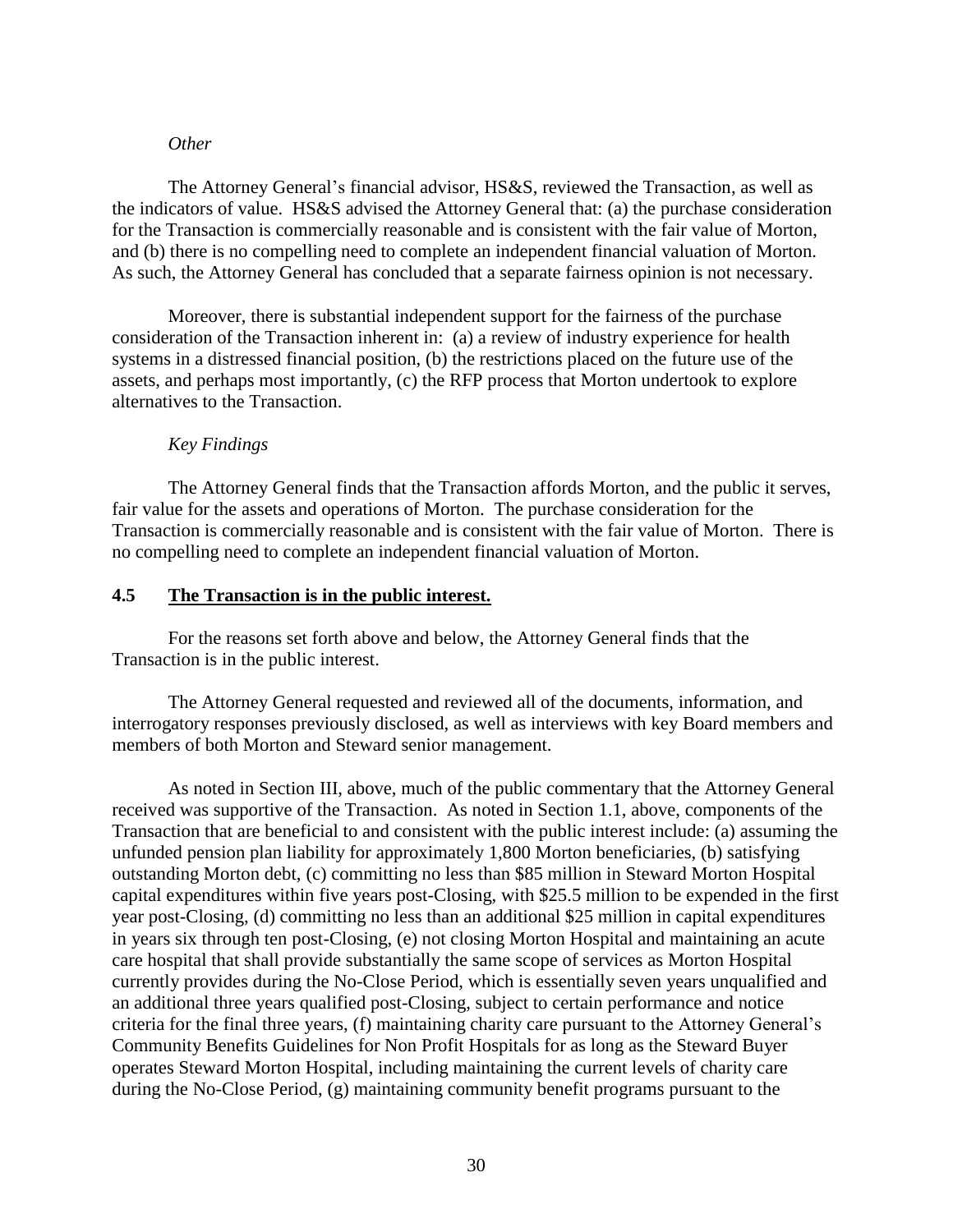*Other*

The Attorney General's financial advisor, HS&S, reviewed the Transaction, as well as the indicators of value. HS&S advised the Attorney General that: (a) the purchase consideration for the Transaction is commercially reasonable and is consistent with the fair value of Morton, and (b) there is no compelling need to complete an independent financial valuation of Morton. As such, the Attorney General has concluded that a separate fairness opinion is not necessary.

Moreover, there is substantial independent support for the fairness of the purchase consideration of the Transaction inherent in: (a) a review of industry experience for health systems in a distressed financial position, (b) the restrictions placed on the future use of the assets, and perhaps most importantly, (c) the RFP process that Morton undertook to explore alternatives to the Transaction.

*Key Findings*

The Attorney General finds that the Transaction affords Morton, and the public it serves, fair value for the assets and operations of Morton. The purchase consideration for the Transaction is commercially reasonable and is consistent with the fair value of Morton. There is no compelling need to complete an independent financial valuation of Morton.

### 4.5 <u>The Transaction is in the public interest.</u>

For the reasons set forth above and below, the Attorney General finds that the Transaction is in the public interest.

The Attorney General requested and reviewed all of the documents, information, and interrogatory responses previously disclosed, as well as interviews with key Board members and members of both Morton and Steward senior management.

As noted in Section III, above, much of the public commentary that the Attorney General received was supportive of the Transaction. As noted in Section 1.1, above, components of the Transaction that are beneficial to and consistent with the public interest include: (a) assuming the unfunded pension plan liability for approximately 1,800 Morton beneficiaries, (b) satisfying outstanding Morton debt, (c) committing no less than $85 million in Steward Morton Hospital capital expenditures within five years post-Closing, with $25.5 million to be expended in the first year post-Closing, (d) committing no less than an additional $25 million in capital expenditures in years six through ten post-Closing, (e) not closing Morton Hospital and maintaining an acute care hospital that shall provide substantially the same scope of services as Morton Hospital currently provides during the No-Close Period, which is essentially seven years unqualified and an additional three years qualified post-Closing, subject to certain performance and notice criteria for the final three years, (f) maintaining charity care pursuant to the Attorney General's Community Benefits Guidelines for Non Profit Hospitals for as long as the Steward Buyer operates Steward Morton Hospital, including maintaining the current levels of charity care during the No-Close Period, (g) maintaining community benefit programs pursuant to the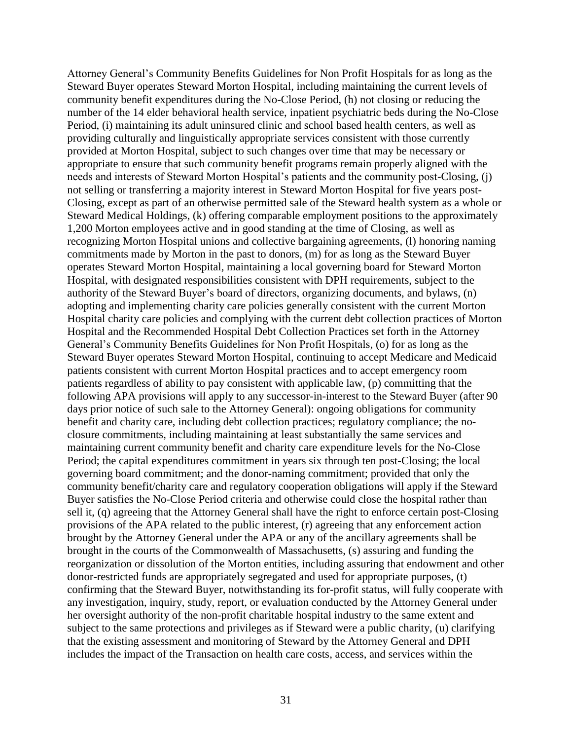Attorney General's Community Benefits Guidelines for Non Profit Hospitals for as long as the Steward Buyer operates Steward Morton Hospital, including maintaining the current levels of community benefit expenditures during the No-Close Period, (h) not closing or reducing the number of the 14 elder behavioral health service, inpatient psychiatric beds during the No-Close Period, (i) maintaining its adult uninsured clinic and school based health centers, as well as providing culturally and linguistically appropriate services consistent with those currently provided at Morton Hospital, subject to such changes over time that may be necessary or appropriate to ensure that such community benefit programs remain properly aligned with the needs and interests of Steward Morton Hospital's patients and the community post-Closing, (j) not selling or transferring a majority interest in Steward Morton Hospital for five years post-Closing, except as part of an otherwise permitted sale of the Steward health system as a whole or Steward Medical Holdings, (k) offering comparable employment positions to the approximately 1,200 Morton employees active and in good standing at the time of Closing, as well as recognizing Morton Hospital unions and collective bargaining agreements, (l) honoring naming commitments made by Morton in the past to donors, (m) for as long as the Steward Buyer operates Steward Morton Hospital, maintaining a local governing board for Steward Morton Hospital, with designated responsibilities consistent with DPH requirements, subject to the authority of the Steward Buyer's board of directors, organizing documents, and bylaws, (n) adopting and implementing charity care policies generally consistent with the current Morton Hospital charity care policies and complying with the current debt collection practices of Morton Hospital and the Recommended Hospital Debt Collection Practices set forth in the Attorney General's Community Benefits Guidelines for Non Profit Hospitals, (o) for as long as the Steward Buyer operates Steward Morton Hospital, continuing to accept Medicare and Medicaid patients consistent with current Morton Hospital practices and to accept emergency room patients regardless of ability to pay consistent with applicable law, (p) committing that the following APA provisions will apply to any successor-in-interest to the Steward Buyer (after 90 days prior notice of such sale to the Attorney General): ongoing obligations for community benefit and charity care, including debt collection practices; regulatory compliance; the no-closure commitments, including maintaining at least substantially the same services and maintaining current community benefit and charity care expenditure levels for the No-Close Period; the capital expenditures commitment in years six through ten post-Closing; the local governing board commitment; and the donor-naming commitment; provided that only the community benefit/charity care and regulatory cooperation obligations will apply if the Steward Buyer satisfies the No-Close Period criteria and otherwise could close the hospital rather than sell it, (q) agreeing that the Attorney General shall have the right to enforce certain post-Closing provisions of the APA related to the public interest, (r) agreeing that any enforcement action brought by the Attorney General under the APA or any of the ancillary agreements shall be brought in the courts of the Commonwealth of Massachusetts, (s) assuring and funding the reorganization or dissolution of the Morton entities, including assuring that endowment and other donor-restricted funds are appropriately segregated and used for appropriate purposes, (t) confirming that the Steward Buyer, notwithstanding its for-profit status, will fully cooperate with any investigation, inquiry, study, report, or evaluation conducted by the Attorney General under her oversight authority of the non-profit charitable hospital industry to the same extent and subject to the same protections and privileges as if Steward were a public charity, (u) clarifying that the existing assessment and monitoring of Steward by the Attorney General and DPH includes the impact of the Transaction on health care costs, access, and services within the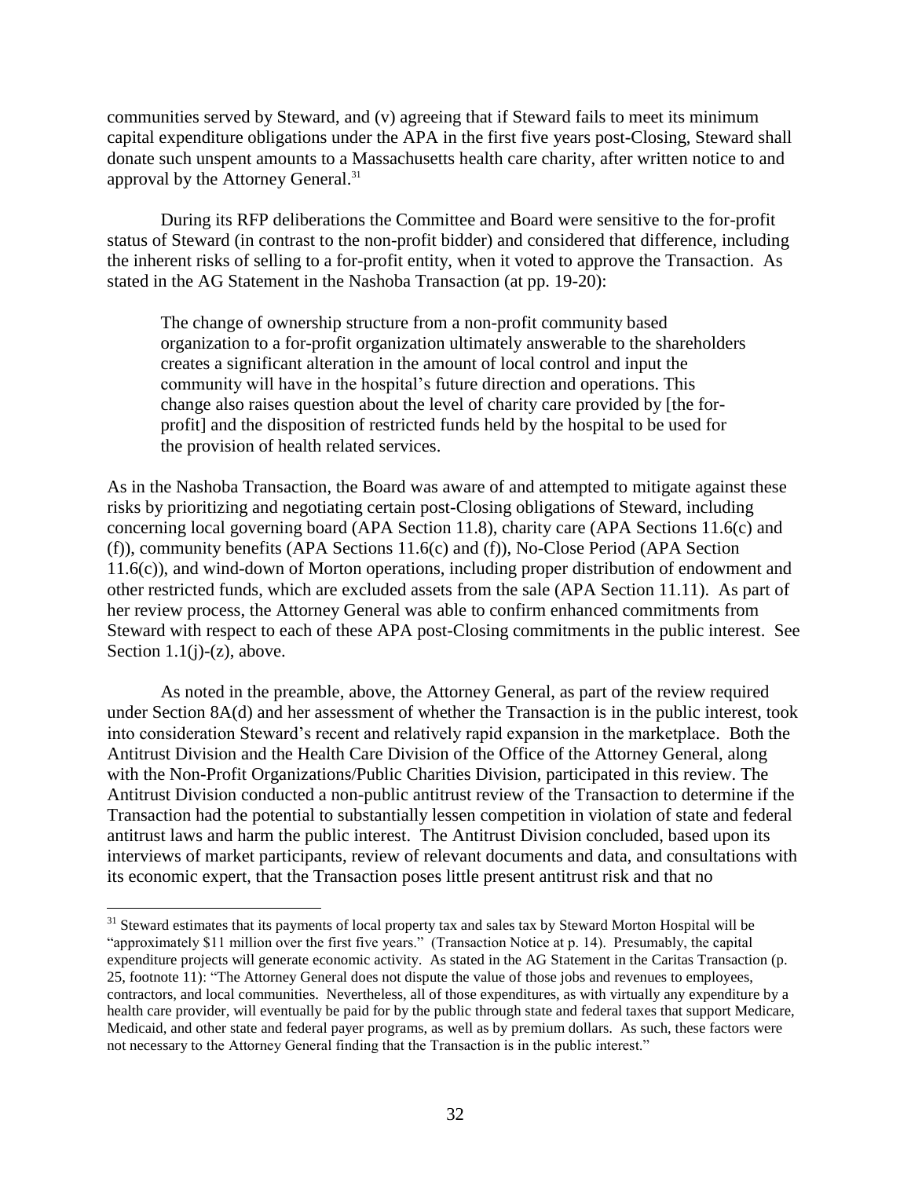communities served by Steward, and (v) agreeing that if Steward fails to meet its minimum capital expenditure obligations under the APA in the first five years post-Closing, Steward shall donate such unspent amounts to a Massachusetts health care charity, after written notice to and approval by the Attorney General.[31]

During its RFP deliberations the Committee and Board were sensitive to the for-profit status of Steward (in contrast to the non-profit bidder) and considered that difference, including the inherent risks of selling to a for-profit entity, when it voted to approve the Transaction. As stated in the AG Statement in the Nashoba Transaction (at pp. 19-20):

> The change of ownership structure from a non-profit community based organization to a for-profit organization ultimately answerable to the shareholders creates a significant alteration in the amount of local control and input the community will have in the hospital's future direction and operations. This change also raises question about the level of charity care provided by [the for-profit] and the disposition of restricted funds held by the hospital to be used for the provision of health related services.

As in the Nashoba Transaction, the Board was aware of and attempted to mitigate against these risks by prioritizing and negotiating certain post-Closing obligations of Steward, including concerning local governing board (APA Section 11.8), charity care (APA Sections 11.6(c) and (f)), community benefits (APA Sections 11.6(c) and (f)), No-Close Period (APA Section 11.6(c)), and wind-down of Morton operations, including proper distribution of endowment and other restricted funds, which are excluded assets from the sale (APA Section 11.11). As part of her review process, the Attorney General was able to confirm enhanced commitments from Steward with respect to each of these APA post-Closing commitments in the public interest. See Section 1.1(j)-(z), above.

As noted in the preamble, above, the Attorney General, as part of the review required under Section 8A(d) and her assessment of whether the Transaction is in the public interest, took into consideration Steward's recent and relatively rapid expansion in the marketplace. Both the Antitrust Division and the Health Care Division of the Office of the Attorney General, along with the Non-Profit Organizations/Public Charities Division, participated in this review. The Antitrust Division conducted a non-public antitrust review of the Transaction to determine if the Transaction had the potential to substantially lessen competition in violation of state and federal antitrust laws and harm the public interest. The Antitrust Division concluded, based upon its interviews of market participants, review of relevant documents and data, and consultations with its economic expert, that the Transaction poses little present antitrust risk and that no

---

[31] Steward estimates that its payments of local property tax and sales tax by Steward Morton Hospital will be "approximately $11 million over the first five years." (Transaction Notice at p. 14). Presumably, the capital expenditure projects will generate economic activity. As stated in the AG Statement in the Caritas Transaction (p. 25, footnote 11): "The Attorney General does not dispute the value of those jobs and revenues to employees, contractors, and local communities. Nevertheless, all of those expenditures, as with virtually any expenditure by a health care provider, will eventually be paid for by the public through state and federal taxes that support Medicare, Medicaid, and other state and federal payer programs, as well as by premium dollars. As such, these factors were not necessary to the Attorney General finding that the Transaction is in the public interest."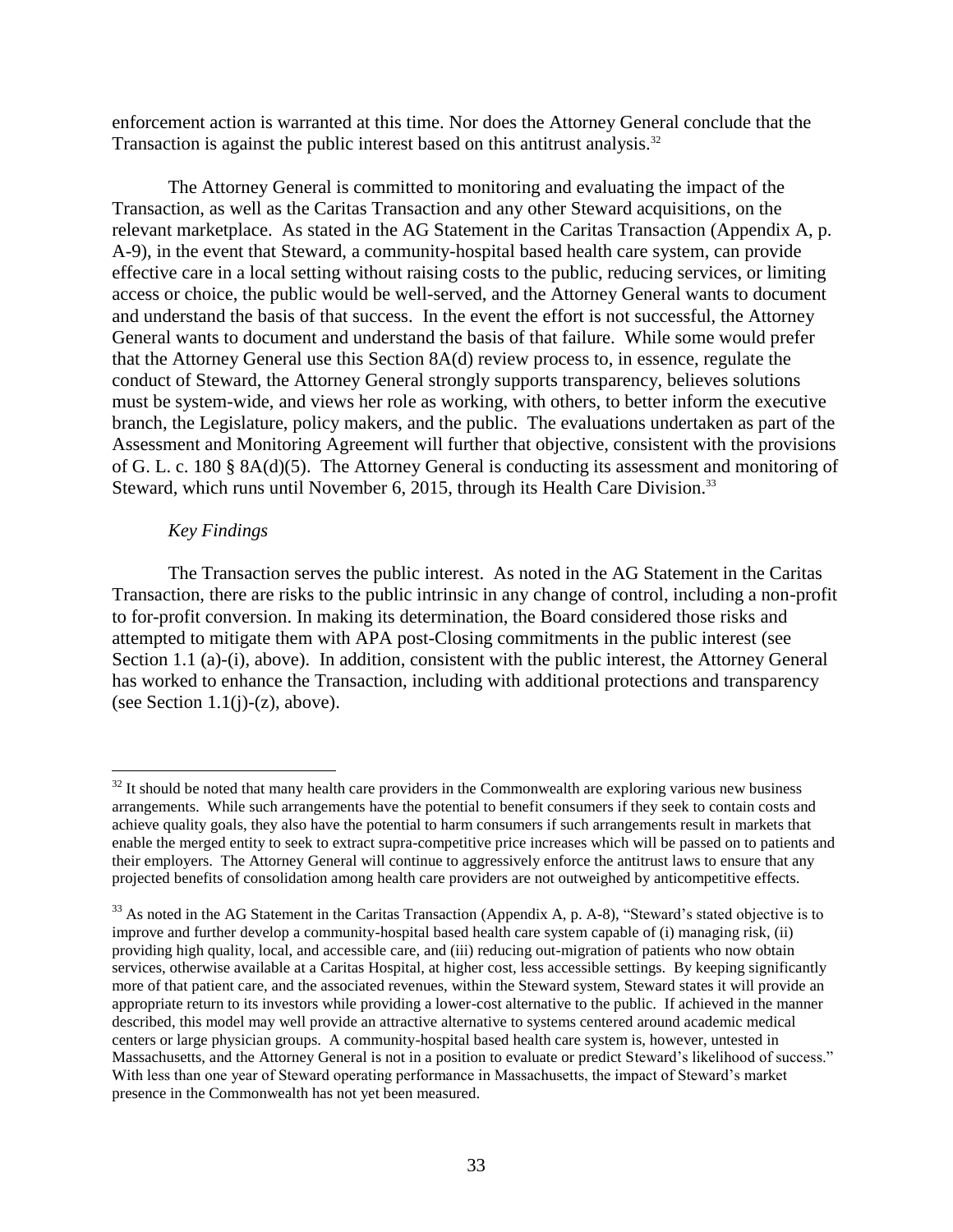enforcement action is warranted at this time. Nor does the Attorney General conclude that the Transaction is against the public interest based on this antitrust analysis.[32]

The Attorney General is committed to monitoring and evaluating the impact of the Transaction, as well as the Caritas Transaction and any other Steward acquisitions, on the relevant marketplace. As stated in the AG Statement in the Caritas Transaction (Appendix A, p. A-9), in the event that Steward, a community-hospital based health care system, can provide effective care in a local setting without raising costs to the public, reducing services, or limiting access or choice, the public would be well-served, and the Attorney General wants to document and understand the basis of that success. In the event the effort is not successful, the Attorney General wants to document and understand the basis of that failure. While some would prefer that the Attorney General use this Section 8A(d) review process to, in essence, regulate the conduct of Steward, the Attorney General strongly supports transparency, believes solutions must be system-wide, and views her role as working, with others, to better inform the executive branch, the Legislature, policy makers, and the public. The evaluations undertaken as part of the Assessment and Monitoring Agreement will further that objective, consistent with the provisions of G. L. c. 180 § 8A(d)(5). The Attorney General is conducting its assessment and monitoring of Steward, which runs until November 6, 2015, through its Health Care Division.[33]

*Key Findings*

The Transaction serves the public interest. As noted in the AG Statement in the Caritas Transaction, there are risks to the public intrinsic in any change of control, including a non-profit to for-profit conversion. In making its determination, the Board considered those risks and attempted to mitigate them with APA post-Closing commitments in the public interest (see Section 1.1 (a)-(i), above). In addition, consistent with the public interest, the Attorney General has worked to enhance the Transaction, including with additional protections and transparency (see Section 1.1(j)-(z), above).

---

[32] It should be noted that many health care providers in the Commonwealth are exploring various new business arrangements. While such arrangements have the potential to benefit consumers if they seek to contain costs and achieve quality goals, they also have the potential to harm consumers if such arrangements result in markets that enable the merged entity to seek to extract supra-competitive price increases which will be passed on to patients and their employers. The Attorney General will continue to aggressively enforce the antitrust laws to ensure that any projected benefits of consolidation among health care providers are not outweighed by anticompetitive effects.

[33] As noted in the AG Statement in the Caritas Transaction (Appendix A, p. A-8), "Steward's stated objective is to improve and further develop a community-hospital based health care system capable of (i) managing risk, (ii) providing high quality, local, and accessible care, and (iii) reducing out-migration of patients who now obtain services, otherwise available at a Caritas Hospital, at higher cost, less accessible settings. By keeping significantly more of that patient care, and the associated revenues, within the Steward system, Steward states it will provide an appropriate return to its investors while providing a lower-cost alternative to the public. If achieved in the manner described, this model may well provide an attractive alternative to systems centered around academic medical centers or large physician groups. A community-hospital based health care system is, however, untested in Massachusetts, and the Attorney General is not in a position to evaluate or predict Steward's likelihood of success." With less than one year of Steward operating performance in Massachusetts, the impact of Steward's market presence in the Commonwealth has not yet been measured.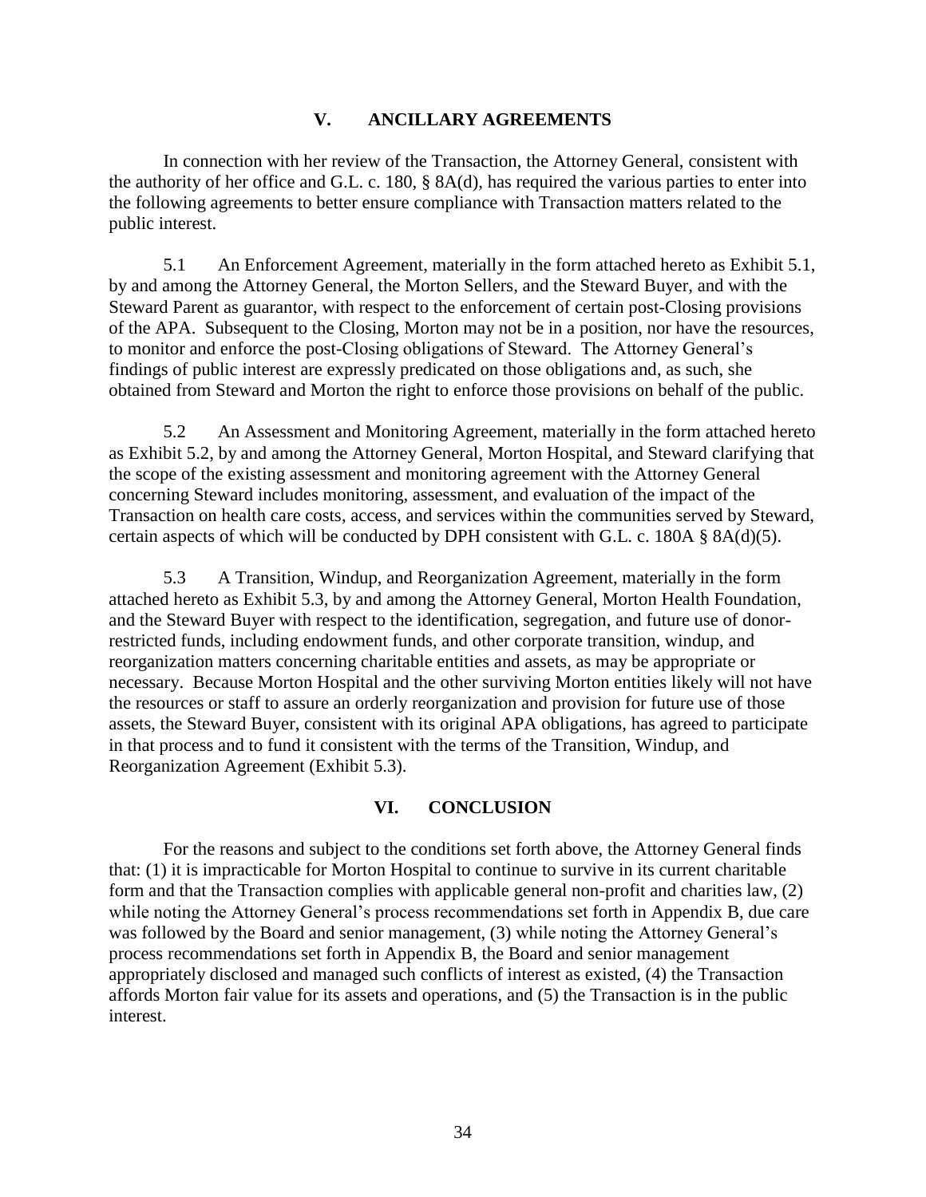## V. ANCILLARY AGREEMENTS

In connection with her review of the Transaction, the Attorney General, consistent with the authority of her office and G.L. c. 180, § 8A(d), has required the various parties to enter into the following agreements to better ensure compliance with Transaction matters related to the public interest.

5.1 An Enforcement Agreement, materially in the form attached hereto as Exhibit 5.1, by and among the Attorney General, the Morton Sellers, and the Steward Buyer, and with the Steward Parent as guarantor, with respect to the enforcement of certain post-Closing provisions of the APA. Subsequent to the Closing, Morton may not be in a position, nor have the resources, to monitor and enforce the post-Closing obligations of Steward. The Attorney General's findings of public interest are expressly predicated on those obligations and, as such, she obtained from Steward and Morton the right to enforce those provisions on behalf of the public.

5.2 An Assessment and Monitoring Agreement, materially in the form attached hereto as Exhibit 5.2, by and among the Attorney General, Morton Hospital, and Steward clarifying that the scope of the existing assessment and monitoring agreement with the Attorney General concerning Steward includes monitoring, assessment, and evaluation of the impact of the Transaction on health care costs, access, and services within the communities served by Steward, certain aspects of which will be conducted by DPH consistent with G.L. c. 180A § 8A(d)(5).

5.3 A Transition, Windup, and Reorganization Agreement, materially in the form attached hereto as Exhibit 5.3, by and among the Attorney General, Morton Health Foundation, and the Steward Buyer with respect to the identification, segregation, and future use of donor-restricted funds, including endowment funds, and other corporate transition, windup, and reorganization matters concerning charitable entities and assets, as may be appropriate or necessary. Because Morton Hospital and the other surviving Morton entities likely will not have the resources or staff to assure an orderly reorganization and provision for future use of those assets, the Steward Buyer, consistent with its original APA obligations, has agreed to participate in that process and to fund it consistent with the terms of the Transition, Windup, and Reorganization Agreement (Exhibit 5.3).

## VI. CONCLUSION

For the reasons and subject to the conditions set forth above, the Attorney General finds that: (1) it is impracticable for Morton Hospital to continue to survive in its current charitable form and that the Transaction complies with applicable general non-profit and charities law, (2) while noting the Attorney General's process recommendations set forth in Appendix B, due care was followed by the Board and senior management, (3) while noting the Attorney General's process recommendations set forth in Appendix B, the Board and senior management appropriately disclosed and managed such conflicts of interest as existed, (4) the Transaction affords Morton fair value for its assets and operations, and (5) the Transaction is in the public interest.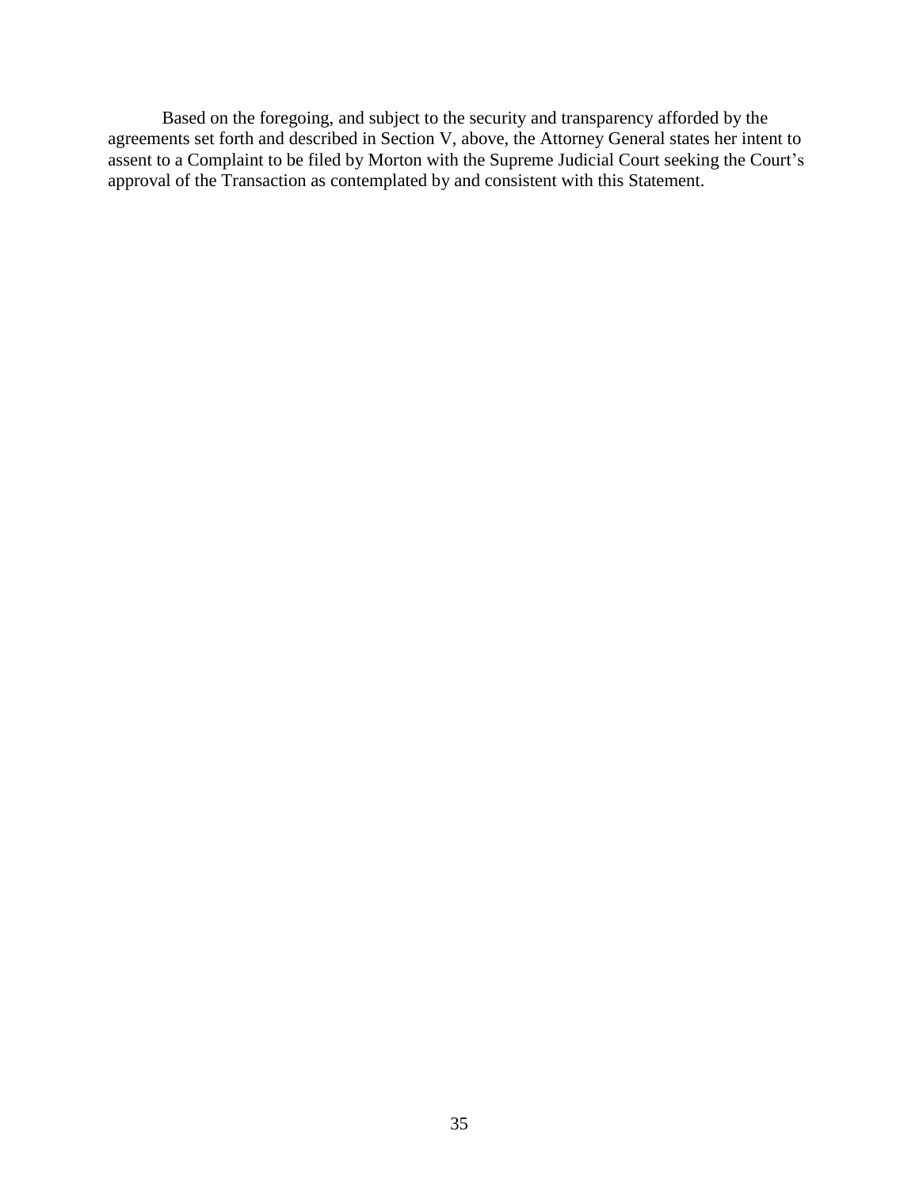Based on the foregoing, and subject to the security and transparency afforded by the agreements set forth and described in Section V, above, the Attorney General states her intent to assent to a Complaint to be filed by Morton with the Supreme Judicial Court seeking the Court's approval of the Transaction as contemplated by and consistent with this Statement.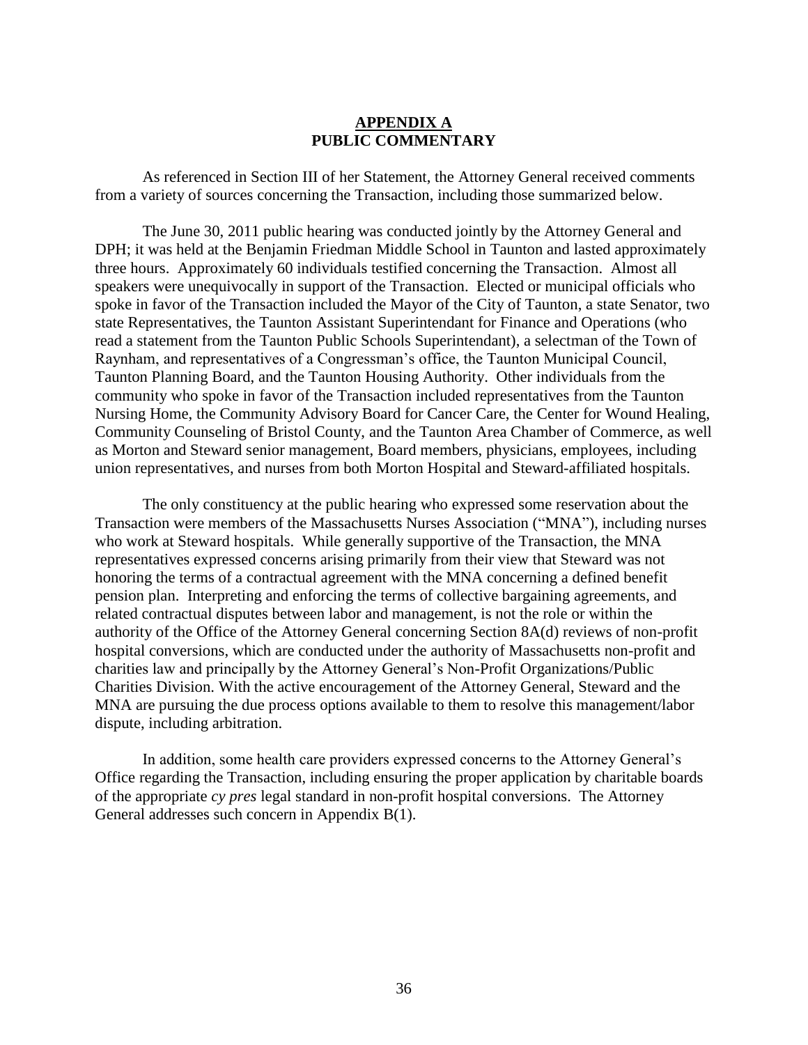# APPENDIX A
# PUBLIC COMMENTARY

As referenced in Section III of her Statement, the Attorney General received comments from a variety of sources concerning the Transaction, including those summarized below.

The June 30, 2011 public hearing was conducted jointly by the Attorney General and DPH; it was held at the Benjamin Friedman Middle School in Taunton and lasted approximately three hours. Approximately 60 individuals testified concerning the Transaction. Almost all speakers were unequivocally in support of the Transaction. Elected or municipal officials who spoke in favor of the Transaction included the Mayor of the City of Taunton, a state Senator, two state Representatives, the Taunton Assistant Superintendant for Finance and Operations (who read a statement from the Taunton Public Schools Superintendant), a selectman of the Town of Raynham, and representatives of a Congressman's office, the Taunton Municipal Council, Taunton Planning Board, and the Taunton Housing Authority. Other individuals from the community who spoke in favor of the Transaction included representatives from the Taunton Nursing Home, the Community Advisory Board for Cancer Care, the Center for Wound Healing, Community Counseling of Bristol County, and the Taunton Area Chamber of Commerce, as well as Morton and Steward senior management, Board members, physicians, employees, including union representatives, and nurses from both Morton Hospital and Steward-affiliated hospitals.

The only constituency at the public hearing who expressed some reservation about the Transaction were members of the Massachusetts Nurses Association ("MNA"), including nurses who work at Steward hospitals. While generally supportive of the Transaction, the MNA representatives expressed concerns arising primarily from their view that Steward was not honoring the terms of a contractual agreement with the MNA concerning a defined benefit pension plan. Interpreting and enforcing the terms of collective bargaining agreements, and related contractual disputes between labor and management, is not the role or within the authority of the Office of the Attorney General concerning Section 8A(d) reviews of non-profit hospital conversions, which are conducted under the authority of Massachusetts non-profit and charities law and principally by the Attorney General's Non-Profit Organizations/Public Charities Division. With the active encouragement of the Attorney General, Steward and the MNA are pursuing the due process options available to them to resolve this management/labor dispute, including arbitration.

In addition, some health care providers expressed concerns to the Attorney General's Office regarding the Transaction, including ensuring the proper application by charitable boards of the appropriate *cy pres* legal standard in non-profit hospital conversions. The Attorney General addresses such concern in Appendix B(1).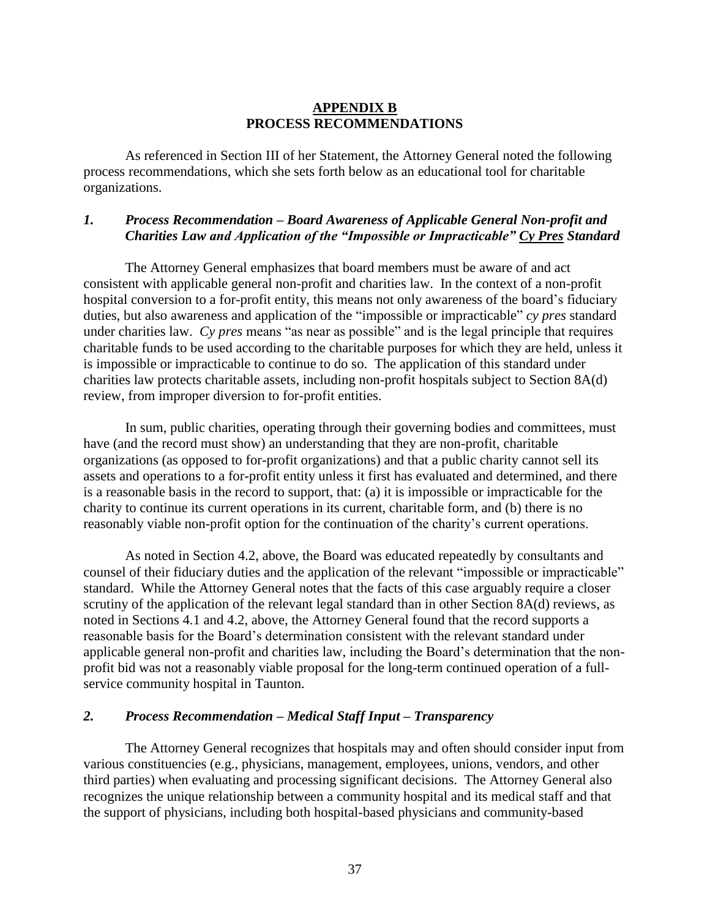## APPENDIX B
## PROCESS RECOMMENDATIONS

As referenced in Section III of her Statement, the Attorney General noted the following process recommendations, which she sets forth below as an educational tool for charitable organizations.

### *1. Process Recommendation – Board Awareness of Applicable General Non-profit and Charities Law and Application of the "Impossible or Impracticable" Cy Pres Standard*

The Attorney General emphasizes that board members must be aware of and act consistent with applicable general non-profit and charities law. In the context of a non-profit hospital conversion to a for-profit entity, this means not only awareness of the board's fiduciary duties, but also awareness and application of the "impossible or impracticable" *cy pres* standard under charities law. *Cy pres* means "as near as possible" and is the legal principle that requires charitable funds to be used according to the charitable purposes for which they are held, unless it is impossible or impracticable to continue to do so. The application of this standard under charities law protects charitable assets, including non-profit hospitals subject to Section 8A(d) review, from improper diversion to for-profit entities.

In sum, public charities, operating through their governing bodies and committees, must have (and the record must show) an understanding that they are non-profit, charitable organizations (as opposed to for-profit organizations) and that a public charity cannot sell its assets and operations to a for-profit entity unless it first has evaluated and determined, and there is a reasonable basis in the record to support, that: (a) it is impossible or impracticable for the charity to continue its current operations in its current, charitable form, and (b) there is no reasonably viable non-profit option for the continuation of the charity's current operations.

As noted in Section 4.2, above, the Board was educated repeatedly by consultants and counsel of their fiduciary duties and the application of the relevant "impossible or impracticable" standard. While the Attorney General notes that the facts of this case arguably require a closer scrutiny of the application of the relevant legal standard than in other Section 8A(d) reviews, as noted in Sections 4.1 and 4.2, above, the Attorney General found that the record supports a reasonable basis for the Board's determination consistent with the relevant standard under applicable general non-profit and charities law, including the Board's determination that the non-profit bid was not a reasonably viable proposal for the long-term continued operation of a full-service community hospital in Taunton.

### *2. Process Recommendation – Medical Staff Input – Transparency*

The Attorney General recognizes that hospitals may and often should consider input from various constituencies (e.g., physicians, management, employees, unions, vendors, and other third parties) when evaluating and processing significant decisions. The Attorney General also recognizes the unique relationship between a community hospital and its medical staff and that the support of physicians, including both hospital-based physicians and community-based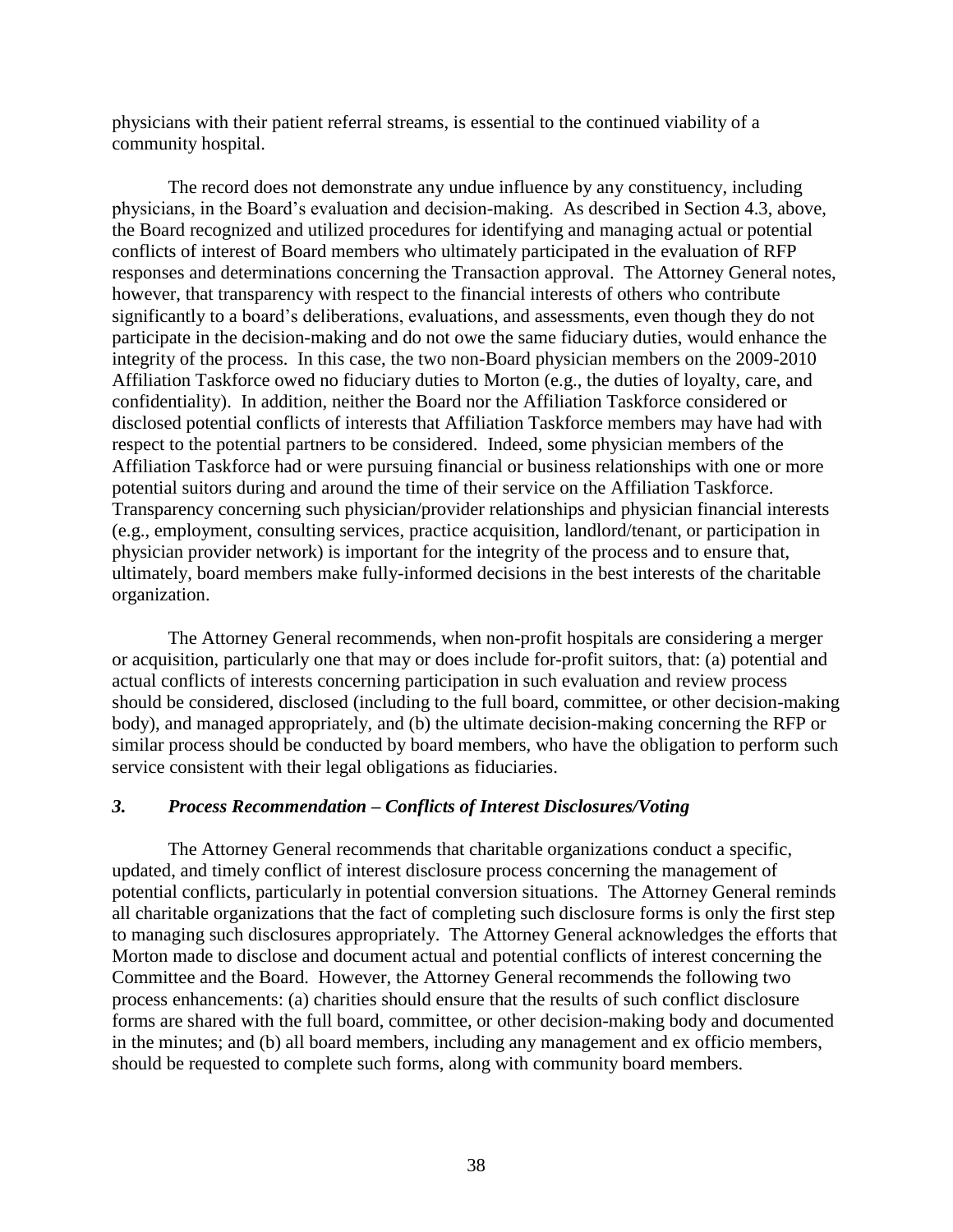physicians with their patient referral streams, is essential to the continued viability of a community hospital.

The record does not demonstrate any undue influence by any constituency, including physicians, in the Board's evaluation and decision-making. As described in Section 4.3, above, the Board recognized and utilized procedures for identifying and managing actual or potential conflicts of interest of Board members who ultimately participated in the evaluation of RFP responses and determinations concerning the Transaction approval. The Attorney General notes, however, that transparency with respect to the financial interests of others who contribute significantly to a board's deliberations, evaluations, and assessments, even though they do not participate in the decision-making and do not owe the same fiduciary duties, would enhance the integrity of the process. In this case, the two non-Board physician members on the 2009-2010 Affiliation Taskforce owed no fiduciary duties to Morton (e.g., the duties of loyalty, care, and confidentiality). In addition, neither the Board nor the Affiliation Taskforce considered or disclosed potential conflicts of interests that Affiliation Taskforce members may have had with respect to the potential partners to be considered. Indeed, some physician members of the Affiliation Taskforce had or were pursuing financial or business relationships with one or more potential suitors during and around the time of their service on the Affiliation Taskforce. Transparency concerning such physician/provider relationships and physician financial interests (e.g., employment, consulting services, practice acquisition, landlord/tenant, or participation in physician provider network) is important for the integrity of the process and to ensure that, ultimately, board members make fully-informed decisions in the best interests of the charitable organization.

The Attorney General recommends, when non-profit hospitals are considering a merger or acquisition, particularly one that may or does include for-profit suitors, that: (a) potential and actual conflicts of interests concerning participation in such evaluation and review process should be considered, disclosed (including to the full board, committee, or other decision-making body), and managed appropriately, and (b) the ultimate decision-making concerning the RFP or similar process should be conducted by board members, who have the obligation to perform such service consistent with their legal obligations as fiduciaries.

### *3. Process Recommendation – Conflicts of Interest Disclosures/Voting*

The Attorney General recommends that charitable organizations conduct a specific, updated, and timely conflict of interest disclosure process concerning the management of potential conflicts, particularly in potential conversion situations. The Attorney General reminds all charitable organizations that the fact of completing such disclosure forms is only the first step to managing such disclosures appropriately. The Attorney General acknowledges the efforts that Morton made to disclose and document actual and potential conflicts of interest concerning the Committee and the Board. However, the Attorney General recommends the following two process enhancements: (a) charities should ensure that the results of such conflict disclosure forms are shared with the full board, committee, or other decision-making body and documented in the minutes; and (b) all board members, including any management and ex officio members, should be requested to complete such forms, along with community board members.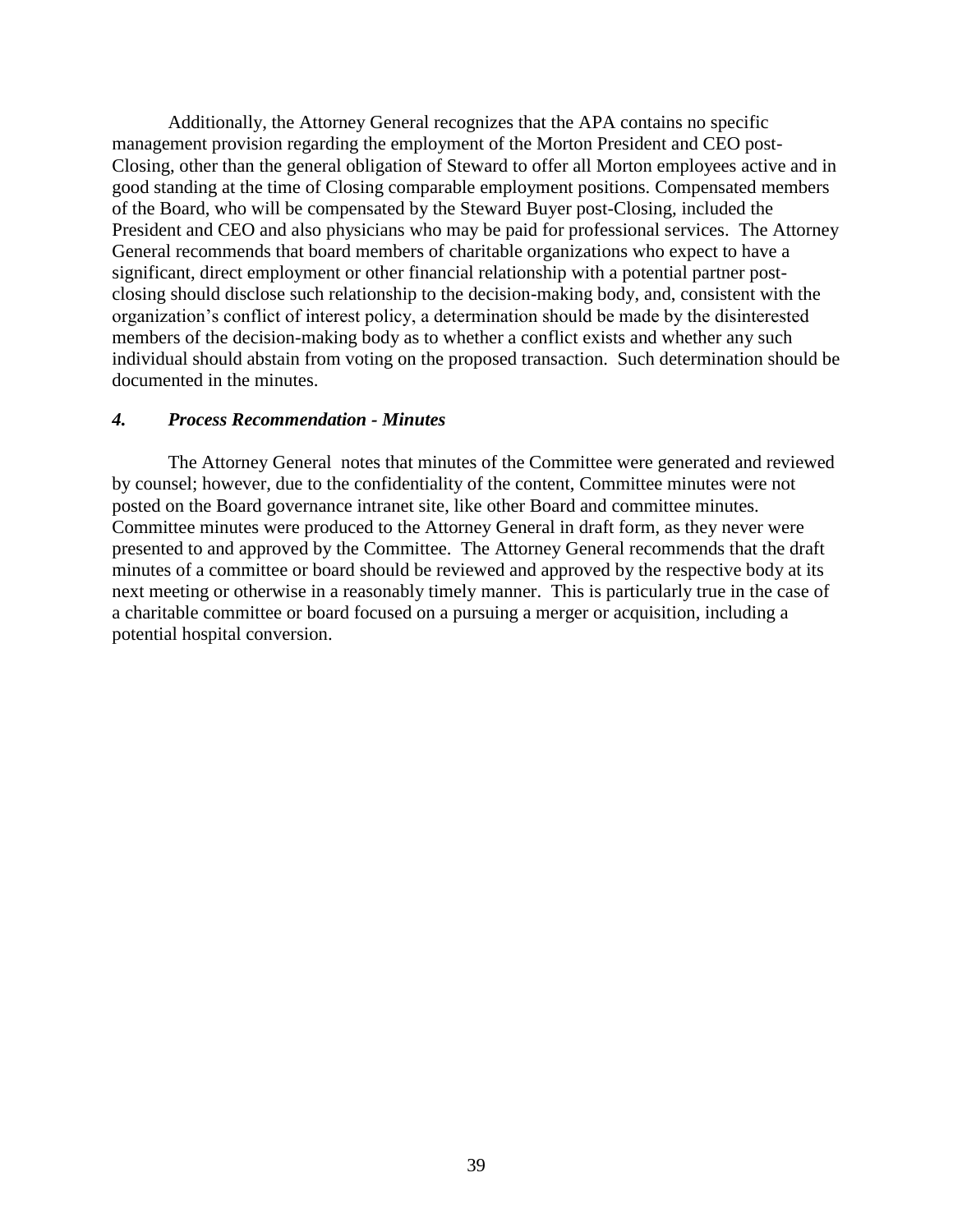Additionally, the Attorney General recognizes that the APA contains no specific management provision regarding the employment of the Morton President and CEO post-Closing, other than the general obligation of Steward to offer all Morton employees active and in good standing at the time of Closing comparable employment positions. Compensated members of the Board, who will be compensated by the Steward Buyer post-Closing, included the President and CEO and also physicians who may be paid for professional services. The Attorney General recommends that board members of charitable organizations who expect to have a significant, direct employment or other financial relationship with a potential partner post-closing should disclose such relationship to the decision-making body, and, consistent with the organization's conflict of interest policy, a determination should be made by the disinterested members of the decision-making body as to whether a conflict exists and whether any such individual should abstain from voting on the proposed transaction. Such determination should be documented in the minutes.

#### *4. Process Recommendation - Minutes*

The Attorney General notes that minutes of the Committee were generated and reviewed by counsel; however, due to the confidentiality of the content, Committee minutes were not posted on the Board governance intranet site, like other Board and committee minutes. Committee minutes were produced to the Attorney General in draft form, as they never were presented to and approved by the Committee. The Attorney General recommends that the draft minutes of a committee or board should be reviewed and approved by the respective body at its next meeting or otherwise in a reasonably timely manner. This is particularly true in the case of a charitable committee or board focused on a pursuing a merger or acquisition, including a potential hospital conversion.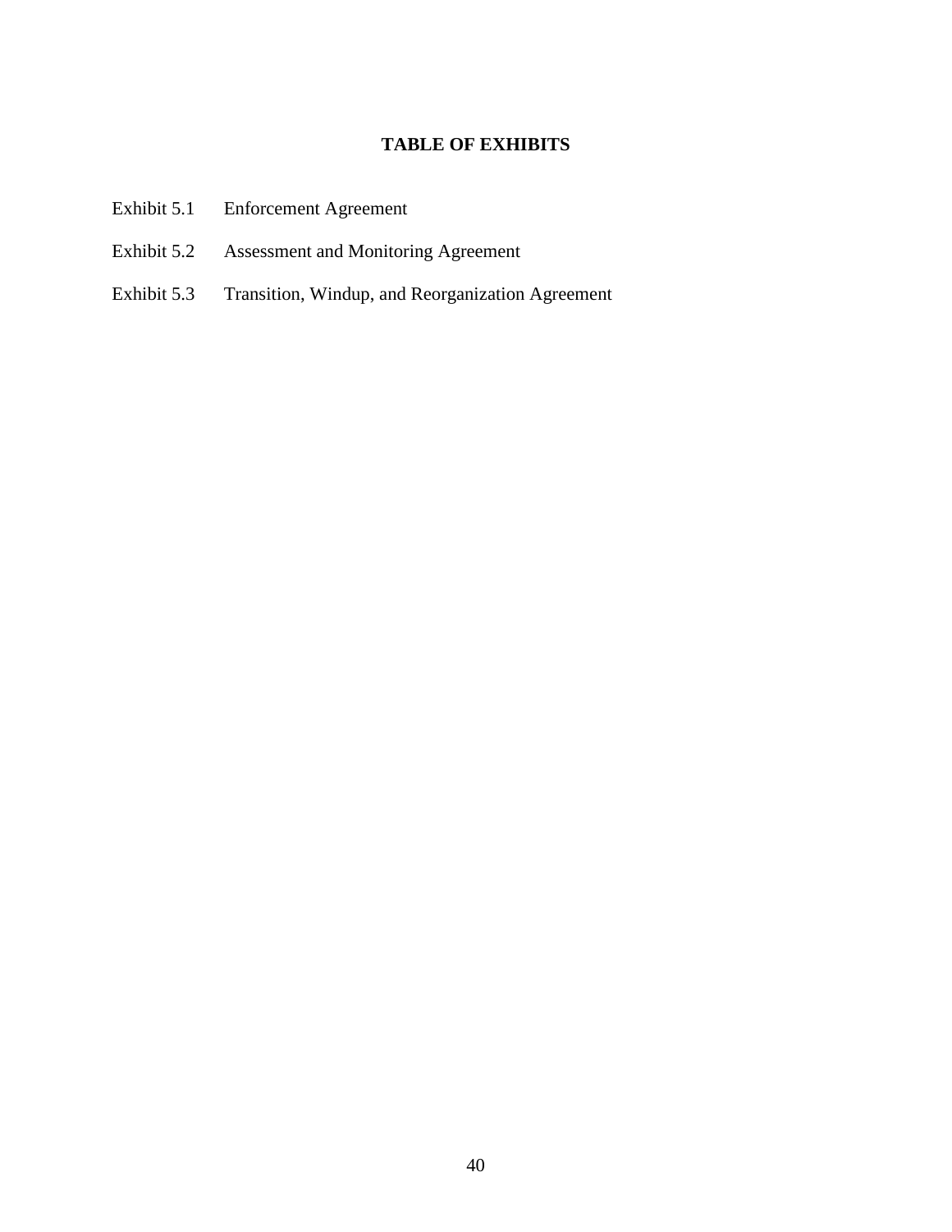## TABLE OF EXHIBITS

| | |
|---|---|
| Exhibit 5.1 | Enforcement Agreement |
| Exhibit 5.2 | Assessment and Monitoring Agreement |
| Exhibit 5.3 | Transition, Windup, and Reorganization Agreement |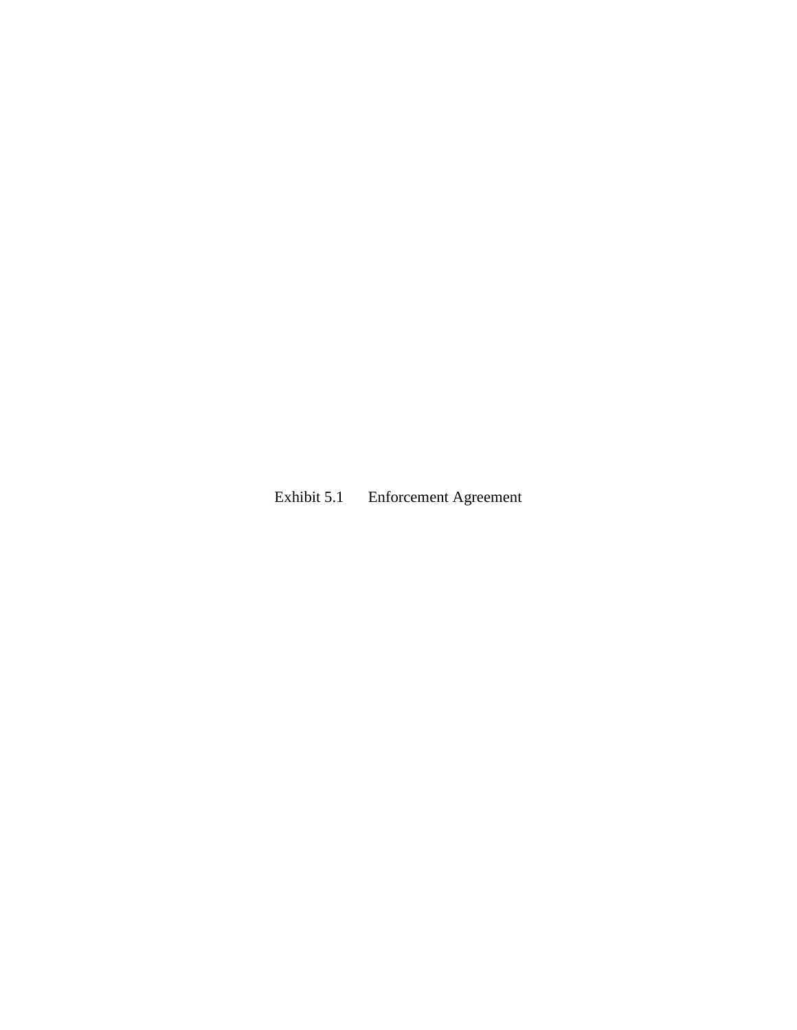Exhibit 5.1 Enforcement Agreement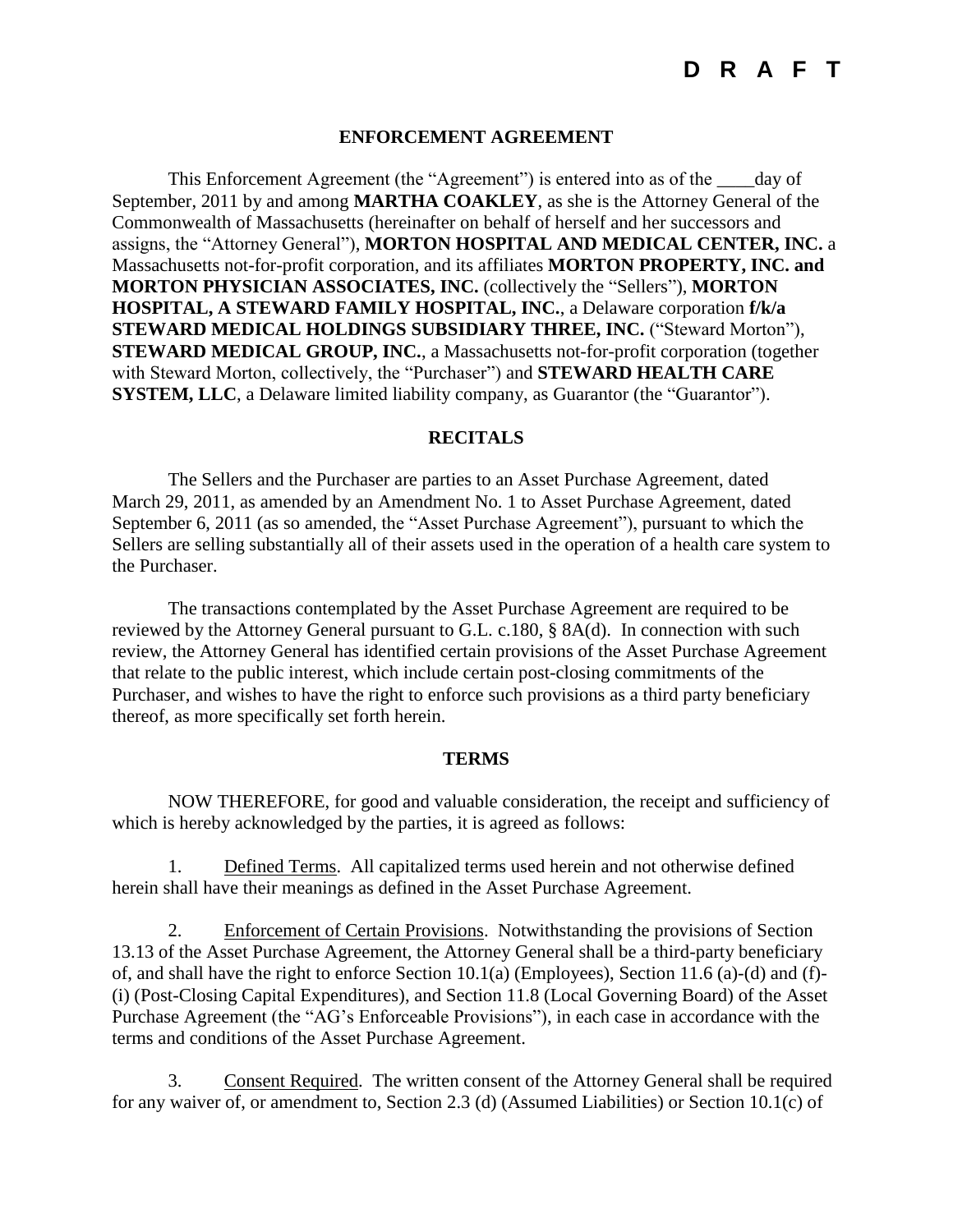**D R A F T**

## ENFORCEMENT AGREEMENT

This Enforcement Agreement (the "Agreement") is entered into as of the \_\_\_\_day of September, 2011 by and among **MARTHA COAKLEY**, as she is the Attorney General of the Commonwealth of Massachusetts (hereinafter on behalf of herself and her successors and assigns, the "Attorney General"), **MORTON HOSPITAL AND MEDICAL CENTER, INC.** a Massachusetts not-for-profit corporation, and its affiliates **MORTON PROPERTY, INC. and MORTON PHYSICIAN ASSOCIATES, INC.** (collectively the "Sellers"), **MORTON HOSPITAL, A STEWARD FAMILY HOSPITAL, INC.**, a Delaware corporation **f/k/a STEWARD MEDICAL HOLDINGS SUBSIDIARY THREE, INC.** ("Steward Morton"), **STEWARD MEDICAL GROUP, INC.**, a Massachusetts not-for-profit corporation (together with Steward Morton, collectively, the "Purchaser") and **STEWARD HEALTH CARE SYSTEM, LLC**, a Delaware limited liability company, as Guarantor (the "Guarantor").

## RECITALS

The Sellers and the Purchaser are parties to an Asset Purchase Agreement, dated March 29, 2011, as amended by an Amendment No. 1 to Asset Purchase Agreement, dated September 6, 2011 (as so amended, the "Asset Purchase Agreement"), pursuant to which the Sellers are selling substantially all of their assets used in the operation of a health care system to the Purchaser.

The transactions contemplated by the Asset Purchase Agreement are required to be reviewed by the Attorney General pursuant to G.L. c.180, § 8A(d). In connection with such review, the Attorney General has identified certain provisions of the Asset Purchase Agreement that relate to the public interest, which include certain post-closing commitments of the Purchaser, and wishes to have the right to enforce such provisions as a third party beneficiary thereof, as more specifically set forth herein.

## TERMS

NOW THEREFORE, for good and valuable consideration, the receipt and sufficiency of which is hereby acknowledged by the parties, it is agreed as follows:

1. Defined Terms. All capitalized terms used herein and not otherwise defined herein shall have their meanings as defined in the Asset Purchase Agreement.

2. Enforcement of Certain Provisions. Notwithstanding the provisions of Section 13.13 of the Asset Purchase Agreement, the Attorney General shall be a third-party beneficiary of, and shall have the right to enforce Section 10.1(a) (Employees), Section 11.6 (a)-(d) and (f)-(i) (Post-Closing Capital Expenditures), and Section 11.8 (Local Governing Board) of the Asset Purchase Agreement (the "AG's Enforceable Provisions"), in each case in accordance with the terms and conditions of the Asset Purchase Agreement.

3. Consent Required. The written consent of the Attorney General shall be required for any waiver of, or amendment to, Section 2.3 (d) (Assumed Liabilities) or Section 10.1(c) of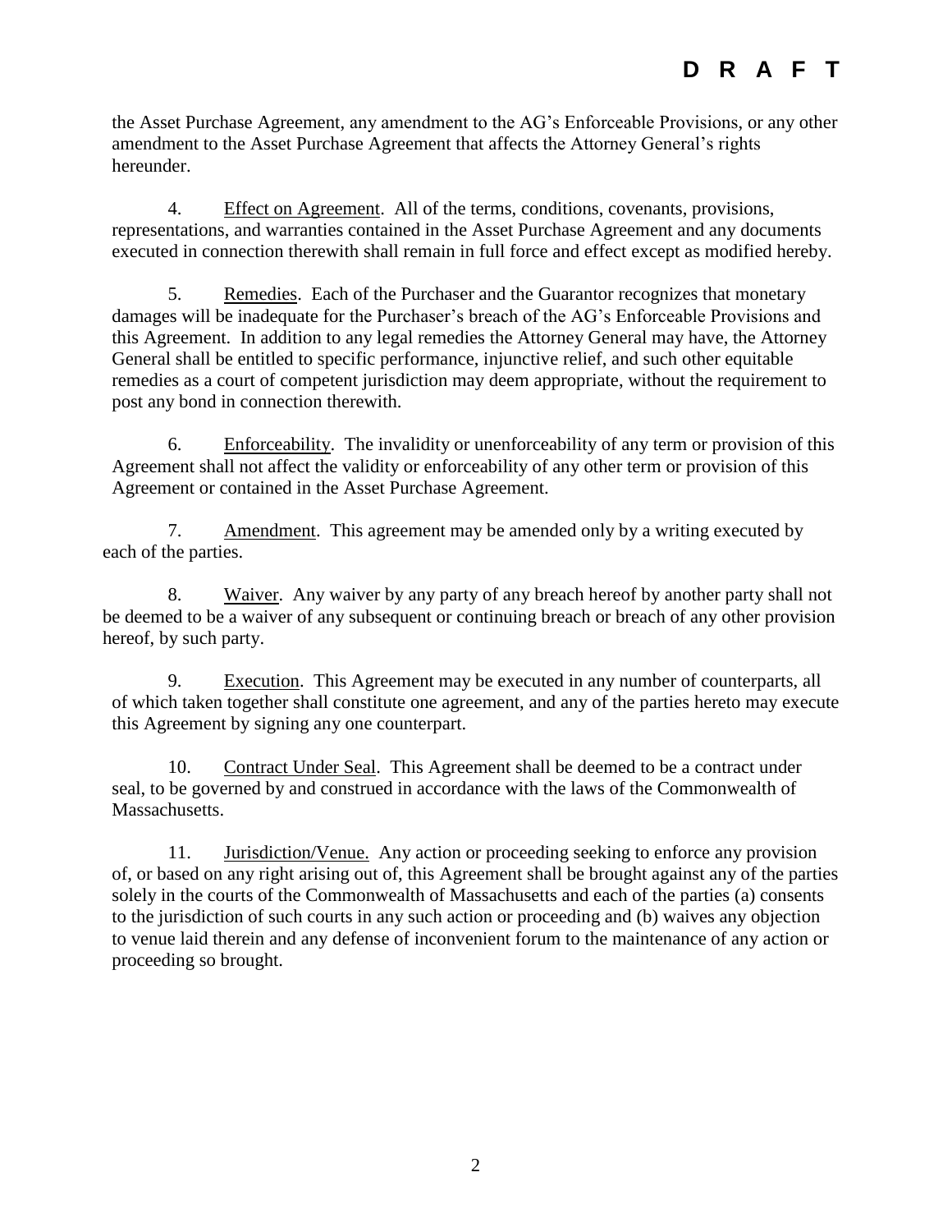**D R A F T**

the Asset Purchase Agreement, any amendment to the AG's Enforceable Provisions, or any other amendment to the Asset Purchase Agreement that affects the Attorney General's rights hereunder.

4. Effect on Agreement. All of the terms, conditions, covenants, provisions, representations, and warranties contained in the Asset Purchase Agreement and any documents executed in connection therewith shall remain in full force and effect except as modified hereby.

5. Remedies. Each of the Purchaser and the Guarantor recognizes that monetary damages will be inadequate for the Purchaser's breach of the AG's Enforceable Provisions and this Agreement. In addition to any legal remedies the Attorney General may have, the Attorney General shall be entitled to specific performance, injunctive relief, and such other equitable remedies as a court of competent jurisdiction may deem appropriate, without the requirement to post any bond in connection therewith.

6. Enforceability. The invalidity or unenforceability of any term or provision of this Agreement shall not affect the validity or enforceability of any other term or provision of this Agreement or contained in the Asset Purchase Agreement.

7. Amendment. This agreement may be amended only by a writing executed by each of the parties.

8. Waiver. Any waiver by any party of any breach hereof by another party shall not be deemed to be a waiver of any subsequent or continuing breach or breach of any other provision hereof, by such party.

9. Execution. This Agreement may be executed in any number of counterparts, all of which taken together shall constitute one agreement, and any of the parties hereto may execute this Agreement by signing any one counterpart.

10. Contract Under Seal. This Agreement shall be deemed to be a contract under seal, to be governed by and construed in accordance with the laws of the Commonwealth of Massachusetts.

11. Jurisdiction/Venue. Any action or proceeding seeking to enforce any provision of, or based on any right arising out of, this Agreement shall be brought against any of the parties solely in the courts of the Commonwealth of Massachusetts and each of the parties (a) consents to the jurisdiction of such courts in any such action or proceeding and (b) waives any objection to venue laid therein and any defense of inconvenient forum to the maintenance of any action or proceeding so brought.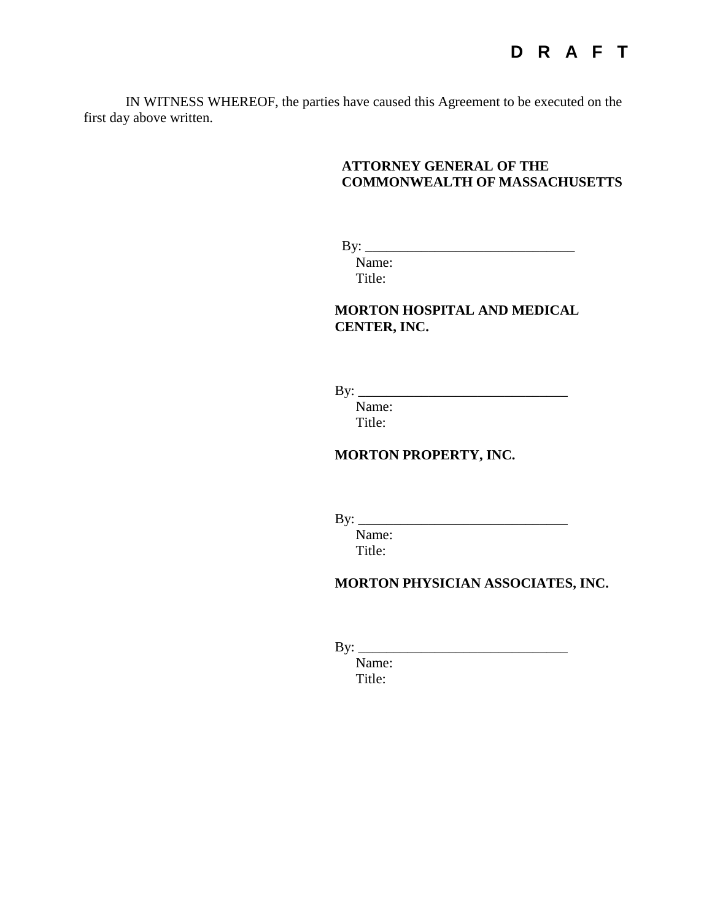**D R A F T**

IN WITNESS WHEREOF, the parties have caused this Agreement to be executed on the first day above written.

**ATTORNEY GENERAL OF THE COMMONWEALTH OF MASSACHUSETTS**

By: ______________________________
Name:
Title:

**MORTON HOSPITAL AND MEDICAL CENTER, INC.**

By: ______________________________
Name:
Title:

**MORTON PROPERTY, INC.**

By: ______________________________
Name:
Title:

**MORTON PHYSICIAN ASSOCIATES, INC.**

By: ______________________________
Name:
Title: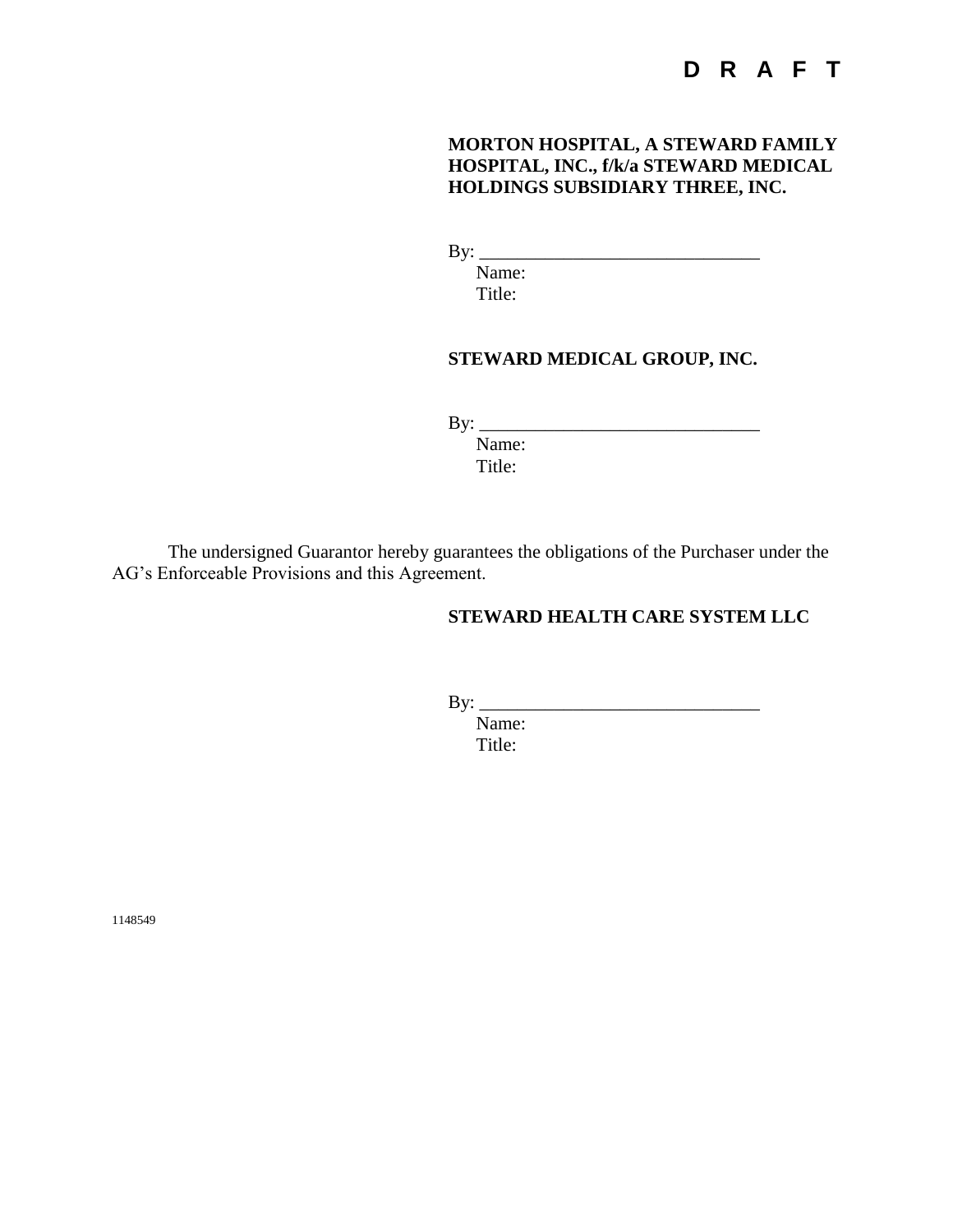**D R A F T**

**MORTON HOSPITAL, A STEWARD FAMILY HOSPITAL, INC., f/k/a STEWARD MEDICAL HOLDINGS SUBSIDIARY THREE, INC.**

By: ______________________________
Name:
Title:

**STEWARD MEDICAL GROUP, INC.**

By: ______________________________
Name:
Title:

The undersigned Guarantor hereby guarantees the obligations of the Purchaser under the AG's Enforceable Provisions and this Agreement.

**STEWARD HEALTH CARE SYSTEM LLC**

By: ______________________________
Name:
Title:

1148549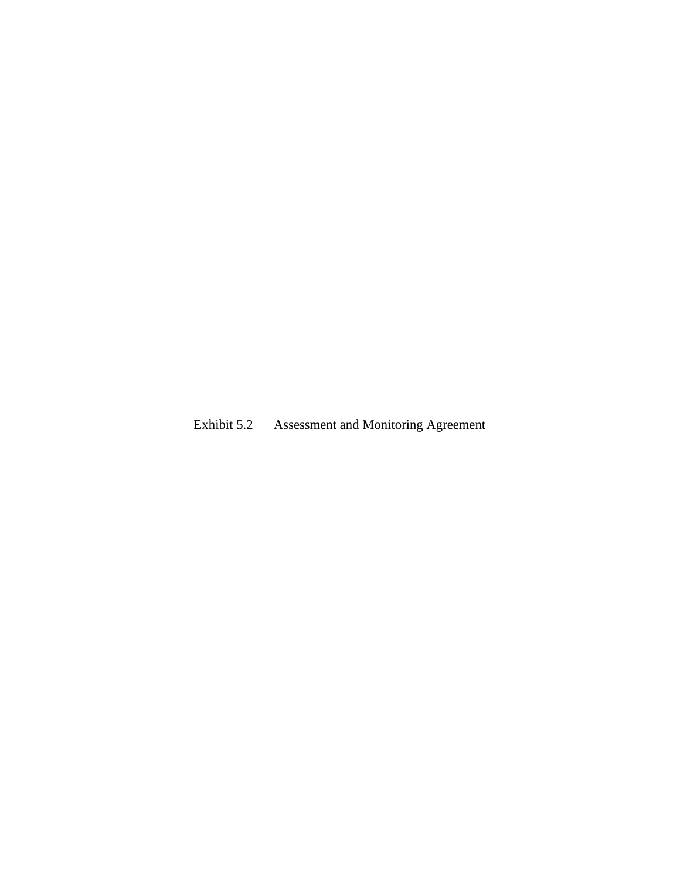Exhibit 5.2 Assessment and Monitoring Agreement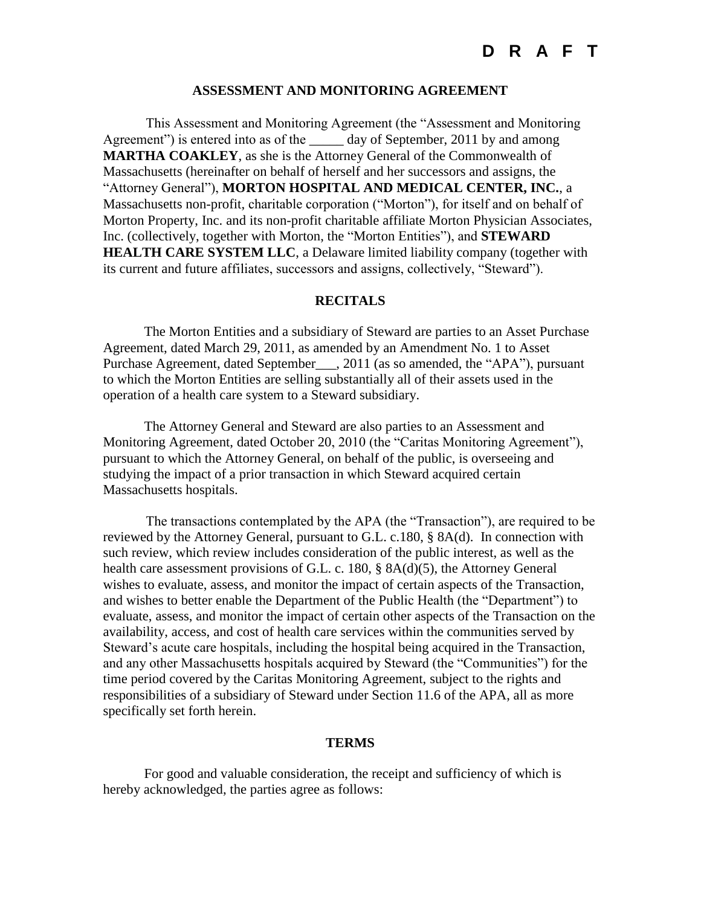**D R A F T**

**ASSESSMENT AND MONITORING AGREEMENT**

This Assessment and Monitoring Agreement (the "Assessment and Monitoring Agreement") is entered into as of the _____ day of September, 2011 by and among **MARTHA COAKLEY**, as she is the Attorney General of the Commonwealth of Massachusetts (hereinafter on behalf of herself and her successors and assigns, the "Attorney General"), **MORTON HOSPITAL AND MEDICAL CENTER, INC.**, a Massachusetts non-profit, charitable corporation ("Morton"), for itself and on behalf of Morton Property, Inc. and its non-profit charitable affiliate Morton Physician Associates, Inc. (collectively, together with Morton, the "Morton Entities"), and **STEWARD HEALTH CARE SYSTEM LLC**, a Delaware limited liability company (together with its current and future affiliates, successors and assigns, collectively, "Steward").

**RECITALS**

The Morton Entities and a subsidiary of Steward are parties to an Asset Purchase Agreement, dated March 29, 2011, as amended by an Amendment No. 1 to Asset Purchase Agreement, dated September___, 2011 (as so amended, the "APA"), pursuant to which the Morton Entities are selling substantially all of their assets used in the operation of a health care system to a Steward subsidiary.

The Attorney General and Steward are also parties to an Assessment and Monitoring Agreement, dated October 20, 2010 (the "Caritas Monitoring Agreement"), pursuant to which the Attorney General, on behalf of the public, is overseeing and studying the impact of a prior transaction in which Steward acquired certain Massachusetts hospitals.

The transactions contemplated by the APA (the "Transaction"), are required to be reviewed by the Attorney General, pursuant to G.L. c.180, § 8A(d). In connection with such review, which review includes consideration of the public interest, as well as the health care assessment provisions of G.L. c. 180, § 8A(d)(5), the Attorney General wishes to evaluate, assess, and monitor the impact of certain aspects of the Transaction, and wishes to better enable the Department of the Public Health (the "Department") to evaluate, assess, and monitor the impact of certain other aspects of the Transaction on the availability, access, and cost of health care services within the communities served by Steward's acute care hospitals, including the hospital being acquired in the Transaction, and any other Massachusetts hospitals acquired by Steward (the "Communities") for the time period covered by the Caritas Monitoring Agreement, subject to the rights and responsibilities of a subsidiary of Steward under Section 11.6 of the APA, all as more specifically set forth herein.

**TERMS**

For good and valuable consideration, the receipt and sufficiency of which is hereby acknowledged, the parties agree as follows: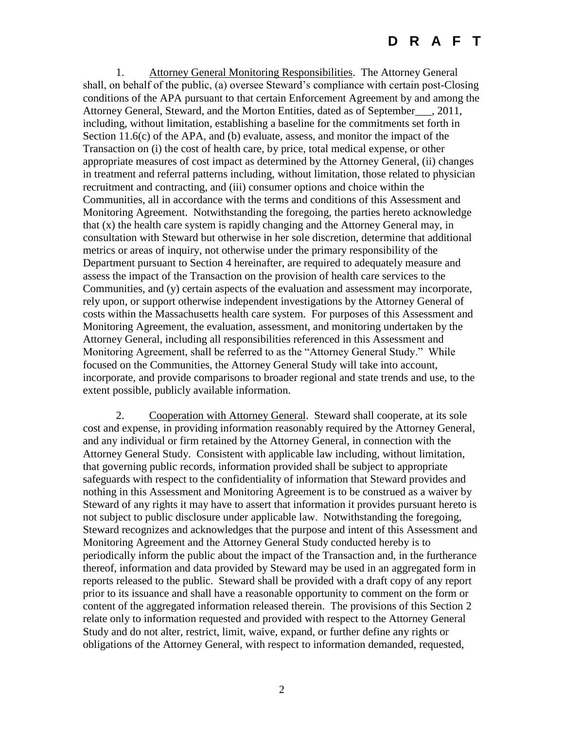**D R A F T**

1. Attorney General Monitoring Responsibilities. The Attorney General shall, on behalf of the public, (a) oversee Steward's compliance with certain post-Closing conditions of the APA pursuant to that certain Enforcement Agreement by and among the Attorney General, Steward, and the Morton Entities, dated as of September___, 2011, including, without limitation, establishing a baseline for the commitments set forth in Section 11.6(c) of the APA, and (b) evaluate, assess, and monitor the impact of the Transaction on (i) the cost of health care, by price, total medical expense, or other appropriate measures of cost impact as determined by the Attorney General, (ii) changes in treatment and referral patterns including, without limitation, those related to physician recruitment and contracting, and (iii) consumer options and choice within the Communities, all in accordance with the terms and conditions of this Assessment and Monitoring Agreement. Notwithstanding the foregoing, the parties hereto acknowledge that (x) the health care system is rapidly changing and the Attorney General may, in consultation with Steward but otherwise in her sole discretion, determine that additional metrics or areas of inquiry, not otherwise under the primary responsibility of the Department pursuant to Section 4 hereinafter, are required to adequately measure and assess the impact of the Transaction on the provision of health care services to the Communities, and (y) certain aspects of the evaluation and assessment may incorporate, rely upon, or support otherwise independent investigations by the Attorney General of costs within the Massachusetts health care system. For purposes of this Assessment and Monitoring Agreement, the evaluation, assessment, and monitoring undertaken by the Attorney General, including all responsibilities referenced in this Assessment and Monitoring Agreement, shall be referred to as the "Attorney General Study." While focused on the Communities, the Attorney General Study will take into account, incorporate, and provide comparisons to broader regional and state trends and use, to the extent possible, publicly available information.

2. Cooperation with Attorney General. Steward shall cooperate, at its sole cost and expense, in providing information reasonably required by the Attorney General, and any individual or firm retained by the Attorney General, in connection with the Attorney General Study. Consistent with applicable law including, without limitation, that governing public records, information provided shall be subject to appropriate safeguards with respect to the confidentiality of information that Steward provides and nothing in this Assessment and Monitoring Agreement is to be construed as a waiver by Steward of any rights it may have to assert that information it provides pursuant hereto is not subject to public disclosure under applicable law. Notwithstanding the foregoing, Steward recognizes and acknowledges that the purpose and intent of this Assessment and Monitoring Agreement and the Attorney General Study conducted hereby is to periodically inform the public about the impact of the Transaction and, in the furtherance thereof, information and data provided by Steward may be used in an aggregated form in reports released to the public. Steward shall be provided with a draft copy of any report prior to its issuance and shall have a reasonable opportunity to comment on the form or content of the aggregated information released therein. The provisions of this Section 2 relate only to information requested and provided with respect to the Attorney General Study and do not alter, restrict, limit, waive, expand, or further define any rights or obligations of the Attorney General, with respect to information demanded, requested,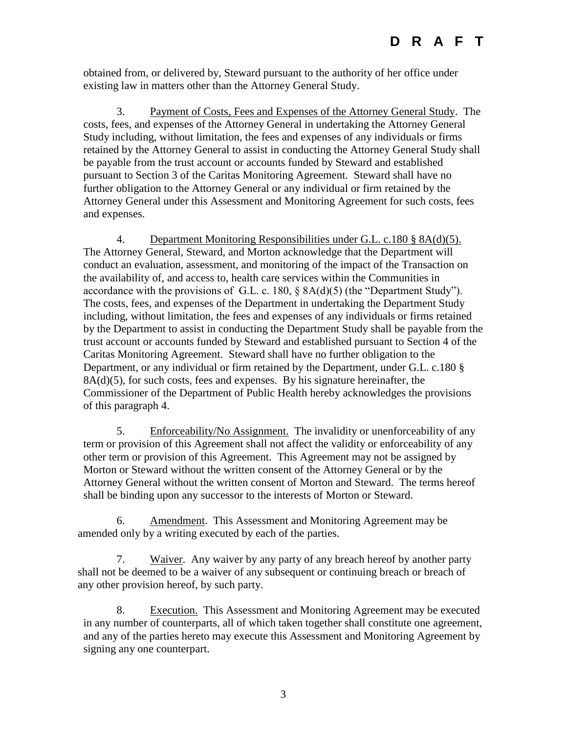**D R A F T**

obtained from, or delivered by, Steward pursuant to the authority of her office under existing law in matters other than the Attorney General Study.

3. Payment of Costs, Fees and Expenses of the Attorney General Study. The costs, fees, and expenses of the Attorney General in undertaking the Attorney General Study including, without limitation, the fees and expenses of any individuals or firms retained by the Attorney General to assist in conducting the Attorney General Study shall be payable from the trust account or accounts funded by Steward and established pursuant to Section 3 of the Caritas Monitoring Agreement. Steward shall have no further obligation to the Attorney General or any individual or firm retained by the Attorney General under this Assessment and Monitoring Agreement for such costs, fees and expenses.

4. Department Monitoring Responsibilities under G.L. c.180 § 8A(d)(5). The Attorney General, Steward, and Morton acknowledge that the Department will conduct an evaluation, assessment, and monitoring of the impact of the Transaction on the availability of, and access to, health care services within the Communities in accordance with the provisions of G.L. c. 180, § 8A(d)(5) (the "Department Study"). The costs, fees, and expenses of the Department in undertaking the Department Study including, without limitation, the fees and expenses of any individuals or firms retained by the Department to assist in conducting the Department Study shall be payable from the trust account or accounts funded by Steward and established pursuant to Section 4 of the Caritas Monitoring Agreement. Steward shall have no further obligation to the Department, or any individual or firm retained by the Department, under G.L. c.180 § 8A(d)(5), for such costs, fees and expenses. By his signature hereinafter, the Commissioner of the Department of Public Health hereby acknowledges the provisions of this paragraph 4.

5. Enforceability/No Assignment. The invalidity or unenforceability of any term or provision of this Agreement shall not affect the validity or enforceability of any other term or provision of this Agreement. This Agreement may not be assigned by Morton or Steward without the written consent of the Attorney General or by the Attorney General without the written consent of Morton and Steward. The terms hereof shall be binding upon any successor to the interests of Morton or Steward.

6. Amendment. This Assessment and Monitoring Agreement may be amended only by a writing executed by each of the parties.

7. Waiver. Any waiver by any party of any breach hereof by another party shall not be deemed to be a waiver of any subsequent or continuing breach or breach of any other provision hereof, by such party.

8. Execution. This Assessment and Monitoring Agreement may be executed in any number of counterparts, all of which taken together shall constitute one agreement, and any of the parties hereto may execute this Assessment and Monitoring Agreement by signing any one counterpart.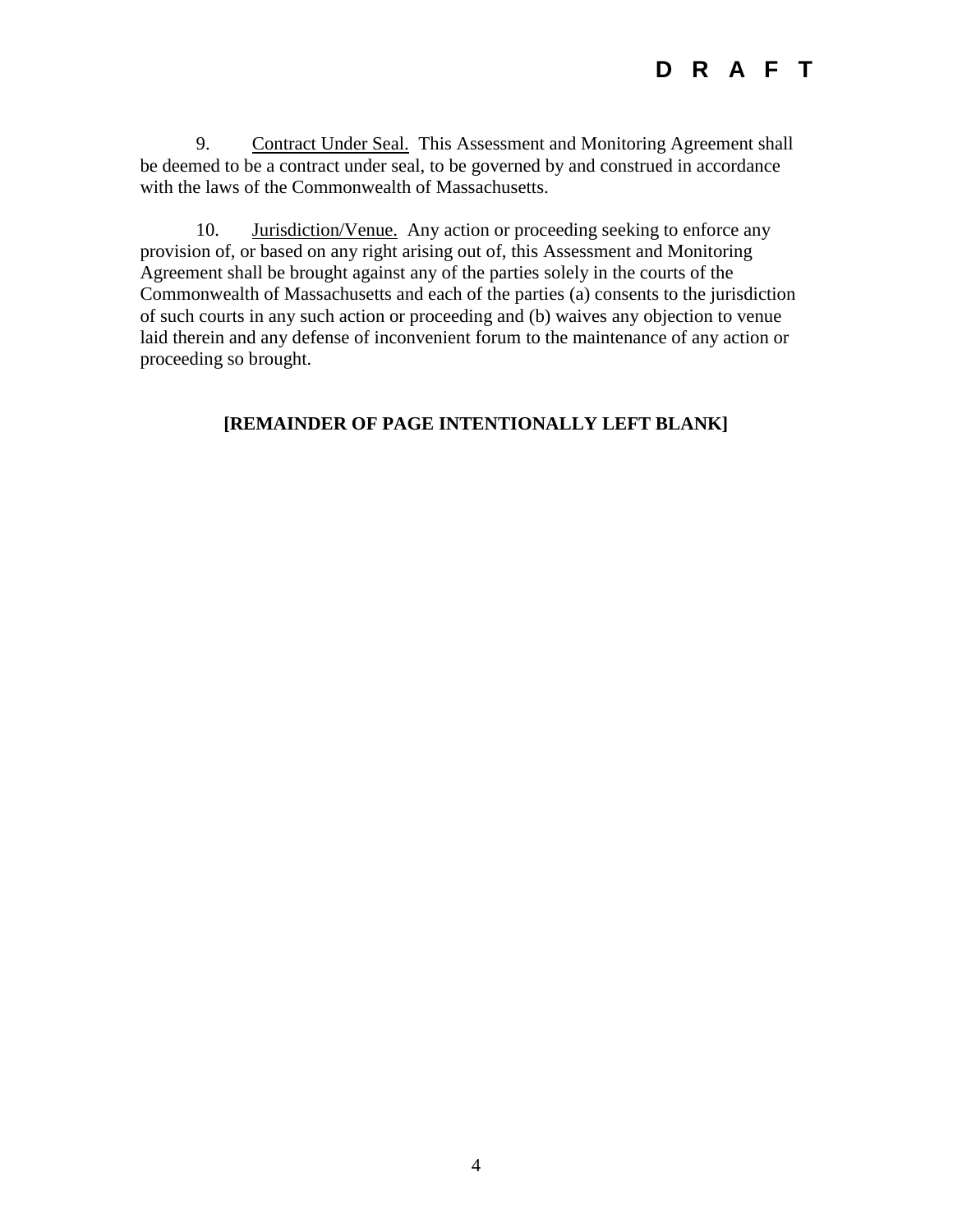**D R A F T**

9. Contract Under Seal. This Assessment and Monitoring Agreement shall be deemed to be a contract under seal, to be governed by and construed in accordance with the laws of the Commonwealth of Massachusetts.

10. Jurisdiction/Venue. Any action or proceeding seeking to enforce any provision of, or based on any right arising out of, this Assessment and Monitoring Agreement shall be brought against any of the parties solely in the courts of the Commonwealth of Massachusetts and each of the parties (a) consents to the jurisdiction of such courts in any such action or proceeding and (b) waives any objection to venue laid therein and any defense of inconvenient forum to the maintenance of any action or proceeding so brought.

**[REMAINDER OF PAGE INTENTIONALLY LEFT BLANK]**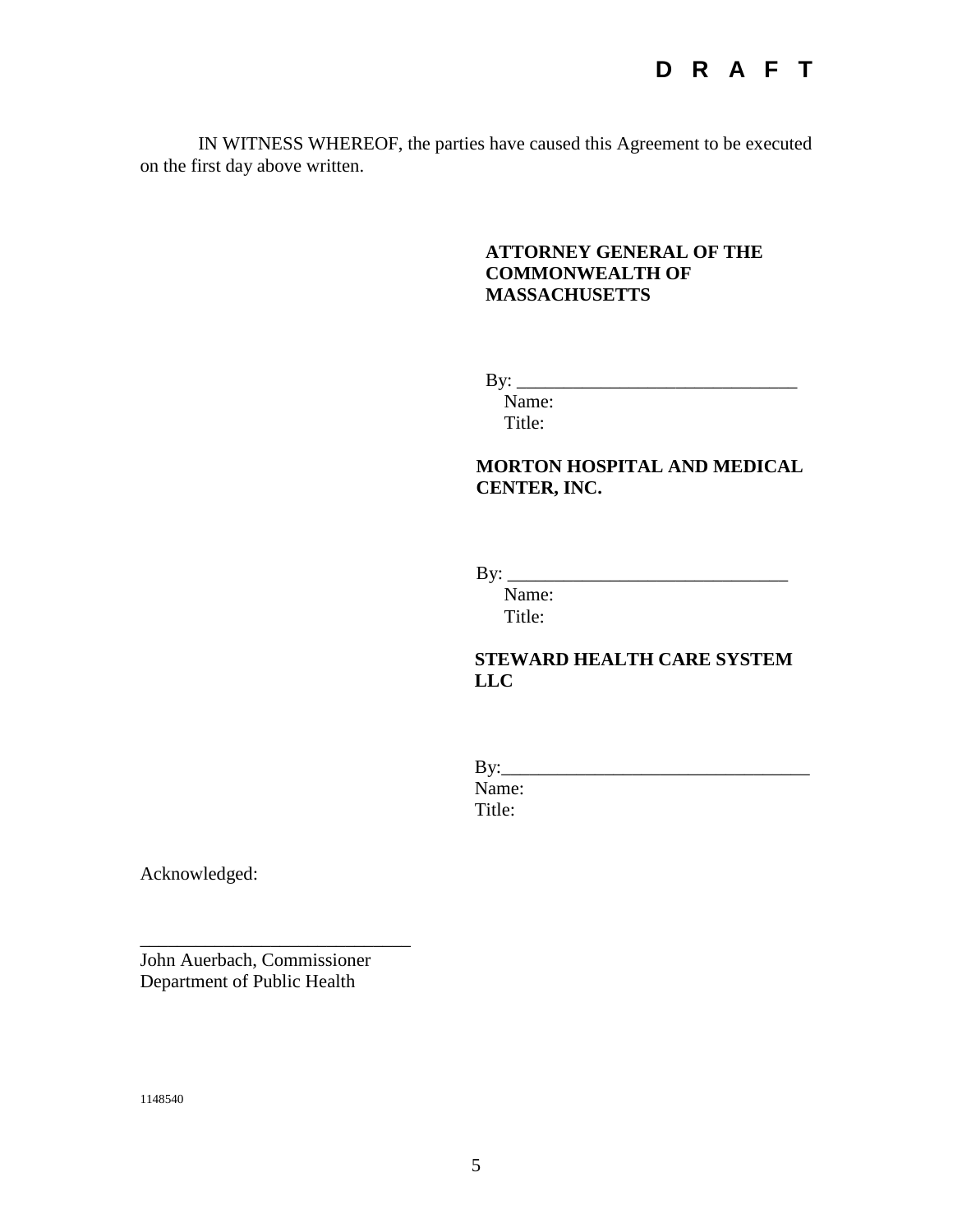**D R A F T**

IN WITNESS WHEREOF, the parties have caused this Agreement to be executed on the first day above written.

**ATTORNEY GENERAL OF THE COMMONWEALTH OF MASSACHUSETTS**

By: ______________________________
Name:
Title:

**MORTON HOSPITAL AND MEDICAL CENTER, INC.**

By: ______________________________
Name:
Title:

**STEWARD HEALTH CARE SYSTEM LLC**

By:________________________________
Name:
Title:

Acknowledged:

_____________________________
John Auerbach, Commissioner
Department of Public Health

1148540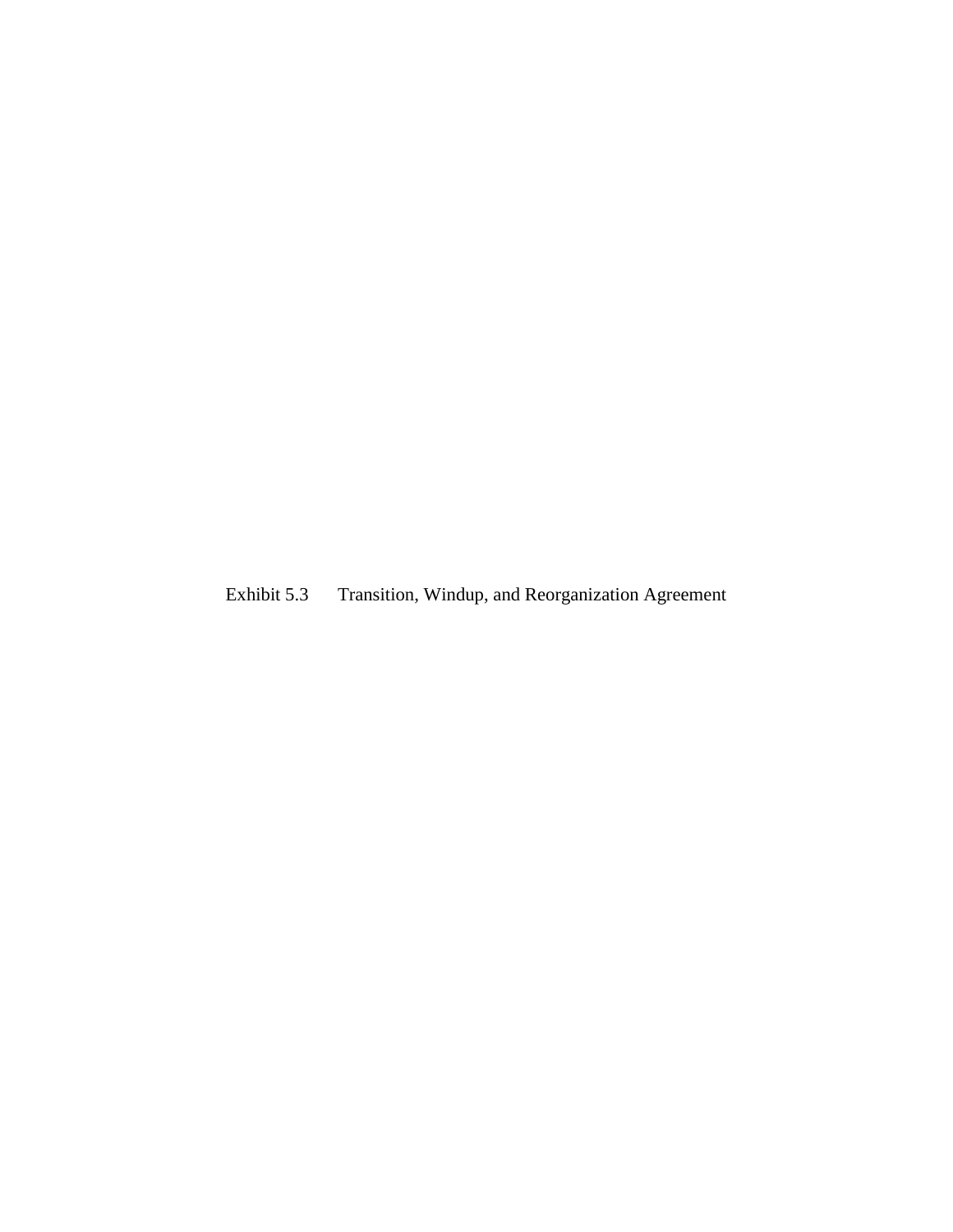Exhibit 5.3 Transition, Windup, and Reorganization Agreement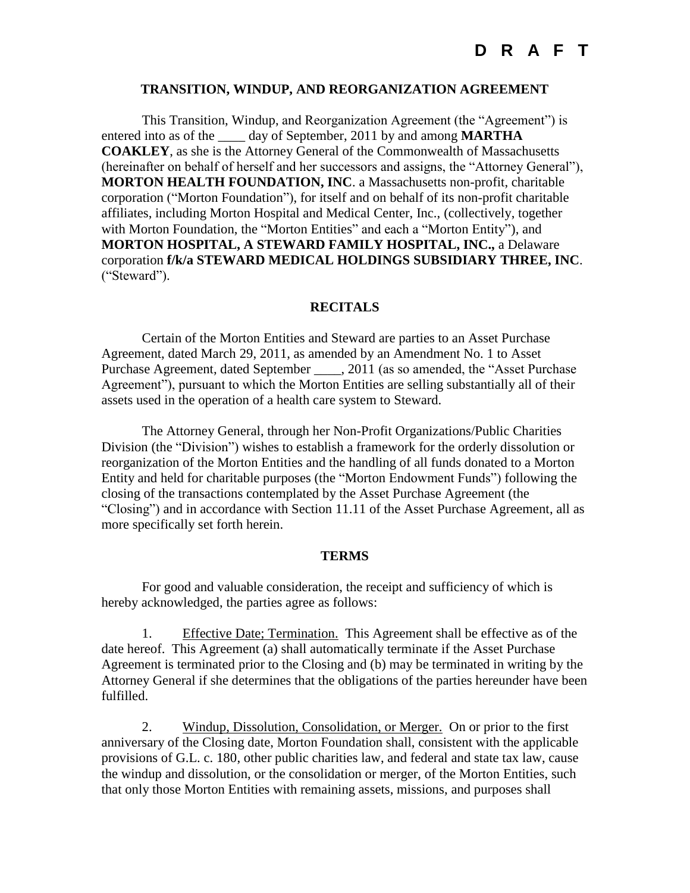**D R A F T**

**TRANSITION, WINDUP, AND REORGANIZATION AGREEMENT**

This Transition, Windup, and Reorganization Agreement (the "Agreement") is entered into as of the ____ day of September, 2011 by and among **MARTHA COAKLEY**, as she is the Attorney General of the Commonwealth of Massachusetts (hereinafter on behalf of herself and her successors and assigns, the "Attorney General"), **MORTON HEALTH FOUNDATION, INC**. a Massachusetts non-profit, charitable corporation ("Morton Foundation"), for itself and on behalf of its non-profit charitable affiliates, including Morton Hospital and Medical Center, Inc., (collectively, together with Morton Foundation, the "Morton Entities" and each a "Morton Entity"), and **MORTON HOSPITAL, A STEWARD FAMILY HOSPITAL, INC.,** a Delaware corporation **f/k/a STEWARD MEDICAL HOLDINGS SUBSIDIARY THREE, INC**. ("Steward").

**RECITALS**

Certain of the Morton Entities and Steward are parties to an Asset Purchase Agreement, dated March 29, 2011, as amended by an Amendment No. 1 to Asset Purchase Agreement, dated September ____, 2011 (as so amended, the "Asset Purchase Agreement"), pursuant to which the Morton Entities are selling substantially all of their assets used in the operation of a health care system to Steward.

The Attorney General, through her Non-Profit Organizations/Public Charities Division (the "Division") wishes to establish a framework for the orderly dissolution or reorganization of the Morton Entities and the handling of all funds donated to a Morton Entity and held for charitable purposes (the "Morton Endowment Funds") following the closing of the transactions contemplated by the Asset Purchase Agreement (the "Closing") and in accordance with Section 11.11 of the Asset Purchase Agreement, all as more specifically set forth herein.

**TERMS**

For good and valuable consideration, the receipt and sufficiency of which is hereby acknowledged, the parties agree as follows:

1. Effective Date; Termination. This Agreement shall be effective as of the date hereof. This Agreement (a) shall automatically terminate if the Asset Purchase Agreement is terminated prior to the Closing and (b) may be terminated in writing by the Attorney General if she determines that the obligations of the parties hereunder have been fulfilled.

2. Windup, Dissolution, Consolidation, or Merger. On or prior to the first anniversary of the Closing date, Morton Foundation shall, consistent with the applicable provisions of G.L. c. 180, other public charities law, and federal and state tax law, cause the windup and dissolution, or the consolidation or merger, of the Morton Entities, such that only those Morton Entities with remaining assets, missions, and purposes shall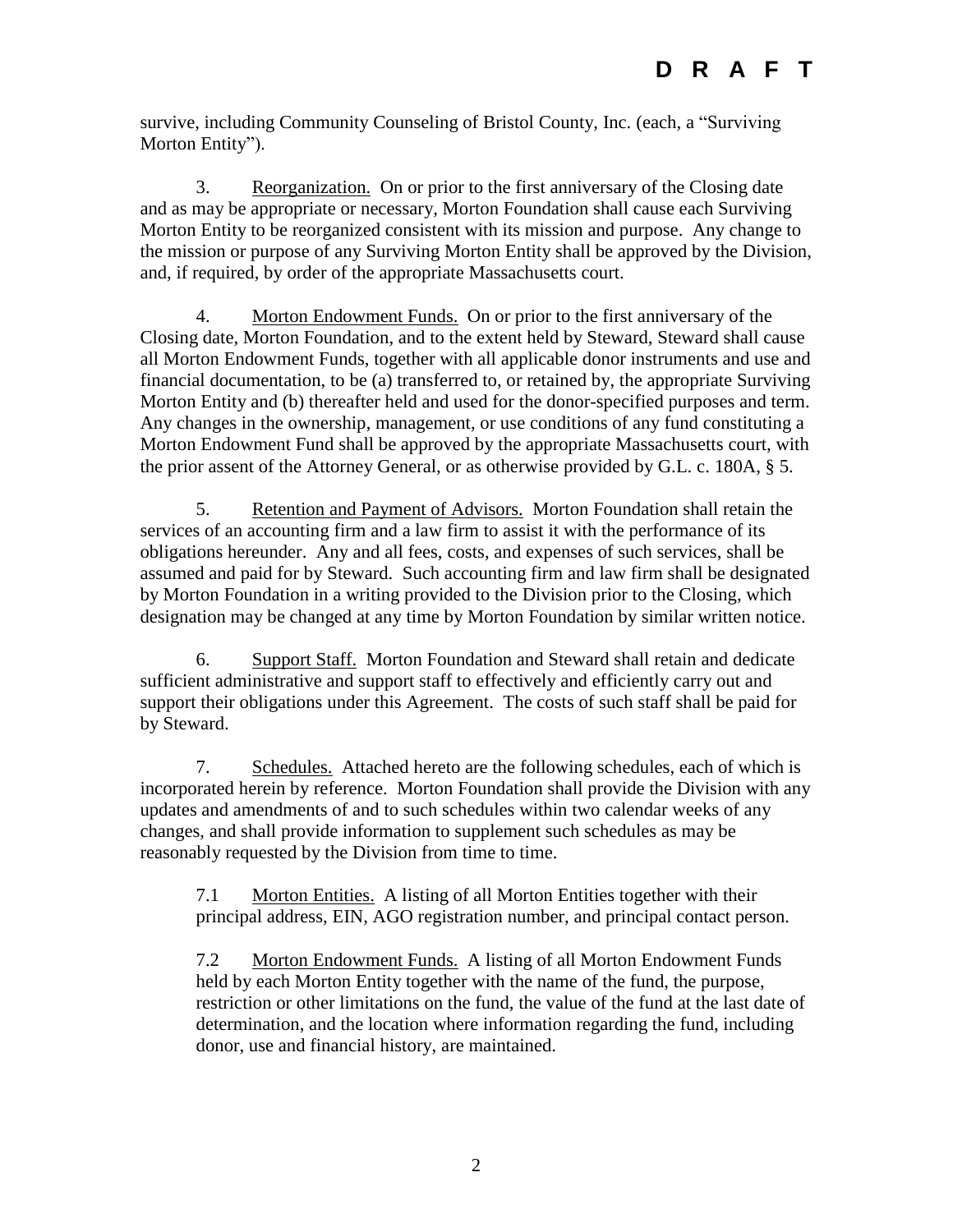**D R A F T**

survive, including Community Counseling of Bristol County, Inc. (each, a "Surviving Morton Entity").

3. Reorganization. On or prior to the first anniversary of the Closing date and as may be appropriate or necessary, Morton Foundation shall cause each Surviving Morton Entity to be reorganized consistent with its mission and purpose. Any change to the mission or purpose of any Surviving Morton Entity shall be approved by the Division, and, if required, by order of the appropriate Massachusetts court.

4. Morton Endowment Funds. On or prior to the first anniversary of the Closing date, Morton Foundation, and to the extent held by Steward, Steward shall cause all Morton Endowment Funds, together with all applicable donor instruments and use and financial documentation, to be (a) transferred to, or retained by, the appropriate Surviving Morton Entity and (b) thereafter held and used for the donor-specified purposes and term. Any changes in the ownership, management, or use conditions of any fund constituting a Morton Endowment Fund shall be approved by the appropriate Massachusetts court, with the prior assent of the Attorney General, or as otherwise provided by G.L. c. 180A, § 5.

5. Retention and Payment of Advisors. Morton Foundation shall retain the services of an accounting firm and a law firm to assist it with the performance of its obligations hereunder. Any and all fees, costs, and expenses of such services, shall be assumed and paid for by Steward. Such accounting firm and law firm shall be designated by Morton Foundation in a writing provided to the Division prior to the Closing, which designation may be changed at any time by Morton Foundation by similar written notice.

6. Support Staff. Morton Foundation and Steward shall retain and dedicate sufficient administrative and support staff to effectively and efficiently carry out and support their obligations under this Agreement. The costs of such staff shall be paid for by Steward.

7. Schedules. Attached hereto are the following schedules, each of which is incorporated herein by reference. Morton Foundation shall provide the Division with any updates and amendments of and to such schedules within two calendar weeks of any changes, and shall provide information to supplement such schedules as may be reasonably requested by the Division from time to time.

7.1 Morton Entities. A listing of all Morton Entities together with their principal address, EIN, AGO registration number, and principal contact person.

7.2 Morton Endowment Funds. A listing of all Morton Endowment Funds held by each Morton Entity together with the name of the fund, the purpose, restriction or other limitations on the fund, the value of the fund at the last date of determination, and the location where information regarding the fund, including donor, use and financial history, are maintained.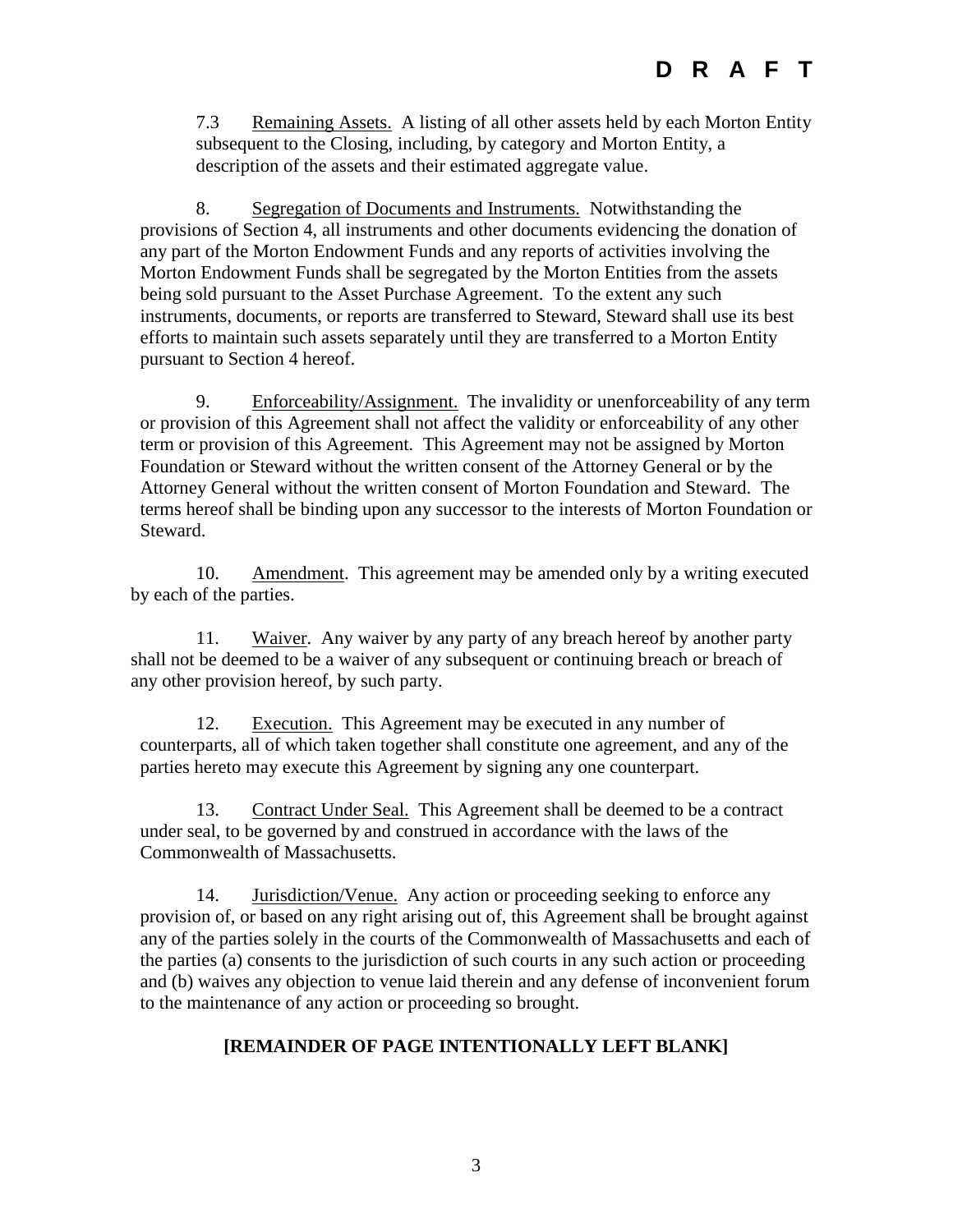**D R A F T**

7.3 Remaining Assets. A listing of all other assets held by each Morton Entity subsequent to the Closing, including, by category and Morton Entity, a description of the assets and their estimated aggregate value.

8. Segregation of Documents and Instruments. Notwithstanding the provisions of Section 4, all instruments and other documents evidencing the donation of any part of the Morton Endowment Funds and any reports of activities involving the Morton Endowment Funds shall be segregated by the Morton Entities from the assets being sold pursuant to the Asset Purchase Agreement. To the extent any such instruments, documents, or reports are transferred to Steward, Steward shall use its best efforts to maintain such assets separately until they are transferred to a Morton Entity pursuant to Section 4 hereof.

9. Enforceability/Assignment. The invalidity or unenforceability of any term or provision of this Agreement shall not affect the validity or enforceability of any other term or provision of this Agreement. This Agreement may not be assigned by Morton Foundation or Steward without the written consent of the Attorney General or by the Attorney General without the written consent of Morton Foundation and Steward. The terms hereof shall be binding upon any successor to the interests of Morton Foundation or Steward.

10. Amendment. This agreement may be amended only by a writing executed by each of the parties.

11. Waiver. Any waiver by any party of any breach hereof by another party shall not be deemed to be a waiver of any subsequent or continuing breach or breach of any other provision hereof, by such party.

12. Execution. This Agreement may be executed in any number of counterparts, all of which taken together shall constitute one agreement, and any of the parties hereto may execute this Agreement by signing any one counterpart.

13. Contract Under Seal. This Agreement shall be deemed to be a contract under seal, to be governed by and construed in accordance with the laws of the Commonwealth of Massachusetts.

14. Jurisdiction/Venue. Any action or proceeding seeking to enforce any provision of, or based on any right arising out of, this Agreement shall be brought against any of the parties solely in the courts of the Commonwealth of Massachusetts and each of the parties (a) consents to the jurisdiction of such courts in any such action or proceeding and (b) waives any objection to venue laid therein and any defense of inconvenient forum to the maintenance of any action or proceeding so brought.

**[REMAINDER OF PAGE INTENTIONALLY LEFT BLANK]**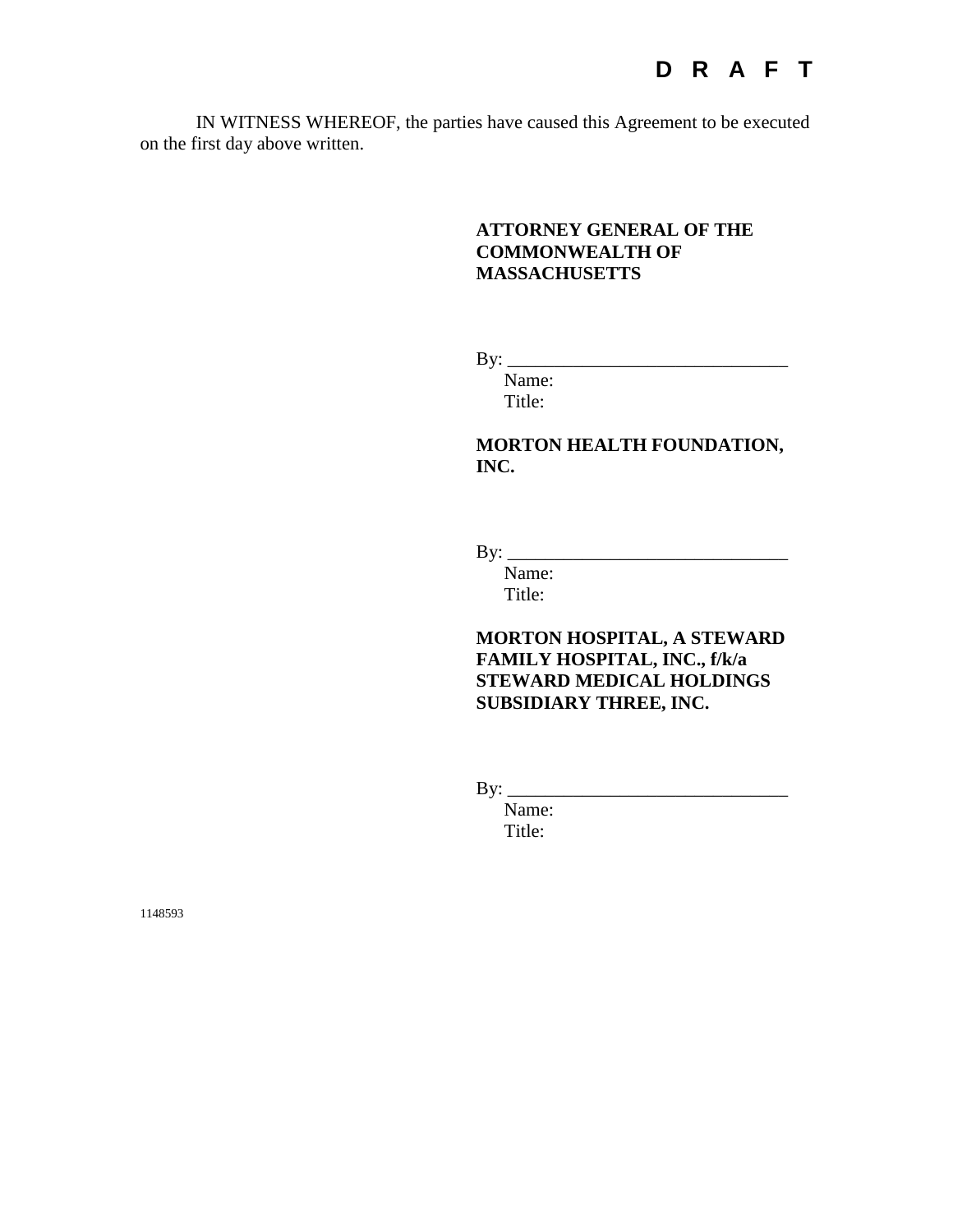**D R A F T**

IN WITNESS WHEREOF, the parties have caused this Agreement to be executed on the first day above written.

**ATTORNEY GENERAL OF THE COMMONWEALTH OF MASSACHUSETTS**

By: ______________________________
Name:
Title:

**MORTON HEALTH FOUNDATION, INC.**

By: ______________________________
Name:
Title:

**MORTON HOSPITAL, A STEWARD FAMILY HOSPITAL, INC., f/k/a STEWARD MEDICAL HOLDINGS SUBSIDIARY THREE, INC.**

By: ______________________________
Name:
Title:

1148593